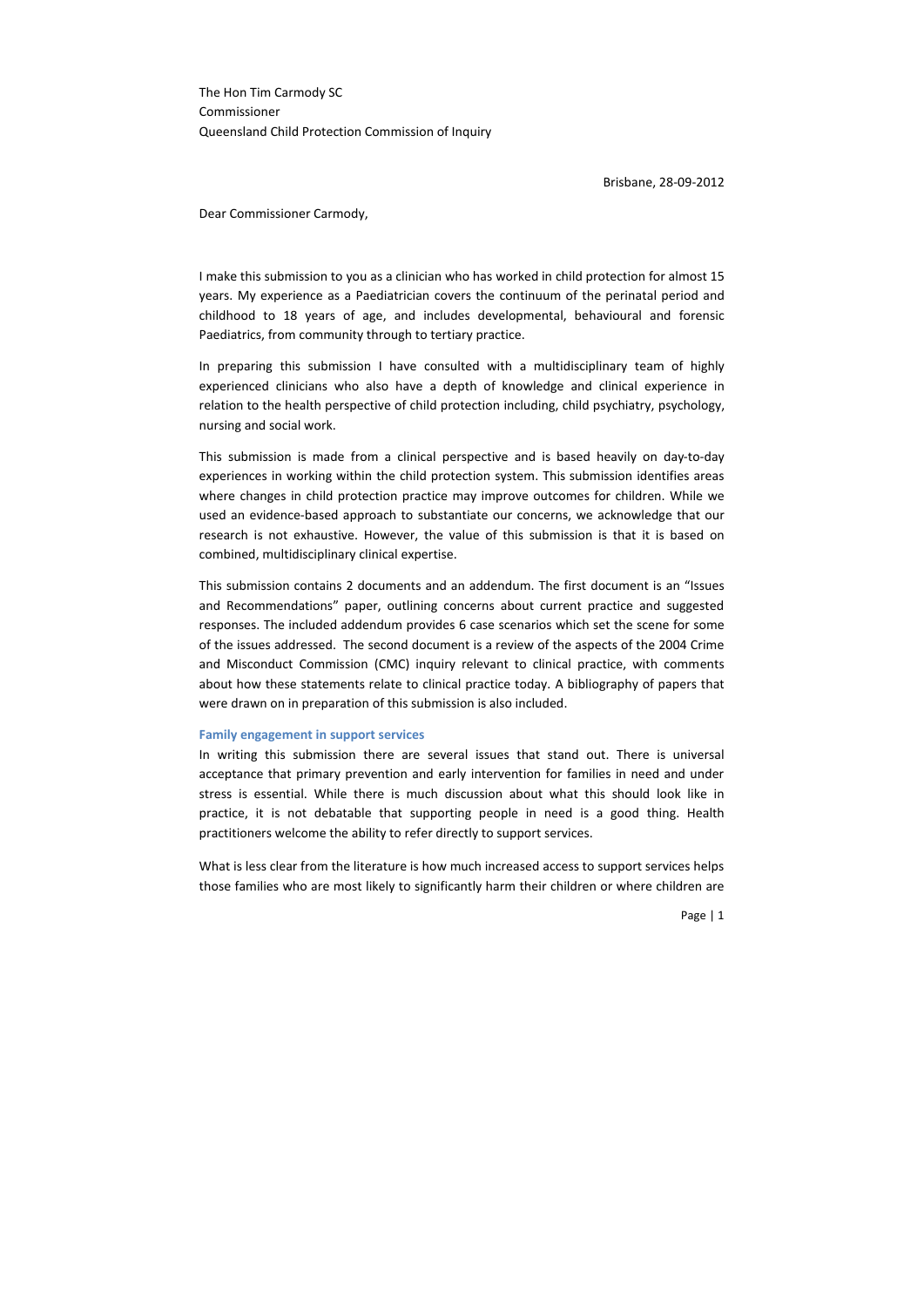The Hon Tim Carmody SC
Commissioner
Queensland Child Protection Commission of Inquiry

Brisbane, 28-09-2012

Dear Commissioner Carmody,

I make this submission to you as a clinician who has worked in child protection for almost 15 years. My experience as a Paediatrician covers the continuum of the perinatal period and childhood to 18 years of age, and includes developmental, behavioural and forensic Paediatrics, from community through to tertiary practice.

In preparing this submission I have consulted with a multidisciplinary team of highly experienced clinicians who also have a depth of knowledge and clinical experience in relation to the health perspective of child protection including, child psychiatry, psychology, nursing and social work.

This submission is made from a clinical perspective and is based heavily on day-to-day experiences in working within the child protection system. This submission identifies areas where changes in child protection practice may improve outcomes for children. While we used an evidence-based approach to substantiate our concerns, we acknowledge that our research is not exhaustive. However, the value of this submission is that it is based on combined, multidisciplinary clinical expertise.

This submission contains 2 documents and an addendum. The first document is an "Issues and Recommendations" paper, outlining concerns about current practice and suggested responses. The included addendum provides 6 case scenarios which set the scene for some of the issues addressed. The second document is a review of the aspects of the 2004 Crime and Misconduct Commission (CMC) inquiry relevant to clinical practice, with comments about how these statements relate to clinical practice today. A bibliography of papers that were drawn on in preparation of this submission is also included.

### Family engagement in support services

In writing this submission there are several issues that stand out. There is universal acceptance that primary prevention and early intervention for families in need and under stress is essential. While there is much discussion about what this should look like in practice, it is not debatable that supporting people in need is a good thing. Health practitioners welcome the ability to refer directly to support services.

What is less clear from the literature is how much increased access to support services helps those families who are most likely to significantly harm their children or where children are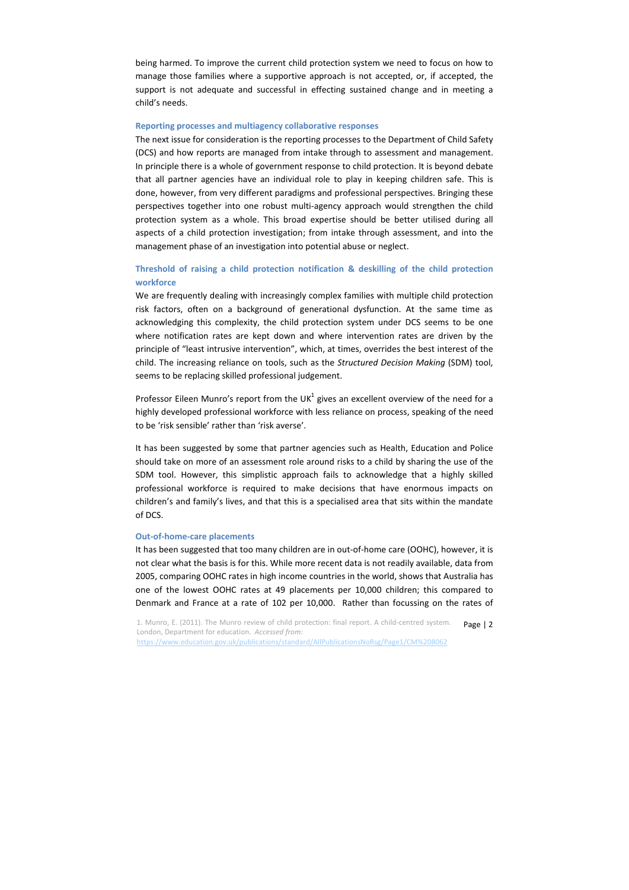being harmed. To improve the current child protection system we need to focus on how to manage those families where a supportive approach is not accepted, or, if accepted, the support is not adequate and successful in effecting sustained change and in meeting a child's needs.

### Reporting processes and multiagency collaborative responses

The next issue for consideration is the reporting processes to the Department of Child Safety (DCS) and how reports are managed from intake through to assessment and management. In principle there is a whole of government response to child protection. It is beyond debate that all partner agencies have an individual role to play in keeping children safe. This is done, however, from very different paradigms and professional perspectives. Bringing these perspectives together into one robust multi-agency approach would strengthen the child protection system as a whole. This broad expertise should be better utilised during all aspects of a child protection investigation; from intake through assessment, and into the management phase of an investigation into potential abuse or neglect.

### Threshold of raising a child protection notification & deskilling of the child protection workforce

We are frequently dealing with increasingly complex families with multiple child protection risk factors, often on a background of generational dysfunction. At the same time as acknowledging this complexity, the child protection system under DCS seems to be one where notification rates are kept down and where intervention rates are driven by the principle of "least intrusive intervention", which, at times, overrides the best interest of the child. The increasing reliance on tools, such as the *Structured Decision Making* (SDM) tool, seems to be replacing skilled professional judgement.

Professor Eileen Munro's report from the UK[1] gives an excellent overview of the need for a highly developed professional workforce with less reliance on process, speaking of the need to be 'risk sensible' rather than 'risk averse'.

It has been suggested by some that partner agencies such as Health, Education and Police should take on more of an assessment role around risks to a child by sharing the use of the SDM tool. However, this simplistic approach fails to acknowledge that a highly skilled professional workforce is required to make decisions that have enormous impacts on children's and family's lives, and that this is a specialised area that sits within the mandate of DCS.

### Out-of-home-care placements

It has been suggested that too many children are in out-of-home care (OOHC), however, it is not clear what the basis is for this. While more recent data is not readily available, data from 2005, comparing OOHC rates in high income countries in the world, shows that Australia has one of the lowest OOHC rates at 49 placements per 10,000 children; this compared to Denmark and France at a rate of 102 per 10,000. Rather than focussing on the rates of

1. Munro, E. (2011). The Munro review of child protection: final report. A child-centred system. London, Department for education. *Accessed from:* https://www.education.gov.uk/publications/standard/AllPublicationsNoRsg/Page1/CM%208062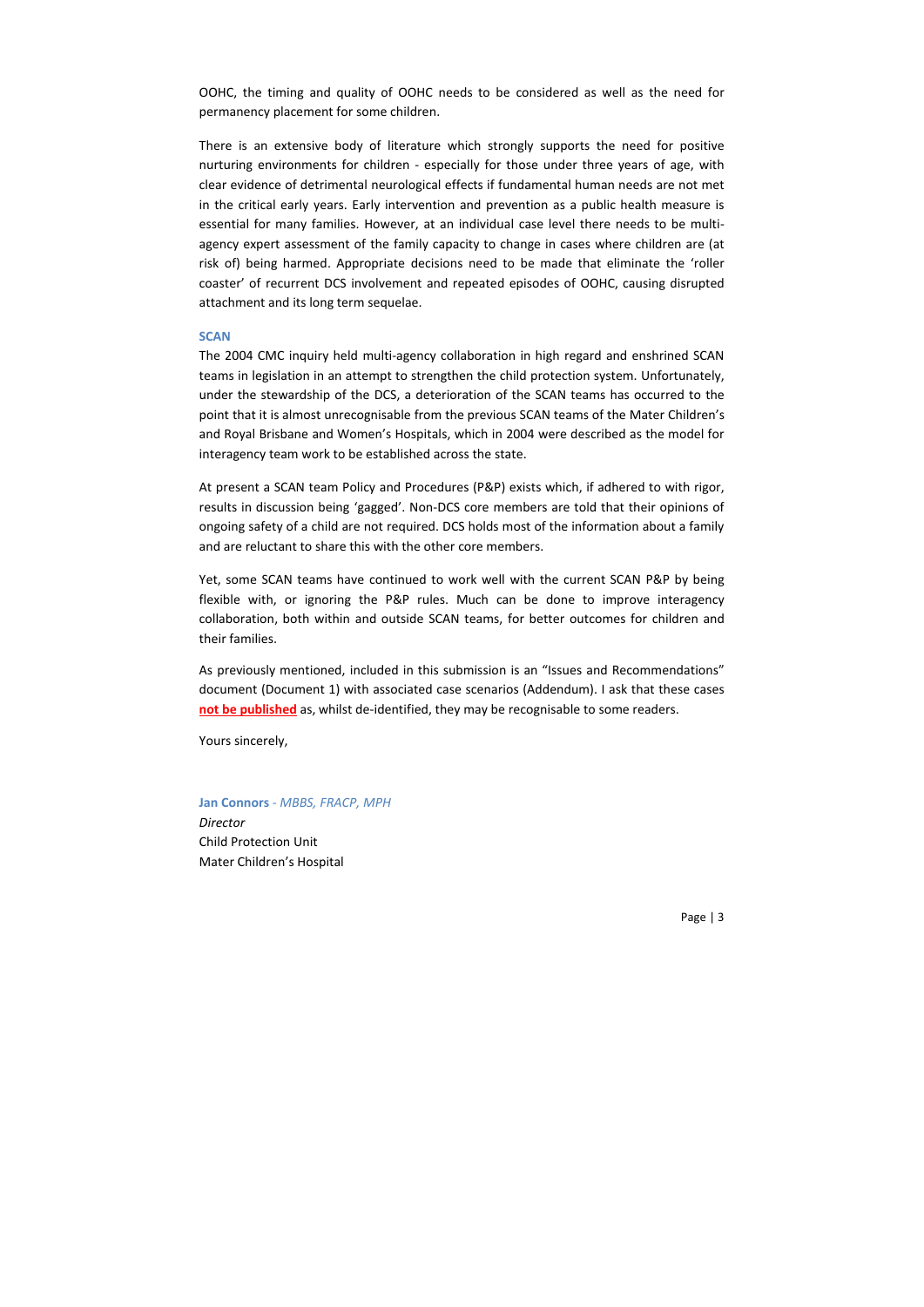OOHC, the timing and quality of OOHC needs to be considered as well as the need for permanency placement for some children.

There is an extensive body of literature which strongly supports the need for positive nurturing environments for children - especially for those under three years of age, with clear evidence of detrimental neurological effects if fundamental human needs are not met in the critical early years. Early intervention and prevention as a public health measure is essential for many families. However, at an individual case level there needs to be multi-agency expert assessment of the family capacity to change in cases where children are (at risk of) being harmed. Appropriate decisions need to be made that eliminate the 'roller coaster' of recurrent DCS involvement and repeated episodes of OOHC, causing disrupted attachment and its long term sequelae.

**SCAN**

The 2004 CMC inquiry held multi-agency collaboration in high regard and enshrined SCAN teams in legislation in an attempt to strengthen the child protection system. Unfortunately, under the stewardship of the DCS, a deterioration of the SCAN teams has occurred to the point that it is almost unrecognisable from the previous SCAN teams of the Mater Children's and Royal Brisbane and Women's Hospitals, which in 2004 were described as the model for interagency team work to be established across the state.

At present a SCAN team Policy and Procedures (P&P) exists which, if adhered to with rigor, results in discussion being 'gagged'. Non-DCS core members are told that their opinions of ongoing safety of a child are not required. DCS holds most of the information about a family and are reluctant to share this with the other core members.

Yet, some SCAN teams have continued to work well with the current SCAN P&P by being flexible with, or ignoring the P&P rules. Much can be done to improve interagency collaboration, both within and outside SCAN teams, for better outcomes for children and their families.

As previously mentioned, included in this submission is an "Issues and Recommendations" document (Document 1) with associated case scenarios (Addendum). I ask that these cases **not be published** as, whilst de-identified, they may be recognisable to some readers.

Yours sincerely,

**Jan Connors** - *MBBS, FRACP, MPH*
*Director*
Child Protection Unit
Mater Children's Hospital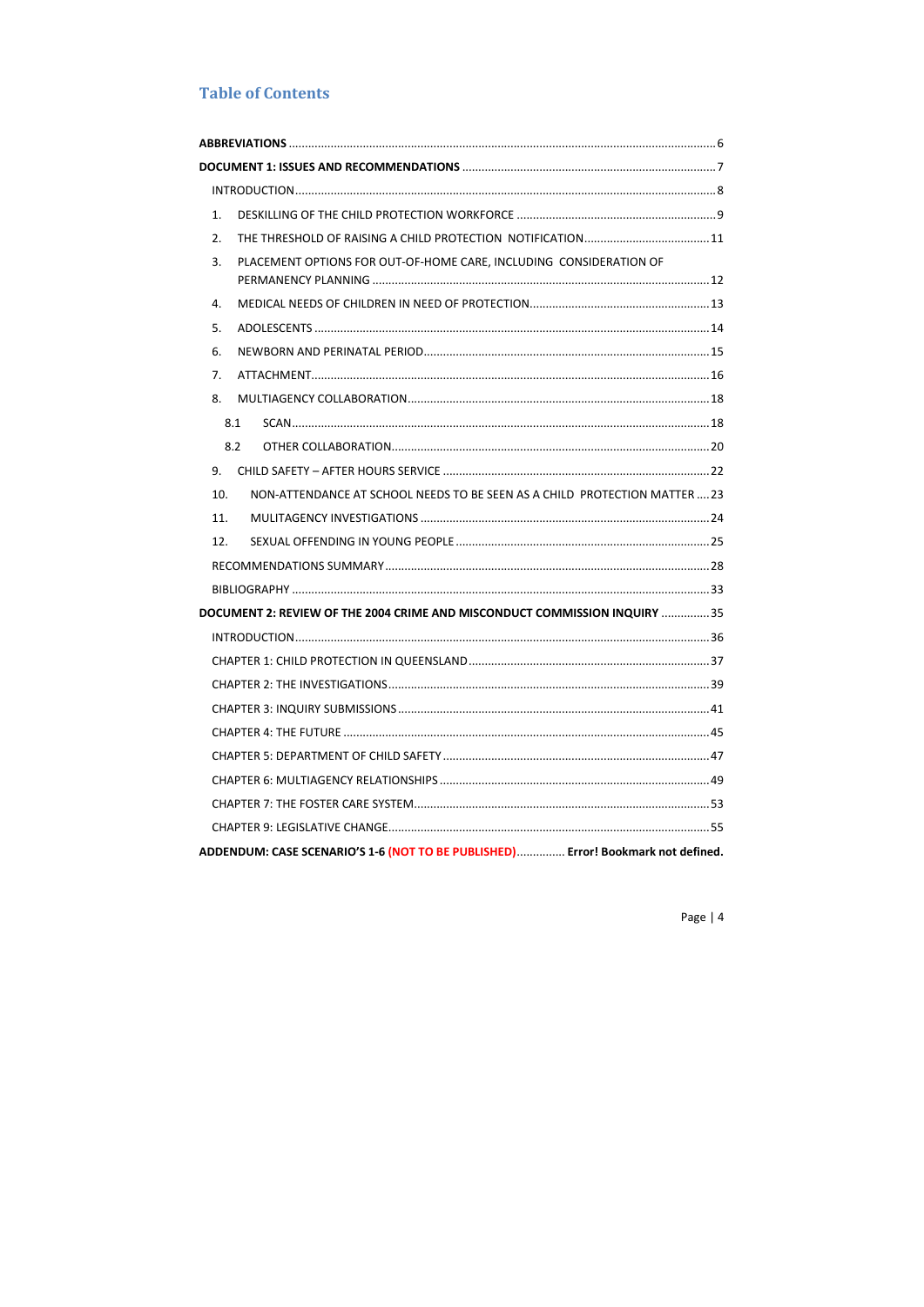## Table of Contents

**ABBREVIATIONS** ........ 6

**DOCUMENT 1: ISSUES AND RECOMMENDATIONS** ........ 7

- INTRODUCTION ........ 8
- 1. DESKILLING OF THE CHILD PROTECTION WORKFORCE ........ 9
- 2. THE THRESHOLD OF RAISING A CHILD PROTECTION NOTIFICATION ........ 11
- 3. PLACEMENT OPTIONS FOR OUT-OF-HOME CARE, INCLUDING CONSIDERATION OF PERMANENCY PLANNING ........ 12
- 4. MEDICAL NEEDS OF CHILDREN IN NEED OF PROTECTION ........ 13
- 5. ADOLESCENTS ........ 14
- 6. NEWBORN AND PERINATAL PERIOD ........ 15
- 7. ATTACHMENT ........ 16
- 8. MULTIAGENCY COLLABORATION ........ 18
  - 8.1 SCAN ........ 18
  - 8.2 OTHER COLLABORATION ........ 20
- 9. CHILD SAFETY – AFTER HOURS SERVICE ........ 22
- 10. NON-ATTENDANCE AT SCHOOL NEEDS TO BE SEEN AS A CHILD PROTECTION MATTER ........ 23
- 11. MULITAGENCY INVESTIGATIONS ........ 24
- 12. SEXUAL OFFENDING IN YOUNG PEOPLE ........ 25
- RECOMMENDATIONS SUMMARY ........ 28
- BIBLIOGRAPHY ........ 33

**DOCUMENT 2: REVIEW OF THE 2004 CRIME AND MISCONDUCT COMMISSION INQUIRY** ........ 35

- INTRODUCTION ........ 36
- CHAPTER 1: CHILD PROTECTION IN QUEENSLAND ........ 37
- CHAPTER 2: THE INVESTIGATIONS ........ 39
- CHAPTER 3: INQUIRY SUBMISSIONS ........ 41
- CHAPTER 4: THE FUTURE ........ 45
- CHAPTER 5: DEPARTMENT OF CHILD SAFETY ........ 47
- CHAPTER 6: MULTIAGENCY RELATIONSHIPS ........ 49
- CHAPTER 7: THE FOSTER CARE SYSTEM ........ 53
- CHAPTER 9: LEGISLATIVE CHANGE ........ 55

**ADDENDUM: CASE SCENARIO'S 1-6 (NOT TO BE PUBLISHED)** ........ **Error! Bookmark not defined.**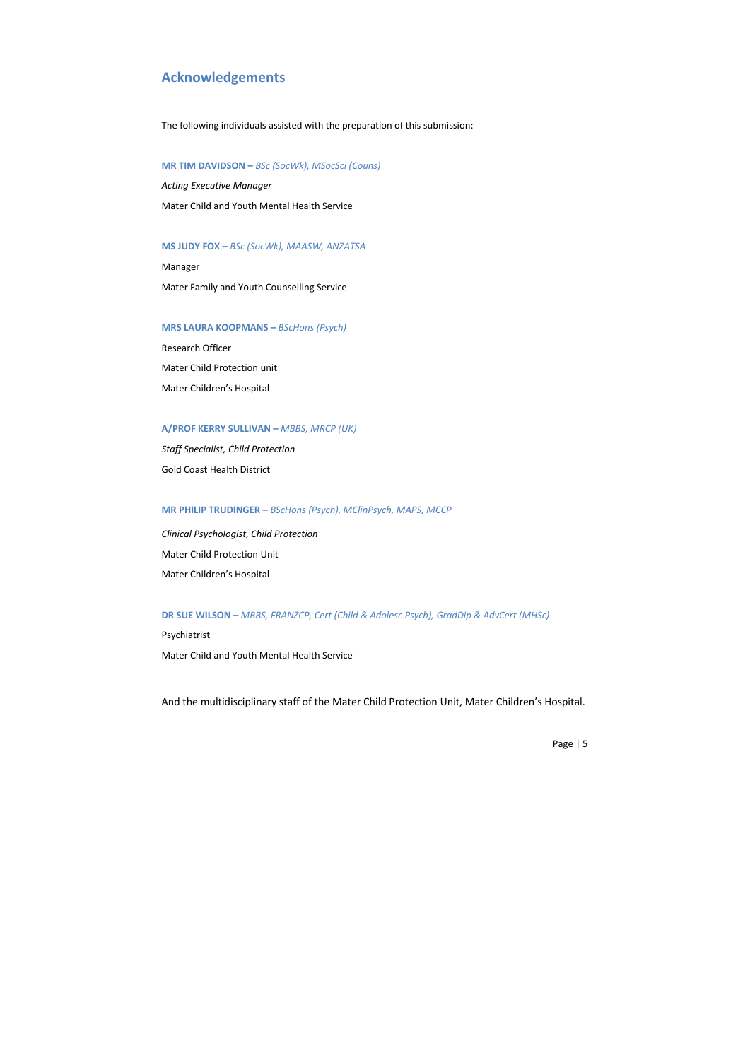## Acknowledgements

The following individuals assisted with the preparation of this submission:

**MR TIM DAVIDSON –** *BSc (SocWk), MSocSci (Couns)*

*Acting Executive Manager*

Mater Child and Youth Mental Health Service

**MS JUDY FOX –** *BSc (SocWk), MAASW, ANZATSA*

Manager

Mater Family and Youth Counselling Service

**MRS LAURA KOOPMANS –** *BScHons (Psych)*

Research Officer

Mater Child Protection unit

Mater Children's Hospital

**A/PROF KERRY SULLIVAN –** *MBBS, MRCP (UK)*

*Staff Specialist, Child Protection*

Gold Coast Health District

**MR PHILIP TRUDINGER –** *BScHons (Psych), MClinPsych, MAPS, MCCP*

*Clinical Psychologist, Child Protection*

Mater Child Protection Unit

Mater Children's Hospital

**DR SUE WILSON –** *MBBS, FRANZCP, Cert (Child & Adolesc Psych), GradDip & AdvCert (MHSc)*

Psychiatrist

Mater Child and Youth Mental Health Service

And the multidisciplinary staff of the Mater Child Protection Unit, Mater Children's Hospital.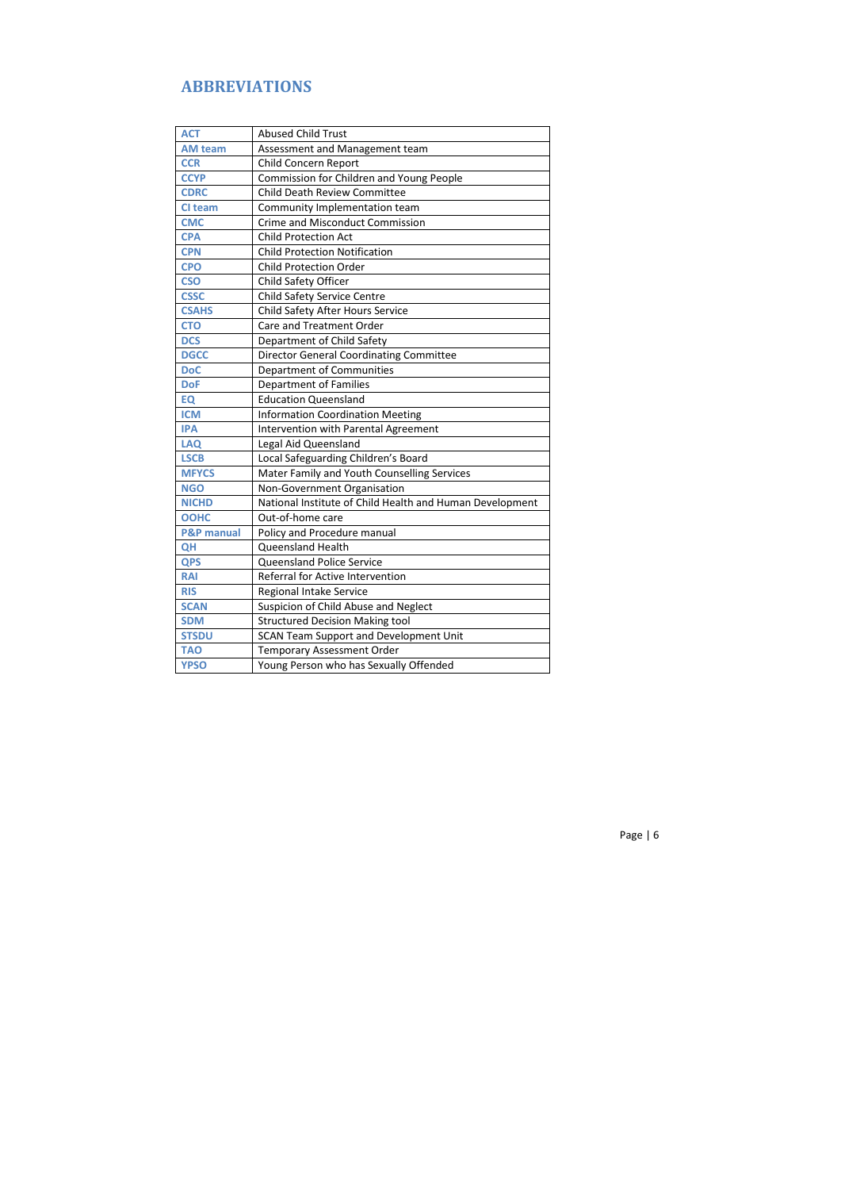# ABBREVIATIONS

| | |
|---|---|
| **ACT** | Abused Child Trust |
| **AM team** | Assessment and Management team |
| **CCR** | Child Concern Report |
| **CCYP** | Commission for Children and Young People |
| **CDRC** | Child Death Review Committee |
| **CI team** | Community Implementation team |
| **CMC** | Crime and Misconduct Commission |
| **CPA** | Child Protection Act |
| **CPN** | Child Protection Notification |
| **CPO** | Child Protection Order |
| **CSO** | Child Safety Officer |
| **CSSC** | Child Safety Service Centre |
| **CSAHS** | Child Safety After Hours Service |
| **CTO** | Care and Treatment Order |
| **DCS** | Department of Child Safety |
| **DGCC** | Director General Coordinating Committee |
| **DoC** | Department of Communities |
| **DoF** | Department of Families |
| **EQ** | Education Queensland |
| **ICM** | Information Coordination Meeting |
| **IPA** | Intervention with Parental Agreement |
| **LAQ** | Legal Aid Queensland |
| **LSCB** | Local Safeguarding Children's Board |
| **MFYCS** | Mater Family and Youth Counselling Services |
| **NGO** | Non-Government Organisation |
| **NICHD** | National Institute of Child Health and Human Development |
| **OOHC** | Out-of-home care |
| **P&P manual** | Policy and Procedure manual |
| **QH** | Queensland Health |
| **QPS** | Queensland Police Service |
| **RAI** | Referral for Active Intervention |
| **RIS** | Regional Intake Service |
| **SCAN** | Suspicion of Child Abuse and Neglect |
| **SDM** | Structured Decision Making tool |
| **STSDU** | SCAN Team Support and Development Unit |
| **TAO** | Temporary Assessment Order |
| **YPSO** | Young Person who has Sexually Offended |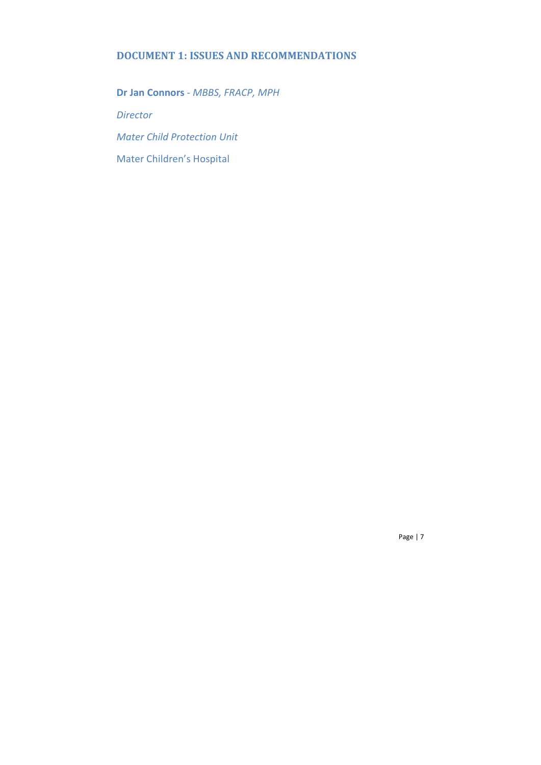## DOCUMENT 1: ISSUES AND RECOMMENDATIONS

**Dr Jan Connors** - *MBBS, FRACP, MPH*

*Director*

*Mater Child Protection Unit*

Mater Children's Hospital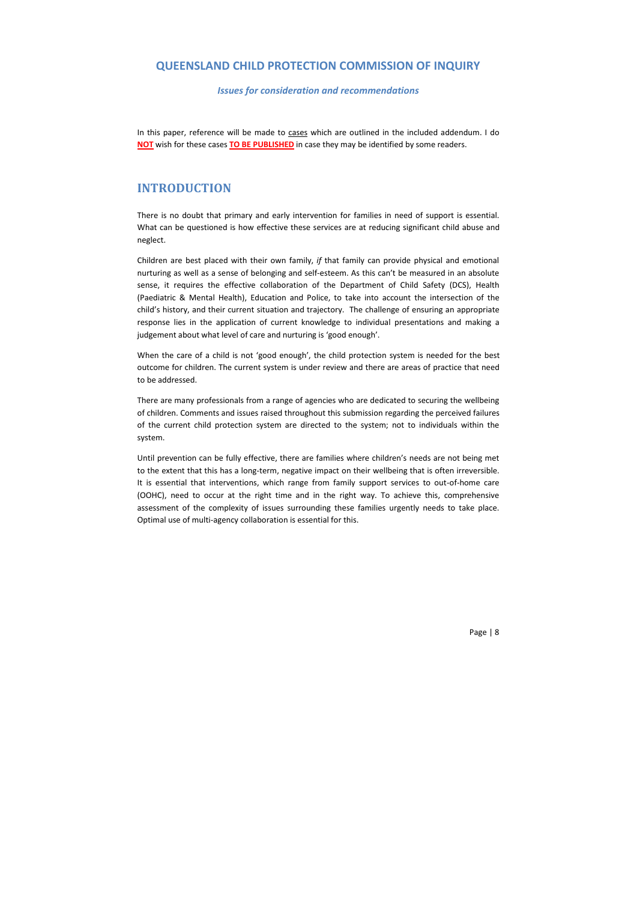## QUEENSLAND CHILD PROTECTION COMMISSION OF INQUIRY

*Issues for consideration and recommendations*

In this paper, reference will be made to cases which are outlined in the included addendum. I do **NOT** wish for these cases **TO BE PUBLISHED** in case they may be identified by some readers.

# INTRODUCTION

There is no doubt that primary and early intervention for families in need of support is essential. What can be questioned is how effective these services are at reducing significant child abuse and neglect.

Children are best placed with their own family, *if* that family can provide physical and emotional nurturing as well as a sense of belonging and self-esteem. As this can't be measured in an absolute sense, it requires the effective collaboration of the Department of Child Safety (DCS), Health (Paediatric & Mental Health), Education and Police, to take into account the intersection of the child's history, and their current situation and trajectory. The challenge of ensuring an appropriate response lies in the application of current knowledge to individual presentations and making a judgement about what level of care and nurturing is 'good enough'.

When the care of a child is not 'good enough', the child protection system is needed for the best outcome for children. The current system is under review and there are areas of practice that need to be addressed.

There are many professionals from a range of agencies who are dedicated to securing the wellbeing of children. Comments and issues raised throughout this submission regarding the perceived failures of the current child protection system are directed to the system; not to individuals within the system.

Until prevention can be fully effective, there are families where children's needs are not being met to the extent that this has a long-term, negative impact on their wellbeing that is often irreversible. It is essential that interventions, which range from family support services to out-of-home care (OOHC), need to occur at the right time and in the right way. To achieve this, comprehensive assessment of the complexity of issues surrounding these families urgently needs to take place. Optimal use of multi-agency collaboration is essential for this.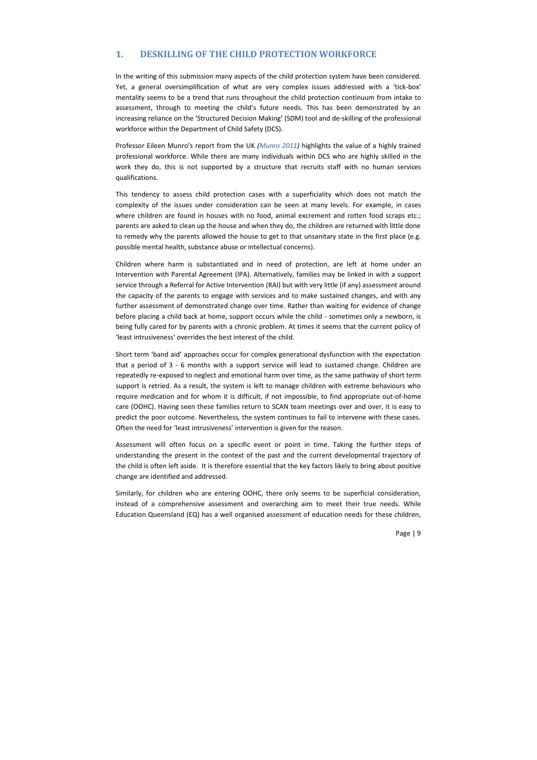## 1. DESKILLING OF THE CHILD PROTECTION WORKFORCE

In the writing of this submission many aspects of the child protection system have been considered. Yet, a general oversimplification of what are very complex issues addressed with a 'tick-box' mentality seems to be a trend that runs throughout the child protection continuum from intake to assessment, through to meeting the child's future needs. This has been demonstrated by an increasing reliance on the 'Structured Decision Making' (SDM) tool and de-skilling of the professional workforce within the Department of Child Safety (DCS).

Professor Eileen Munro's report from the UK *(Munro 2011)* highlights the value of a highly trained professional workforce. While there are many individuals within DCS who are highly skilled in the work they do, this is not supported by a structure that recruits staff with no human services qualifications.

This tendency to assess child protection cases with a superficiality which does not match the complexity of the issues under consideration can be seen at many levels. For example, in cases where children are found in houses with no food, animal excrement and rotten food scraps etc.; parents are asked to clean up the house and when they do, the children are returned with little done to remedy why the parents allowed the house to get to that unsanitary state in the first place (e.g. possible mental health, substance abuse or intellectual concerns).

Children where harm is substantiated and in need of protection, are left at home under an Intervention with Parental Agreement (IPA). Alternatively, families may be linked in with a support service through a Referral for Active Intervention (RAI) but with very little (if any) assessment around the capacity of the parents to engage with services and to make sustained changes, and with any further assessment of demonstrated change over time. Rather than waiting for evidence of change before placing a child back at home, support occurs while the child - sometimes only a newborn, is being fully cared for by parents with a chronic problem. At times it seems that the current policy of 'least intrusiveness' overrides the best interest of the child.

Short term 'band aid' approaches occur for complex generational dysfunction with the expectation that a period of 3 - 6 months with a support service will lead to sustained change. Children are repeatedly re-exposed to neglect and emotional harm over time, as the same pathway of short term support is retried. As a result, the system is left to manage children with extreme behaviours who require medication and for whom it is difficult, if not impossible, to find appropriate out-of-home care (OOHC). Having seen these families return to SCAN team meetings over and over, it is easy to predict the poor outcome. Nevertheless, the system continues to fail to intervene with these cases. Often the need for 'least intrusiveness' intervention is given for the reason.

Assessment will often focus on a specific event or point in time. Taking the further steps of understanding the present in the context of the past and the current developmental trajectory of the child is often left aside. It is therefore essential that the key factors likely to bring about positive change are identified and addressed.

Similarly, for children who are entering OOHC, there only seems to be superficial consideration, instead of a comprehensive assessment and overarching aim to meet their true needs. While Education Queensland (EQ) has a well organised assessment of education needs for these children,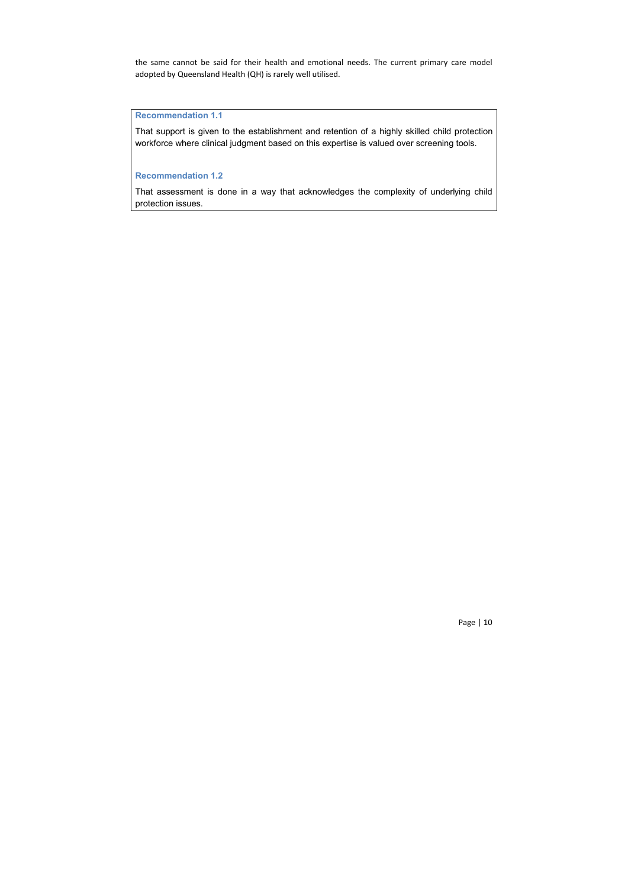the same cannot be said for their health and emotional needs. The current primary care model adopted by Queensland Health (QH) is rarely well utilised.

**Recommendation 1.1**

That support is given to the establishment and retention of a highly skilled child protection workforce where clinical judgment based on this expertise is valued over screening tools.

**Recommendation 1.2**

That assessment is done in a way that acknowledges the complexity of underlying child protection issues.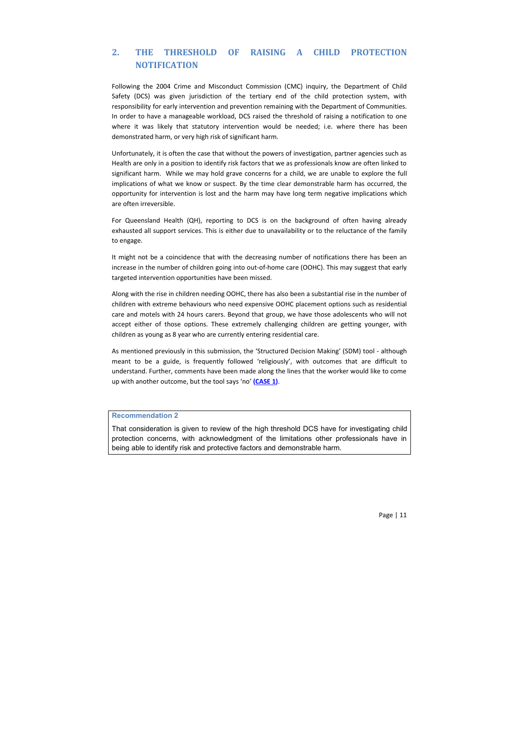## 2. THE THRESHOLD OF RAISING A CHILD PROTECTION NOTIFICATION

Following the 2004 Crime and Misconduct Commission (CMC) inquiry, the Department of Child Safety (DCS) was given jurisdiction of the tertiary end of the child protection system, with responsibility for early intervention and prevention remaining with the Department of Communities. In order to have a manageable workload, DCS raised the threshold of raising a notification to one where it was likely that statutory intervention would be needed; i.e. where there has been demonstrated harm, or very high risk of significant harm.

Unfortunately, it is often the case that without the powers of investigation, partner agencies such as Health are only in a position to identify risk factors that we as professionals know are often linked to significant harm. While we may hold grave concerns for a child, we are unable to explore the full implications of what we know or suspect. By the time clear demonstrable harm has occurred, the opportunity for intervention is lost and the harm may have long term negative implications which are often irreversible.

For Queensland Health (QH), reporting to DCS is on the background of often having already exhausted all support services. This is either due to unavailability or to the reluctance of the family to engage.

It might not be a coincidence that with the decreasing number of notifications there has been an increase in the number of children going into out-of-home care (OOHC). This may suggest that early targeted intervention opportunities have been missed.

Along with the rise in children needing OOHC, there has also been a substantial rise in the number of children with extreme behaviours who need expensive OOHC placement options such as residential care and motels with 24 hours carers. Beyond that group, we have those adolescents who will not accept either of those options. These extremely challenging children are getting younger, with children as young as 8 year who are currently entering residential care.

As mentioned previously in this submission, the 'Structured Decision Making' (SDM) tool - although meant to be a guide, is frequently followed 'religiously', with outcomes that are difficult to understand. Further, comments have been made along the lines that the worker would like to come up with another outcome, but the tool says 'no' **(CASE 1)**.

> **Recommendation 2**
>
> That consideration is given to review of the high threshold DCS have for investigating child protection concerns, with acknowledgment of the limitations other professionals have in being able to identify risk and protective factors and demonstrable harm.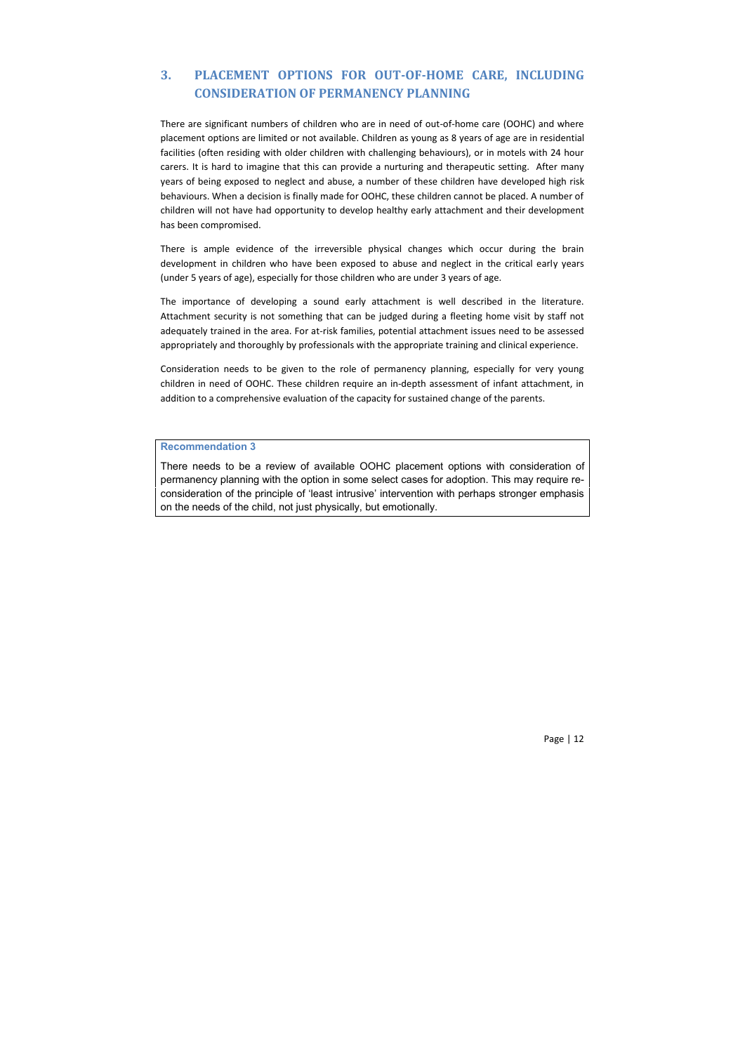## 3. PLACEMENT OPTIONS FOR OUT-OF-HOME CARE, INCLUDING CONSIDERATION OF PERMANENCY PLANNING

There are significant numbers of children who are in need of out-of-home care (OOHC) and where placement options are limited or not available. Children as young as 8 years of age are in residential facilities (often residing with older children with challenging behaviours), or in motels with 24 hour carers. It is hard to imagine that this can provide a nurturing and therapeutic setting. After many years of being exposed to neglect and abuse, a number of these children have developed high risk behaviours. When a decision is finally made for OOHC, these children cannot be placed. A number of children will not have had opportunity to develop healthy early attachment and their development has been compromised.

There is ample evidence of the irreversible physical changes which occur during the brain development in children who have been exposed to abuse and neglect in the critical early years (under 5 years of age), especially for those children who are under 3 years of age.

The importance of developing a sound early attachment is well described in the literature. Attachment security is not something that can be judged during a fleeting home visit by staff not adequately trained in the area. For at-risk families, potential attachment issues need to be assessed appropriately and thoroughly by professionals with the appropriate training and clinical experience.

Consideration needs to be given to the role of permanency planning, especially for very young children in need of OOHC. These children require an in-depth assessment of infant attachment, in addition to a comprehensive evaluation of the capacity for sustained change of the parents.

**Recommendation 3**

There needs to be a review of available OOHC placement options with consideration of permanency planning with the option in some select cases for adoption. This may require re-consideration of the principle of 'least intrusive' intervention with perhaps stronger emphasis on the needs of the child, not just physically, but emotionally.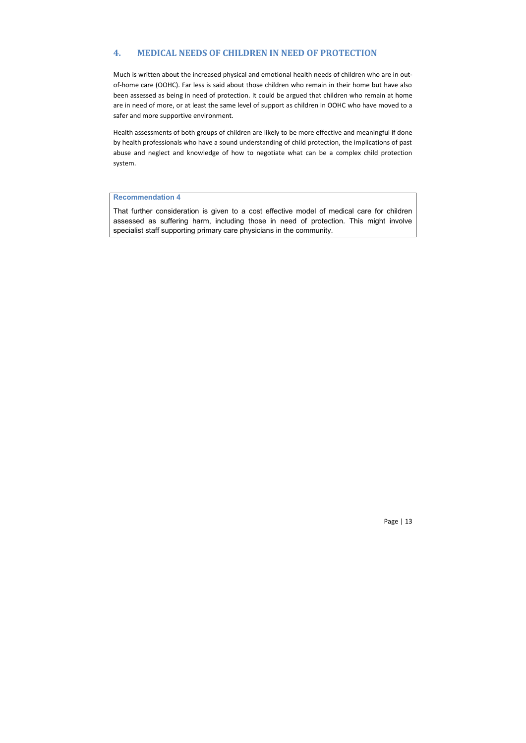## 4. MEDICAL NEEDS OF CHILDREN IN NEED OF PROTECTION

Much is written about the increased physical and emotional health needs of children who are in out-of-home care (OOHC). Far less is said about those children who remain in their home but have also been assessed as being in need of protection. It could be argued that children who remain at home are in need of more, or at least the same level of support as children in OOHC who have moved to a safer and more supportive environment.

Health assessments of both groups of children are likely to be more effective and meaningful if done by health professionals who have a sound understanding of child protection, the implications of past abuse and neglect and knowledge of how to negotiate what can be a complex child protection system.

> **Recommendation 4**
>
> That further consideration is given to a cost effective model of medical care for children assessed as suffering harm, including those in need of protection. This might involve specialist staff supporting primary care physicians in the community.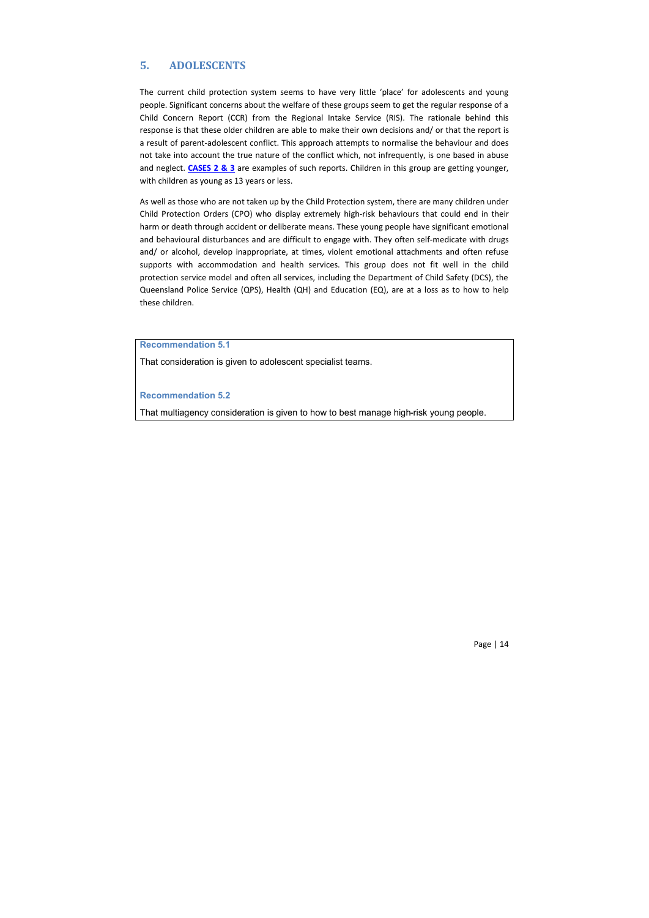## 5. ADOLESCENTS

The current child protection system seems to have very little 'place' for adolescents and young people. Significant concerns about the welfare of these groups seem to get the regular response of a Child Concern Report (CCR) from the Regional Intake Service (RIS). The rationale behind this response is that these older children are able to make their own decisions and/ or that the report is a result of parent-adolescent conflict. This approach attempts to normalise the behaviour and does not take into account the true nature of the conflict which, not infrequently, is one based in abuse and neglect. **CASES 2 & 3** are examples of such reports. Children in this group are getting younger, with children as young as 13 years or less.

As well as those who are not taken up by the Child Protection system, there are many children under Child Protection Orders (CPO) who display extremely high-risk behaviours that could end in their harm or death through accident or deliberate means. These young people have significant emotional and behavioural disturbances and are difficult to engage with. They often self-medicate with drugs and/ or alcohol, develop inappropriate, at times, violent emotional attachments and often refuse supports with accommodation and health services. This group does not fit well in the child protection service model and often all services, including the Department of Child Safety (DCS), the Queensland Police Service (QPS), Health (QH) and Education (EQ), are at a loss as to how to help these children.

**Recommendation 5.1**

That consideration is given to adolescent specialist teams.

**Recommendation 5.2**

That multiagency consideration is given to how to best manage high-risk young people.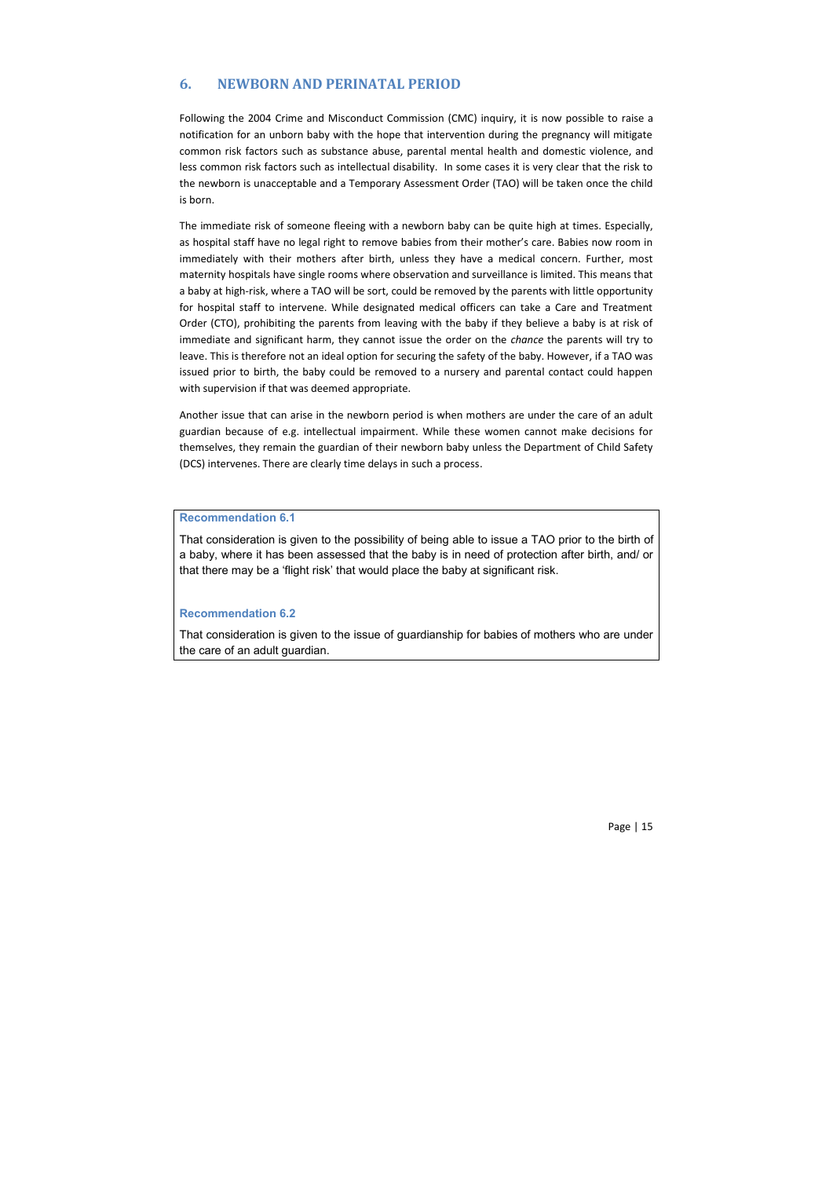## 6. NEWBORN AND PERINATAL PERIOD

Following the 2004 Crime and Misconduct Commission (CMC) inquiry, it is now possible to raise a notification for an unborn baby with the hope that intervention during the pregnancy will mitigate common risk factors such as substance abuse, parental mental health and domestic violence, and less common risk factors such as intellectual disability. In some cases it is very clear that the risk to the newborn is unacceptable and a Temporary Assessment Order (TAO) will be taken once the child is born.

The immediate risk of someone fleeing with a newborn baby can be quite high at times. Especially, as hospital staff have no legal right to remove babies from their mother's care. Babies now room in immediately with their mothers after birth, unless they have a medical concern. Further, most maternity hospitals have single rooms where observation and surveillance is limited. This means that a baby at high-risk, where a TAO will be sort, could be removed by the parents with little opportunity for hospital staff to intervene. While designated medical officers can take a Care and Treatment Order (CTO), prohibiting the parents from leaving with the baby if they believe a baby is at risk of immediate and significant harm, they cannot issue the order on the *chance* the parents will try to leave. This is therefore not an ideal option for securing the safety of the baby. However, if a TAO was issued prior to birth, the baby could be removed to a nursery and parental contact could happen with supervision if that was deemed appropriate.

Another issue that can arise in the newborn period is when mothers are under the care of an adult guardian because of e.g. intellectual impairment. While these women cannot make decisions for themselves, they remain the guardian of their newborn baby unless the Department of Child Safety (DCS) intervenes. There are clearly time delays in such a process.

**Recommendation 6.1**

That consideration is given to the possibility of being able to issue a TAO prior to the birth of a baby, where it has been assessed that the baby is in need of protection after birth, and/ or that there may be a 'flight risk' that would place the baby at significant risk.

**Recommendation 6.2**

That consideration is given to the issue of guardianship for babies of mothers who are under the care of an adult guardian.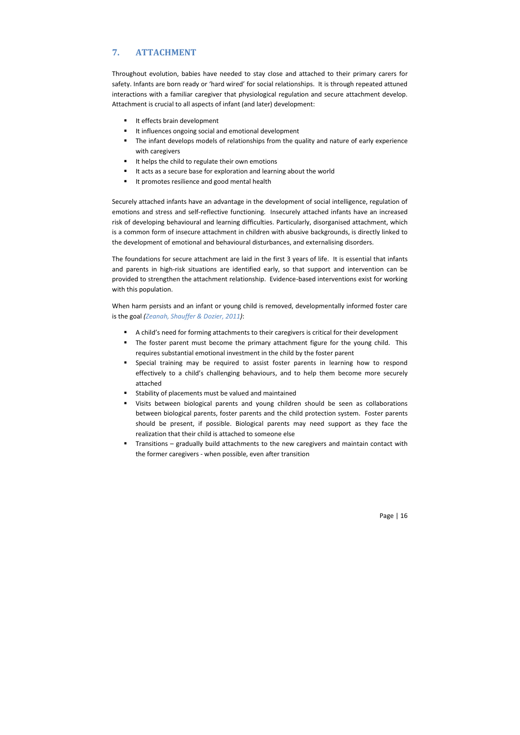## 7. ATTACHMENT

Throughout evolution, babies have needed to stay close and attached to their primary carers for safety. Infants are born ready or 'hard wired' for social relationships. It is through repeated attuned interactions with a familiar caregiver that physiological regulation and secure attachment develop. Attachment is crucial to all aspects of infant (and later) development:

- It effects brain development
- It influences ongoing social and emotional development
- The infant develops models of relationships from the quality and nature of early experience with caregivers
- It helps the child to regulate their own emotions
- It acts as a secure base for exploration and learning about the world
- It promotes resilience and good mental health

Securely attached infants have an advantage in the development of social intelligence, regulation of emotions and stress and self-reflective functioning. Insecurely attached infants have an increased risk of developing behavioural and learning difficulties. Particularly, disorganised attachment, which is a common form of insecure attachment in children with abusive backgrounds, is directly linked to the development of emotional and behavioural disturbances, and externalising disorders.

The foundations for secure attachment are laid in the first 3 years of life. It is essential that infants and parents in high-risk situations are identified early, so that support and intervention can be provided to strengthen the attachment relationship. Evidence-based interventions exist for working with this population.

When harm persists and an infant or young child is removed, developmentally informed foster care is the goal *(Zeanah, Shauffer & Dozier, 2011)*:

- A child's need for forming attachments to their caregivers is critical for their development
- The foster parent must become the primary attachment figure for the young child. This requires substantial emotional investment in the child by the foster parent
- Special training may be required to assist foster parents in learning how to respond effectively to a child's challenging behaviours, and to help them become more securely attached
- Stability of placements must be valued and maintained
- Visits between biological parents and young children should be seen as collaborations between biological parents, foster parents and the child protection system. Foster parents should be present, if possible. Biological parents may need support as they face the realization that their child is attached to someone else
- Transitions – gradually build attachments to the new caregivers and maintain contact with the former caregivers - when possible, even after transition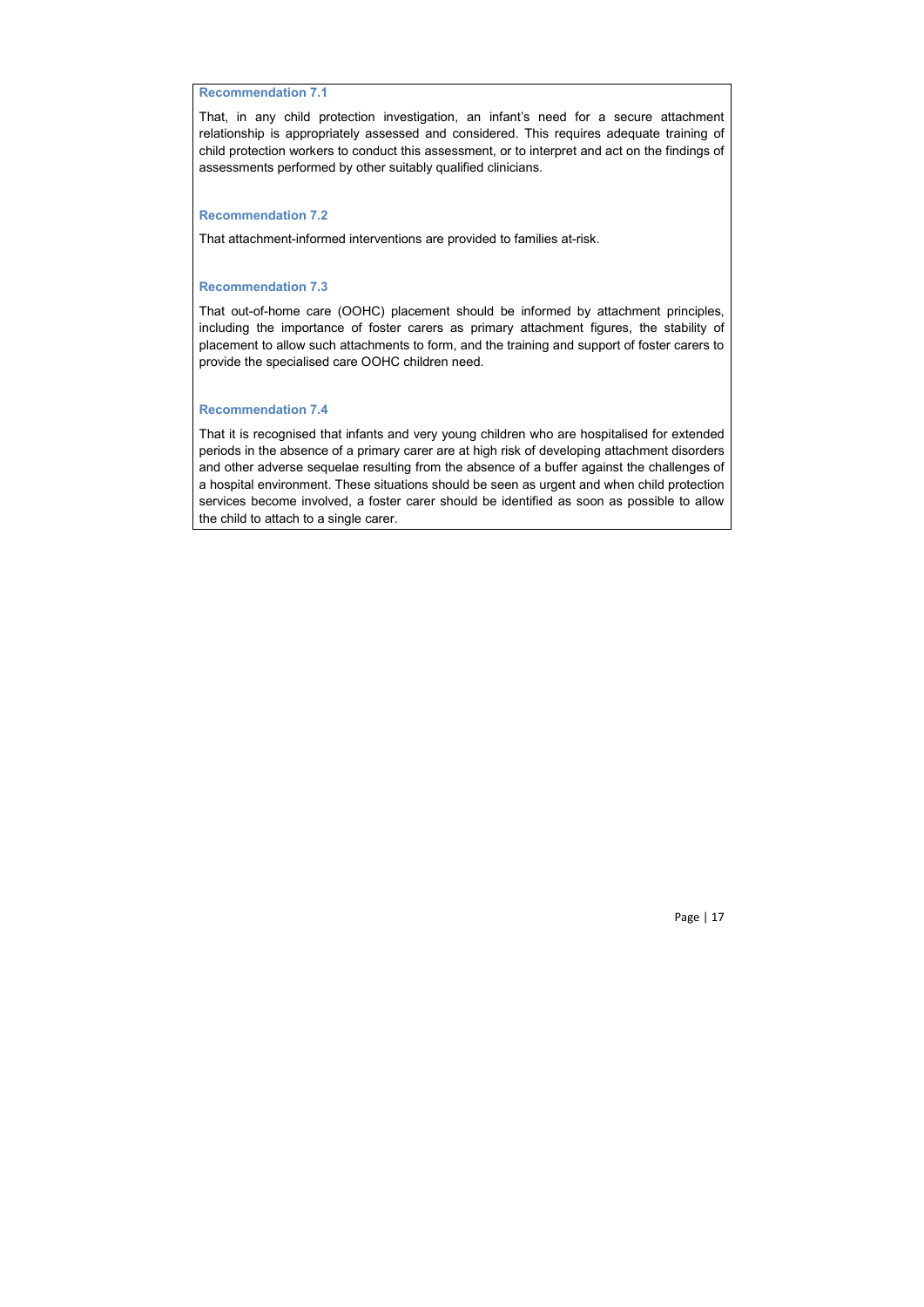**Recommendation 7.1**

That, in any child protection investigation, an infant's need for a secure attachment relationship is appropriately assessed and considered. This requires adequate training of child protection workers to conduct this assessment, or to interpret and act on the findings of assessments performed by other suitably qualified clinicians.

**Recommendation 7.2**

That attachment-informed interventions are provided to families at-risk.

**Recommendation 7.3**

That out-of-home care (OOHC) placement should be informed by attachment principles, including the importance of foster carers as primary attachment figures, the stability of placement to allow such attachments to form, and the training and support of foster carers to provide the specialised care OOHC children need.

**Recommendation 7.4**

That it is recognised that infants and very young children who are hospitalised for extended periods in the absence of a primary carer are at high risk of developing attachment disorders and other adverse sequelae resulting from the absence of a buffer against the challenges of a hospital environment. These situations should be seen as urgent and when child protection services become involved, a foster carer should be identified as soon as possible to allow the child to attach to a single carer.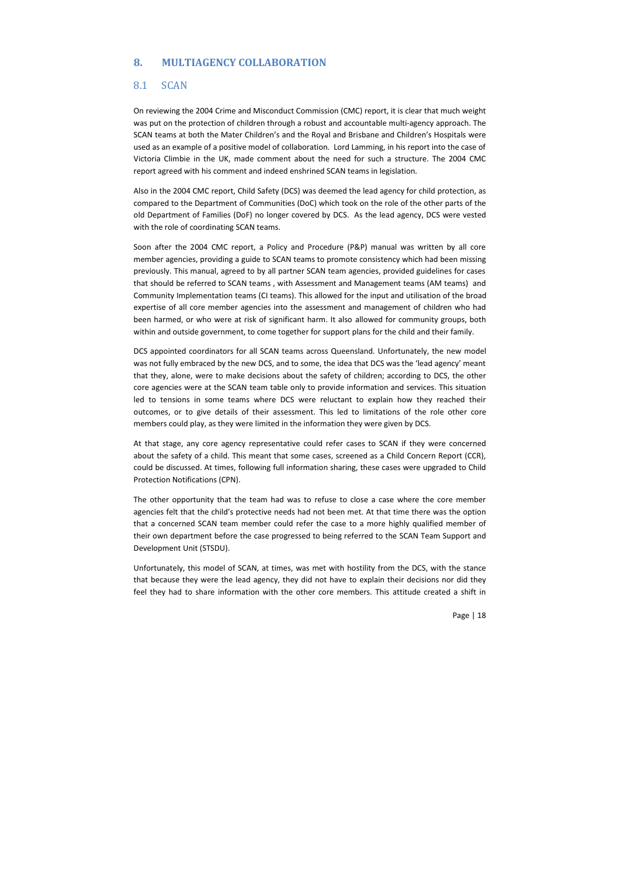## 8. MULTIAGENCY COLLABORATION

### 8.1 SCAN

On reviewing the 2004 Crime and Misconduct Commission (CMC) report, it is clear that much weight was put on the protection of children through a robust and accountable multi-agency approach. The SCAN teams at both the Mater Children's and the Royal and Brisbane and Children's Hospitals were used as an example of a positive model of collaboration. Lord Lamming, in his report into the case of Victoria Climbie in the UK, made comment about the need for such a structure. The 2004 CMC report agreed with his comment and indeed enshrined SCAN teams in legislation.

Also in the 2004 CMC report, Child Safety (DCS) was deemed the lead agency for child protection, as compared to the Department of Communities (DoC) which took on the role of the other parts of the old Department of Families (DoF) no longer covered by DCS. As the lead agency, DCS were vested with the role of coordinating SCAN teams.

Soon after the 2004 CMC report, a Policy and Procedure (P&P) manual was written by all core member agencies, providing a guide to SCAN teams to promote consistency which had been missing previously. This manual, agreed to by all partner SCAN team agencies, provided guidelines for cases that should be referred to SCAN teams , with Assessment and Management teams (AM teams) and Community Implementation teams (CI teams). This allowed for the input and utilisation of the broad expertise of all core member agencies into the assessment and management of children who had been harmed, or who were at risk of significant harm. It also allowed for community groups, both within and outside government, to come together for support plans for the child and their family.

DCS appointed coordinators for all SCAN teams across Queensland. Unfortunately, the new model was not fully embraced by the new DCS, and to some, the idea that DCS was the 'lead agency' meant that they, alone, were to make decisions about the safety of children; according to DCS, the other core agencies were at the SCAN team table only to provide information and services. This situation led to tensions in some teams where DCS were reluctant to explain how they reached their outcomes, or to give details of their assessment. This led to limitations of the role other core members could play, as they were limited in the information they were given by DCS.

At that stage, any core agency representative could refer cases to SCAN if they were concerned about the safety of a child. This meant that some cases, screened as a Child Concern Report (CCR), could be discussed. At times, following full information sharing, these cases were upgraded to Child Protection Notifications (CPN).

The other opportunity that the team had was to refuse to close a case where the core member agencies felt that the child's protective needs had not been met. At that time there was the option that a concerned SCAN team member could refer the case to a more highly qualified member of their own department before the case progressed to being referred to the SCAN Team Support and Development Unit (STSDU).

Unfortunately, this model of SCAN, at times, was met with hostility from the DCS, with the stance that because they were the lead agency, they did not have to explain their decisions nor did they feel they had to share information with the other core members. This attitude created a shift in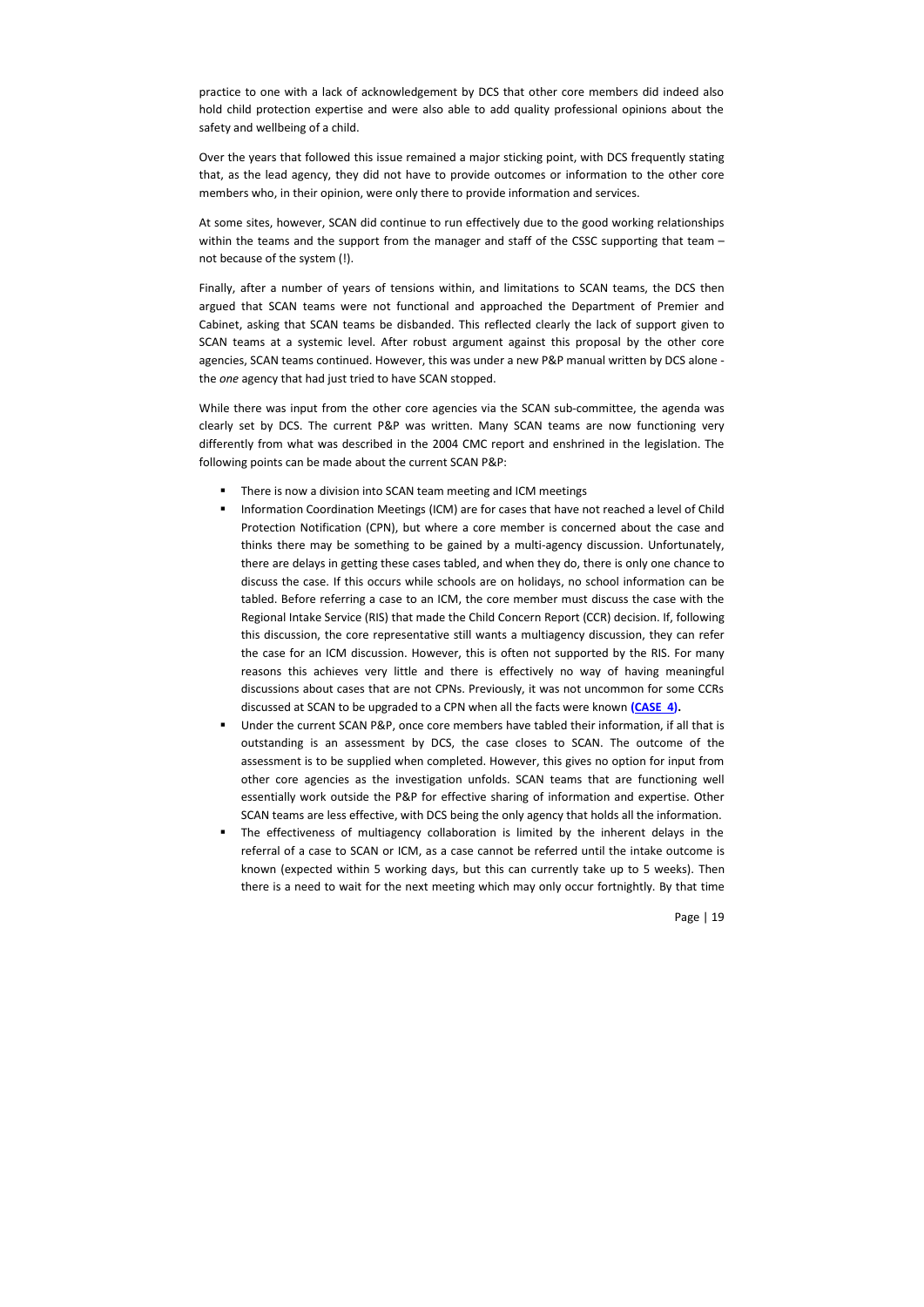practice to one with a lack of acknowledgement by DCS that other core members did indeed also hold child protection expertise and were also able to add quality professional opinions about the safety and wellbeing of a child.

Over the years that followed this issue remained a major sticking point, with DCS frequently stating that, as the lead agency, they did not have to provide outcomes or information to the other core members who, in their opinion, were only there to provide information and services.

At some sites, however, SCAN did continue to run effectively due to the good working relationships within the teams and the support from the manager and staff of the CSSC supporting that team – not because of the system (!).

Finally, after a number of years of tensions within, and limitations to SCAN teams, the DCS then argued that SCAN teams were not functional and approached the Department of Premier and Cabinet, asking that SCAN teams be disbanded. This reflected clearly the lack of support given to SCAN teams at a systemic level. After robust argument against this proposal by the other core agencies, SCAN teams continued. However, this was under a new P&P manual written by DCS alone - the *one* agency that had just tried to have SCAN stopped.

While there was input from the other core agencies via the SCAN sub-committee, the agenda was clearly set by DCS. The current P&P was written. Many SCAN teams are now functioning very differently from what was described in the 2004 CMC report and enshrined in the legislation. The following points can be made about the current SCAN P&P:

- There is now a division into SCAN team meeting and ICM meetings
- Information Coordination Meetings (ICM) are for cases that have not reached a level of Child Protection Notification (CPN), but where a core member is concerned about the case and thinks there may be something to be gained by a multi-agency discussion. Unfortunately, there are delays in getting these cases tabled, and when they do, there is only one chance to discuss the case. If this occurs while schools are on holidays, no school information can be tabled. Before referring a case to an ICM, the core member must discuss the case with the Regional Intake Service (RIS) that made the Child Concern Report (CCR) decision. If, following this discussion, the core representative still wants a multiagency discussion, they can refer the case for an ICM discussion. However, this is often not supported by the RIS. For many reasons this achieves very little and there is effectively no way of having meaningful discussions about cases that are not CPNs. Previously, it was not uncommon for some CCRs discussed at SCAN to be upgraded to a CPN when all the facts were known **(CASE 4).**
- Under the current SCAN P&P, once core members have tabled their information, if all that is outstanding is an assessment by DCS, the case closes to SCAN. The outcome of the assessment is to be supplied when completed. However, this gives no option for input from other core agencies as the investigation unfolds. SCAN teams that are functioning well essentially work outside the P&P for effective sharing of information and expertise. Other SCAN teams are less effective, with DCS being the only agency that holds all the information.
- The effectiveness of multiagency collaboration is limited by the inherent delays in the referral of a case to SCAN or ICM, as a case cannot be referred until the intake outcome is known (expected within 5 working days, but this can currently take up to 5 weeks). Then there is a need to wait for the next meeting which may only occur fortnightly. By that time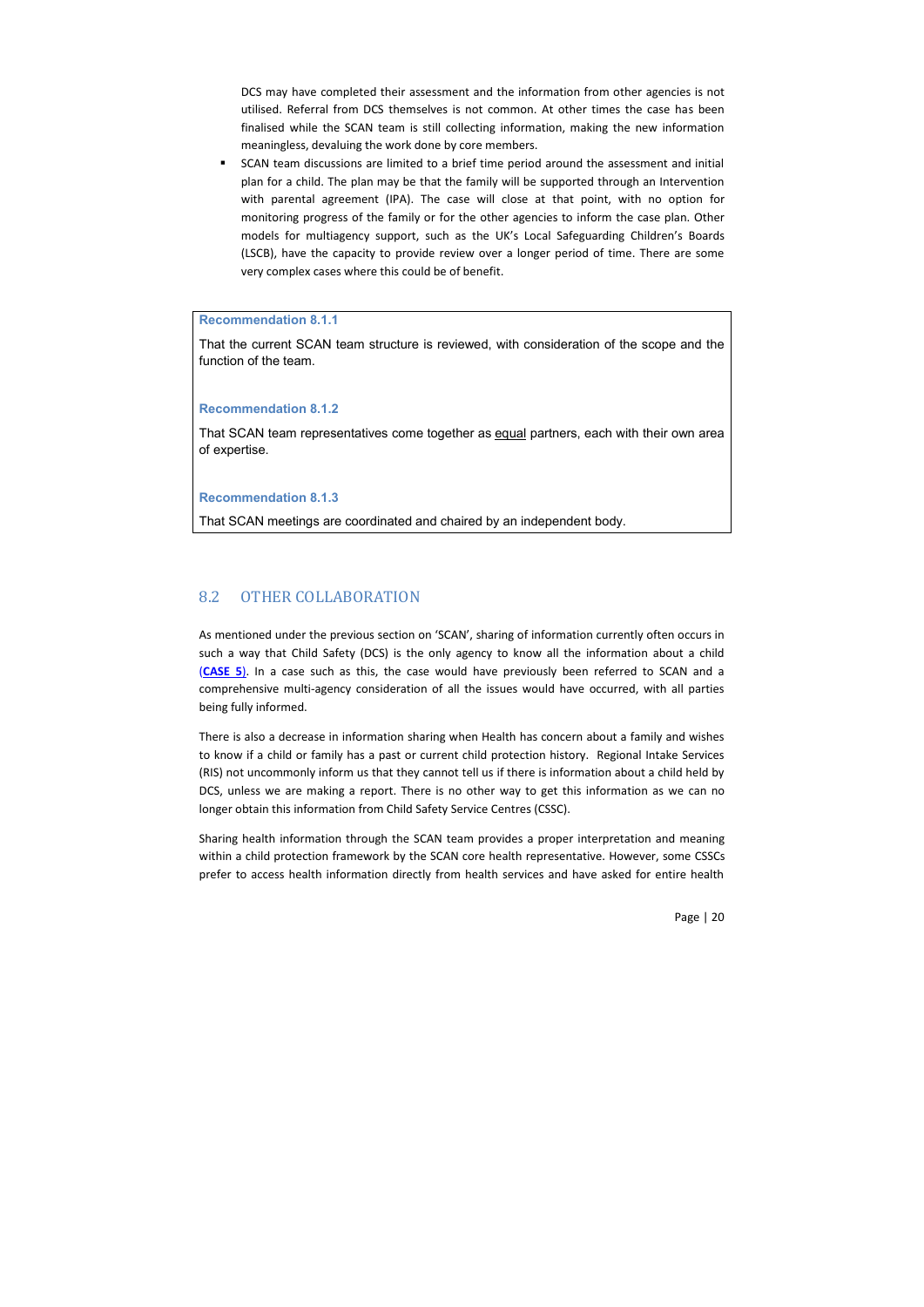DCS may have completed their assessment and the information from other agencies is not utilised. Referral from DCS themselves is not common. At other times the case has been finalised while the SCAN team is still collecting information, making the new information meaningless, devaluing the work done by core members.

- SCAN team discussions are limited to a brief time period around the assessment and initial plan for a child. The plan may be that the family will be supported through an Intervention with parental agreement (IPA). The case will close at that point, with no option for monitoring progress of the family or for the other agencies to inform the case plan. Other models for multiagency support, such as the UK's Local Safeguarding Children's Boards (LSCB), have the capacity to provide review over a longer period of time. There are some very complex cases where this could be of benefit.

**Recommendation 8.1.1**

That the current SCAN team structure is reviewed, with consideration of the scope and the function of the team.

**Recommendation 8.1.2**

That SCAN team representatives come together as equal partners, each with their own area of expertise.

**Recommendation 8.1.3**

That SCAN meetings are coordinated and chaired by an independent body.

## 8.2 OTHER COLLABORATION

As mentioned under the previous section on 'SCAN', sharing of information currently often occurs in such a way that Child Safety (DCS) is the only agency to know all the information about a child (**CASE 5**). In a case such as this, the case would have previously been referred to SCAN and a comprehensive multi-agency consideration of all the issues would have occurred, with all parties being fully informed.

There is also a decrease in information sharing when Health has concern about a family and wishes to know if a child or family has a past or current child protection history. Regional Intake Services (RIS) not uncommonly inform us that they cannot tell us if there is information about a child held by DCS, unless we are making a report. There is no other way to get this information as we can no longer obtain this information from Child Safety Service Centres (CSSC).

Sharing health information through the SCAN team provides a proper interpretation and meaning within a child protection framework by the SCAN core health representative. However, some CSSCs prefer to access health information directly from health services and have asked for entire health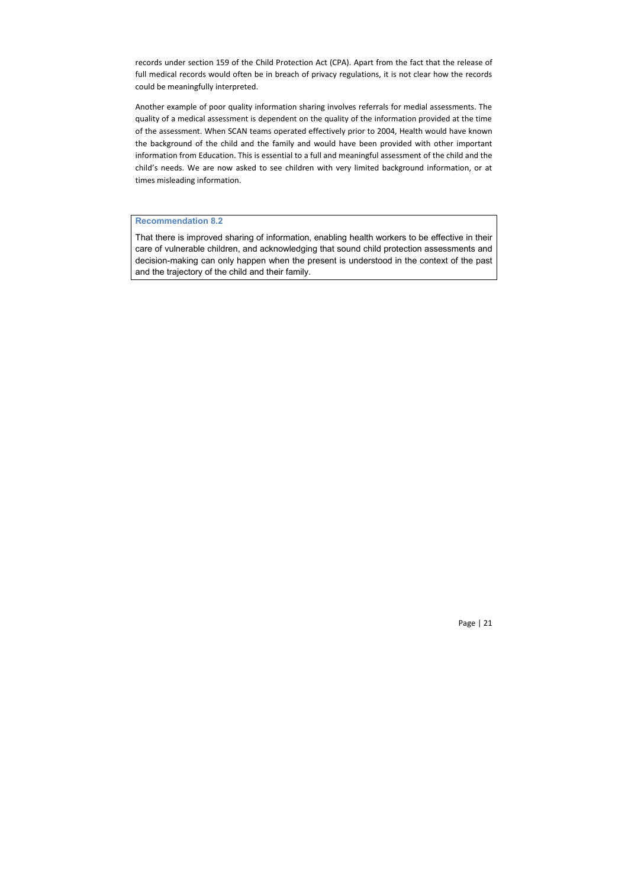records under section 159 of the Child Protection Act (CPA). Apart from the fact that the release of full medical records would often be in breach of privacy regulations, it is not clear how the records could be meaningfully interpreted.

Another example of poor quality information sharing involves referrals for medial assessments. The quality of a medical assessment is dependent on the quality of the information provided at the time of the assessment. When SCAN teams operated effectively prior to 2004, Health would have known the background of the child and the family and would have been provided with other important information from Education. This is essential to a full and meaningful assessment of the child and the child's needs. We are now asked to see children with very limited background information, or at times misleading information.

**Recommendation 8.2**

That there is improved sharing of information, enabling health workers to be effective in their care of vulnerable children, and acknowledging that sound child protection assessments and decision-making can only happen when the present is understood in the context of the past and the trajectory of the child and their family.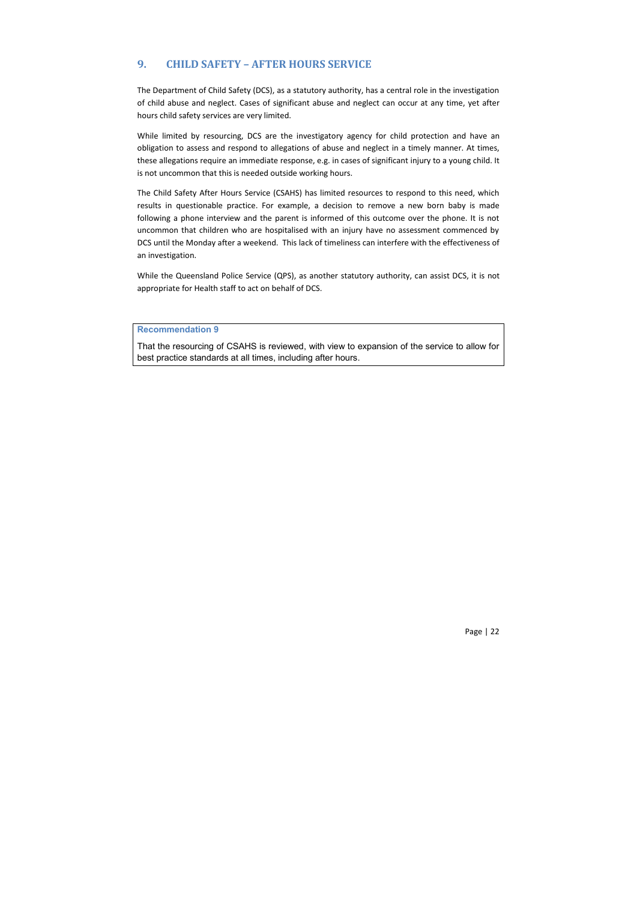## 9. CHILD SAFETY – AFTER HOURS SERVICE

The Department of Child Safety (DCS), as a statutory authority, has a central role in the investigation of child abuse and neglect. Cases of significant abuse and neglect can occur at any time, yet after hours child safety services are very limited.

While limited by resourcing, DCS are the investigatory agency for child protection and have an obligation to assess and respond to allegations of abuse and neglect in a timely manner. At times, these allegations require an immediate response, e.g. in cases of significant injury to a young child. It is not uncommon that this is needed outside working hours.

The Child Safety After Hours Service (CSAHS) has limited resources to respond to this need, which results in questionable practice. For example, a decision to remove a new born baby is made following a phone interview and the parent is informed of this outcome over the phone. It is not uncommon that children who are hospitalised with an injury have no assessment commenced by DCS until the Monday after a weekend. This lack of timeliness can interfere with the effectiveness of an investigation.

While the Queensland Police Service (QPS), as another statutory authority, can assist DCS, it is not appropriate for Health staff to act on behalf of DCS.

**Recommendation 9**

That the resourcing of CSAHS is reviewed, with view to expansion of the service to allow for best practice standards at all times, including after hours.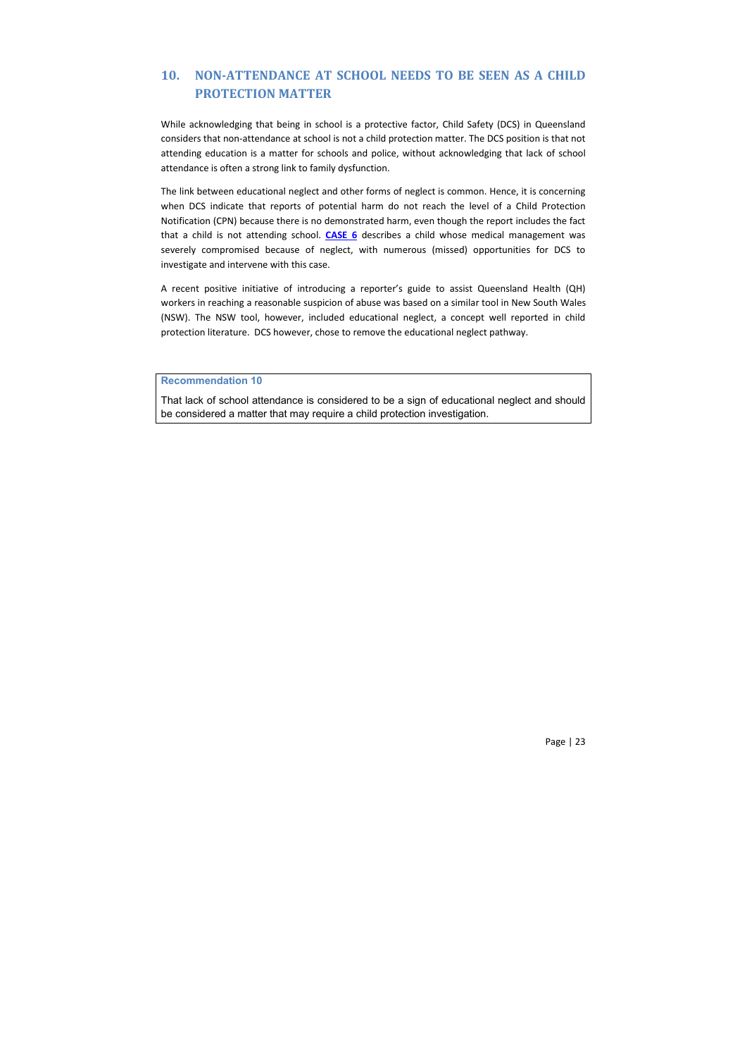## 10. NON-ATTENDANCE AT SCHOOL NEEDS TO BE SEEN AS A CHILD PROTECTION MATTER

While acknowledging that being in school is a protective factor, Child Safety (DCS) in Queensland considers that non-attendance at school is not a child protection matter. The DCS position is that not attending education is a matter for schools and police, without acknowledging that lack of school attendance is often a strong link to family dysfunction.

The link between educational neglect and other forms of neglect is common. Hence, it is concerning when DCS indicate that reports of potential harm do not reach the level of a Child Protection Notification (CPN) because there is no demonstrated harm, even though the report includes the fact that a child is not attending school. **CASE 6** describes a child whose medical management was severely compromised because of neglect, with numerous (missed) opportunities for DCS to investigate and intervene with this case.

A recent positive initiative of introducing a reporter's guide to assist Queensland Health (QH) workers in reaching a reasonable suspicion of abuse was based on a similar tool in New South Wales (NSW). The NSW tool, however, included educational neglect, a concept well reported in child protection literature. DCS however, chose to remove the educational neglect pathway.

**Recommendation 10**

That lack of school attendance is considered to be a sign of educational neglect and should be considered a matter that may require a child protection investigation.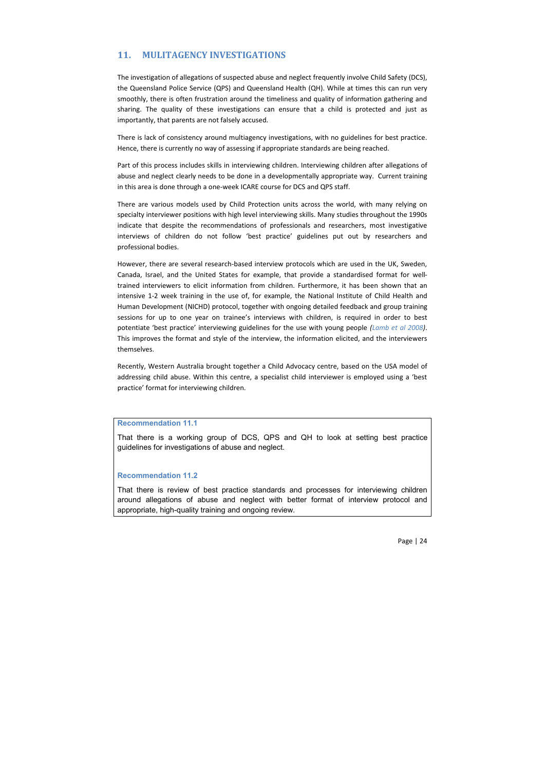## 11. MULITAGENCY INVESTIGATIONS

The investigation of allegations of suspected abuse and neglect frequently involve Child Safety (DCS), the Queensland Police Service (QPS) and Queensland Health (QH). While at times this can run very smoothly, there is often frustration around the timeliness and quality of information gathering and sharing. The quality of these investigations can ensure that a child is protected and just as importantly, that parents are not falsely accused.

There is lack of consistency around multiagency investigations, with no guidelines for best practice. Hence, there is currently no way of assessing if appropriate standards are being reached.

Part of this process includes skills in interviewing children. Interviewing children after allegations of abuse and neglect clearly needs to be done in a developmentally appropriate way. Current training in this area is done through a one-week ICARE course for DCS and QPS staff.

There are various models used by Child Protection units across the world, with many relying on specialty interviewer positions with high level interviewing skills. Many studies throughout the 1990s indicate that despite the recommendations of professionals and researchers, most investigative interviews of children do not follow 'best practice' guidelines put out by researchers and professional bodies.

However, there are several research-based interview protocols which are used in the UK, Sweden, Canada, Israel, and the United States for example, that provide a standardised format for well-trained interviewers to elicit information from children. Furthermore, it has been shown that an intensive 1-2 week training in the use of, for example, the National Institute of Child Health and Human Development (NICHD) protocol, together with ongoing detailed feedback and group training sessions for up to one year on trainee's interviews with children, is required in order to best potentiate 'best practice' interviewing guidelines for the use with young people *(Lamb et al 2008)*. This improves the format and style of the interview, the information elicited, and the interviewers themselves.

Recently, Western Australia brought together a Child Advocacy centre, based on the USA model of addressing child abuse. Within this centre, a specialist child interviewer is employed using a 'best practice' format for interviewing children.

**Recommendation 11.1**

That there is a working group of DCS, QPS and QH to look at setting best practice guidelines for investigations of abuse and neglect.

**Recommendation 11.2**

That there is review of best practice standards and processes for interviewing children around allegations of abuse and neglect with better format of interview protocol and appropriate, high-quality training and ongoing review.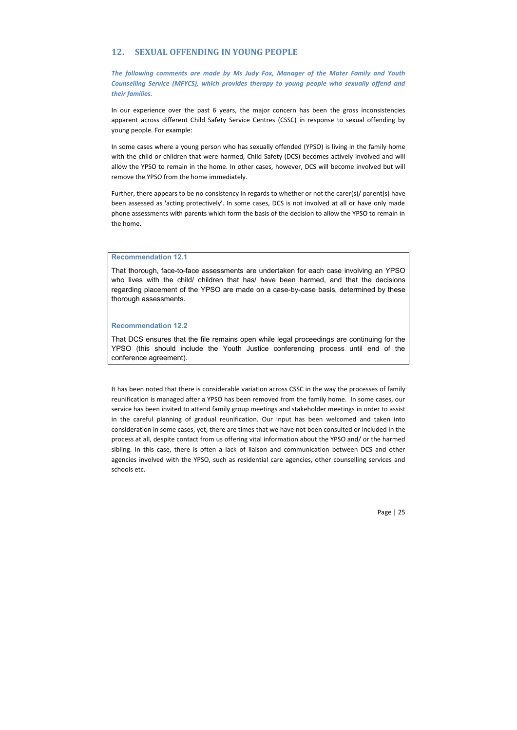## 12. SEXUAL OFFENDING IN YOUNG PEOPLE

***The following comments are made by Ms Judy Fox, Manager of the Mater Family and Youth Counselling Service (MFYCS), which provides therapy to young people who sexually offend and their families.***

In our experience over the past 6 years, the major concern has been the gross inconsistencies apparent across different Child Safety Service Centres (CSSC) in response to sexual offending by young people. For example:

In some cases where a young person who has sexually offended (YPSO) is living in the family home with the child or children that were harmed, Child Safety (DCS) becomes actively involved and will allow the YPSO to remain in the home. In other cases, however, DCS will become involved but will remove the YPSO from the home immediately.

Further, there appears to be no consistency in regards to whether or not the carer(s)/ parent(s) have been assessed as 'acting protectively'. In some cases, DCS is not involved at all or have only made phone assessments with parents which form the basis of the decision to allow the YPSO to remain in the home.

> **Recommendation 12.1**
>
> That thorough, face-to-face assessments are undertaken for each case involving an YPSO who lives with the child/ children that has/ have been harmed, and that the decisions regarding placement of the YPSO are made on a case-by-case basis, determined by these thorough assessments.
>
> **Recommendation 12.2**
>
> That DCS ensures that the file remains open while legal proceedings are continuing for the YPSO (this should include the Youth Justice conferencing process until end of the conference agreement).

It has been noted that there is considerable variation across CSSC in the way the processes of family reunification is managed after a YPSO has been removed from the family home. In some cases, our service has been invited to attend family group meetings and stakeholder meetings in order to assist in the careful planning of gradual reunification. Our input has been welcomed and taken into consideration in some cases, yet, there are times that we have not been consulted or included in the process at all, despite contact from us offering vital information about the YPSO and/ or the harmed sibling. In this case, there is often a lack of liaison and communication between DCS and other agencies involved with the YPSO, such as residential care agencies, other counselling services and schools etc.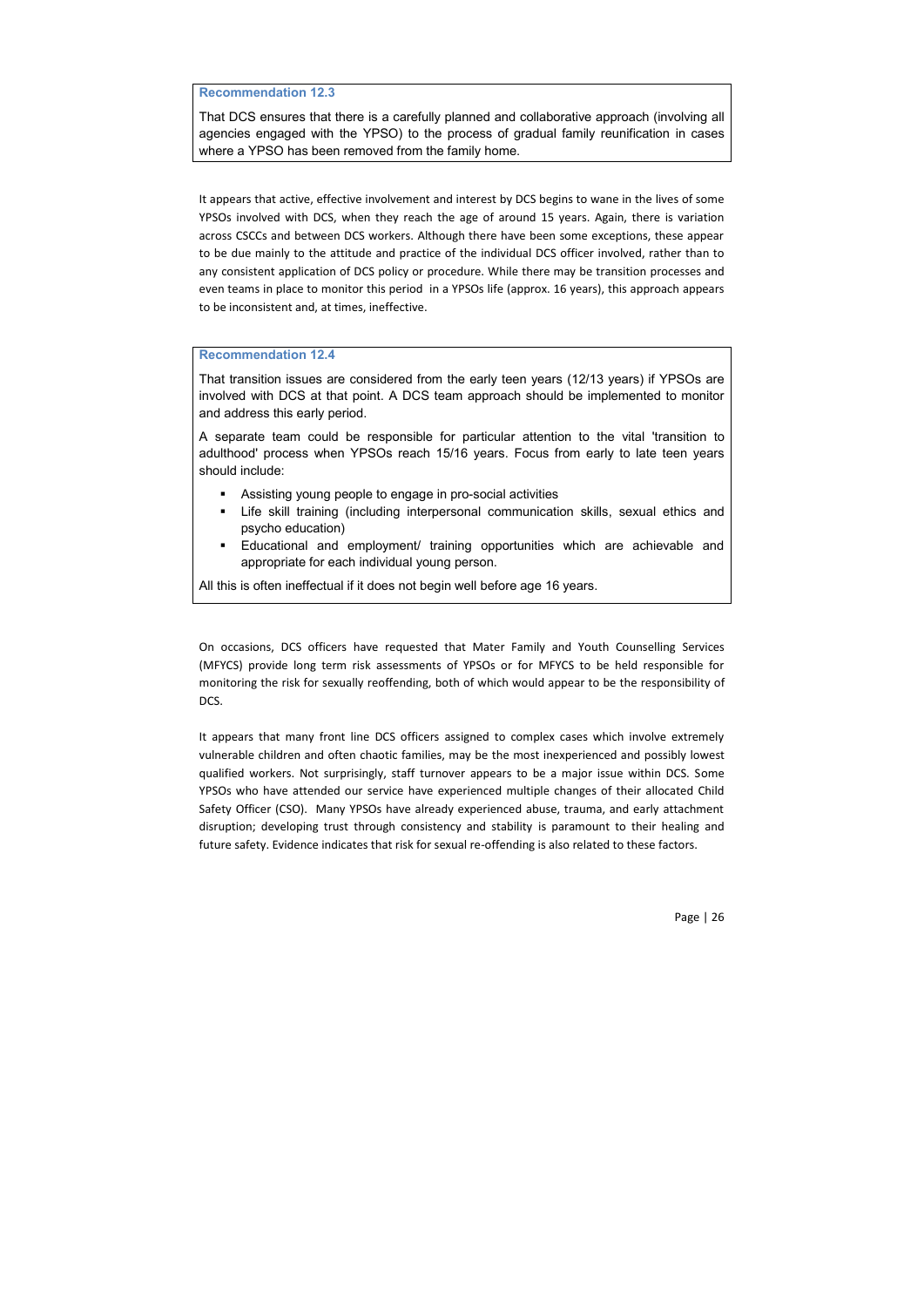**Recommendation 12.3**

That DCS ensures that there is a carefully planned and collaborative approach (involving all agencies engaged with the YPSO) to the process of gradual family reunification in cases where a YPSO has been removed from the family home.

It appears that active, effective involvement and interest by DCS begins to wane in the lives of some YPSOs involved with DCS, when they reach the age of around 15 years. Again, there is variation across CSCCs and between DCS workers. Although there have been some exceptions, these appear to be due mainly to the attitude and practice of the individual DCS officer involved, rather than to any consistent application of DCS policy or procedure. While there may be transition processes and even teams in place to monitor this period in a YPSOs life (approx. 16 years), this approach appears to be inconsistent and, at times, ineffective.

**Recommendation 12.4**

That transition issues are considered from the early teen years (12/13 years) if YPSOs are involved with DCS at that point. A DCS team approach should be implemented to monitor and address this early period.

A separate team could be responsible for particular attention to the vital 'transition to adulthood' process when YPSOs reach 15/16 years. Focus from early to late teen years should include:

- Assisting young people to engage in pro-social activities
- Life skill training (including interpersonal communication skills, sexual ethics and psycho education)
- Educational and employment/ training opportunities which are achievable and appropriate for each individual young person.

All this is often ineffectual if it does not begin well before age 16 years.

On occasions, DCS officers have requested that Mater Family and Youth Counselling Services (MFYCS) provide long term risk assessments of YPSOs or for MFYCS to be held responsible for monitoring the risk for sexually reoffending, both of which would appear to be the responsibility of DCS.

It appears that many front line DCS officers assigned to complex cases which involve extremely vulnerable children and often chaotic families, may be the most inexperienced and possibly lowest qualified workers. Not surprisingly, staff turnover appears to be a major issue within DCS. Some YPSOs who have attended our service have experienced multiple changes of their allocated Child Safety Officer (CSO). Many YPSOs have already experienced abuse, trauma, and early attachment disruption; developing trust through consistency and stability is paramount to their healing and future safety. Evidence indicates that risk for sexual re-offending is also related to these factors.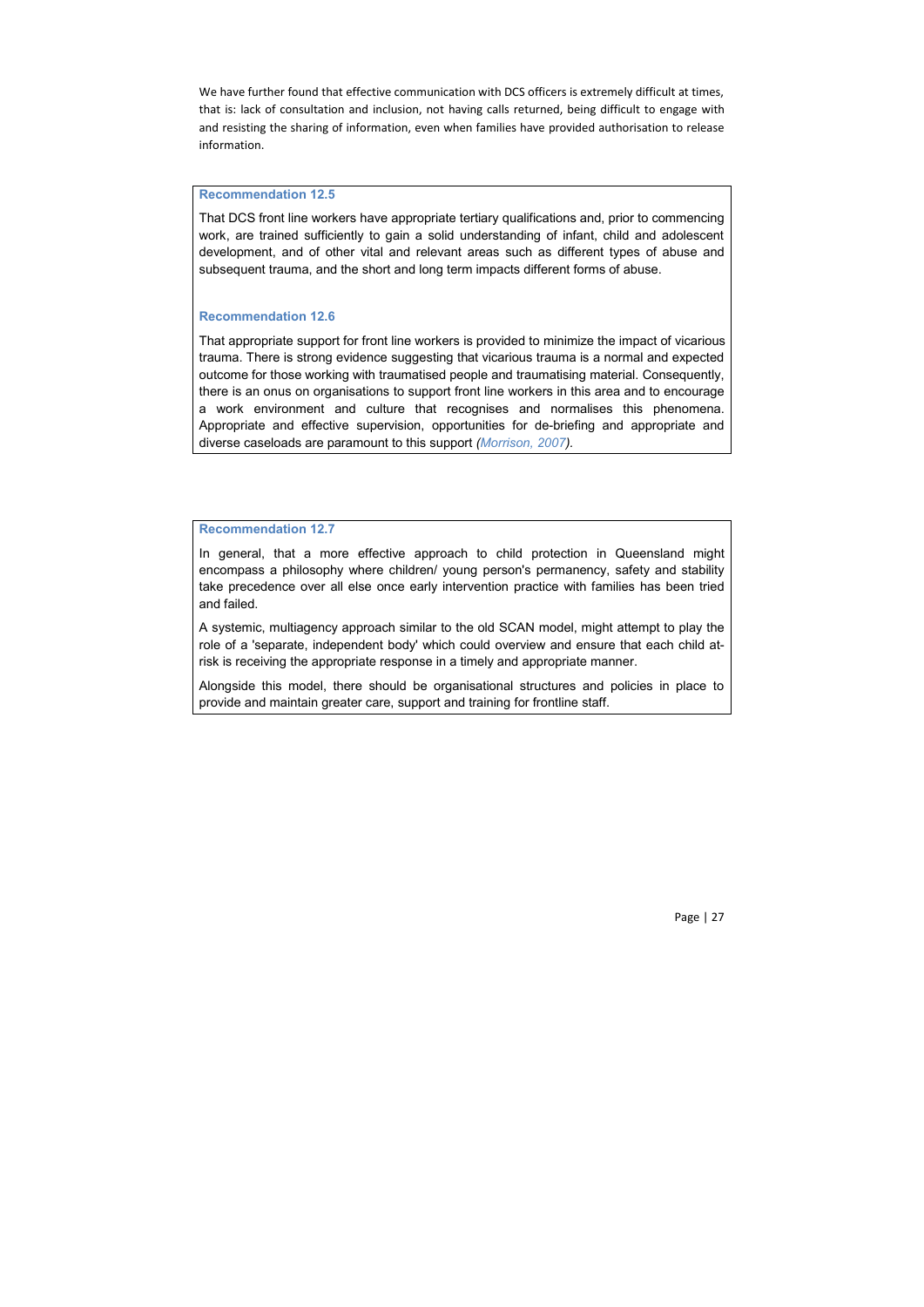We have further found that effective communication with DCS officers is extremely difficult at times, that is: lack of consultation and inclusion, not having calls returned, being difficult to engage with and resisting the sharing of information, even when families have provided authorisation to release information.

**Recommendation 12.5**

That DCS front line workers have appropriate tertiary qualifications and, prior to commencing work, are trained sufficiently to gain a solid understanding of infant, child and adolescent development, and of other vital and relevant areas such as different types of abuse and subsequent trauma, and the short and long term impacts different forms of abuse.

**Recommendation 12.6**

That appropriate support for front line workers is provided to minimize the impact of vicarious trauma. There is strong evidence suggesting that vicarious trauma is a normal and expected outcome for those working with traumatised people and traumatising material. Consequently, there is an onus on organisations to support front line workers in this area and to encourage a work environment and culture that recognises and normalises this phenomena. Appropriate and effective supervision, opportunities for de-briefing and appropriate and diverse caseloads are paramount to this support *(Morrison, 2007)*.

**Recommendation 12.7**

In general, that a more effective approach to child protection in Queensland might encompass a philosophy where children/ young person's permanency, safety and stability take precedence over all else once early intervention practice with families has been tried and failed.

A systemic, multiagency approach similar to the old SCAN model, might attempt to play the role of a 'separate, independent body' which could overview and ensure that each child at-risk is receiving the appropriate response in a timely and appropriate manner.

Alongside this model, there should be organisational structures and policies in place to provide and maintain greater care, support and training for frontline staff.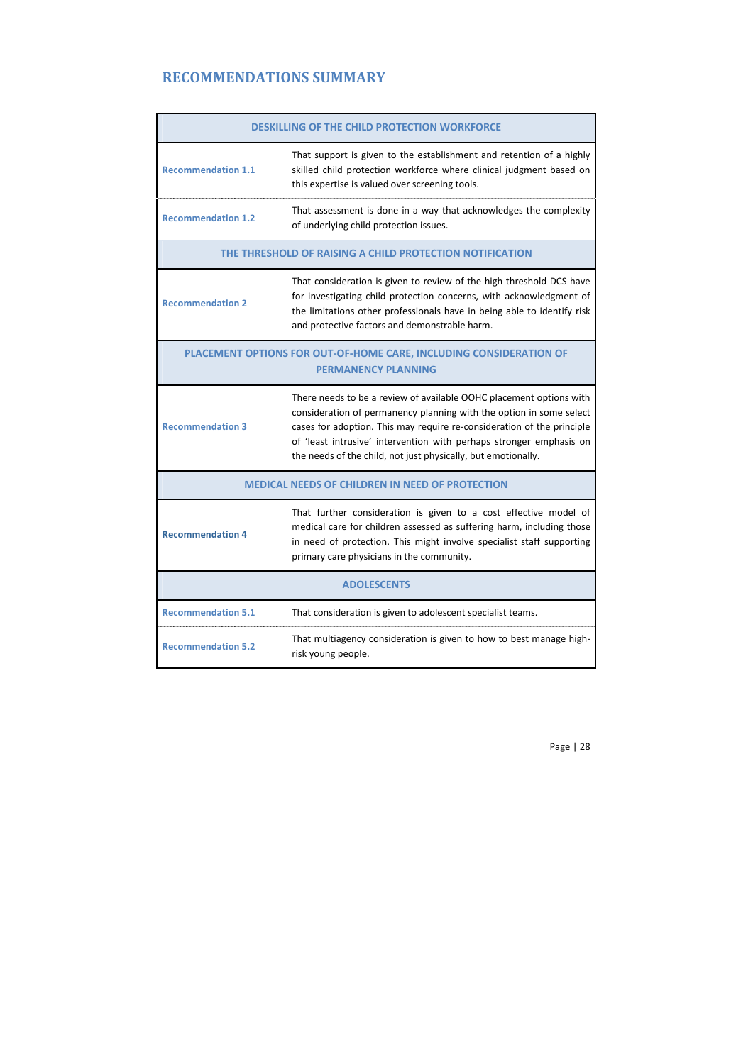## RECOMMENDATIONS SUMMARY

| DESKILLING OF THE CHILD PROTECTION WORKFORCE | |
|---|---|
| Recommendation 1.1 | That support is given to the establishment and retention of a highly skilled child protection workforce where clinical judgment based on this expertise is valued over screening tools. |
| Recommendation 1.2 | That assessment is done in a way that acknowledges the complexity of underlying child protection issues. |
| **THE THRESHOLD OF RAISING A CHILD PROTECTION NOTIFICATION** | |
| Recommendation 2 | That consideration is given to review of the high threshold DCS have for investigating child protection concerns, with acknowledgment of the limitations other professionals have in being able to identify risk and protective factors and demonstrable harm. |
| **PLACEMENT OPTIONS FOR OUT-OF-HOME CARE, INCLUDING CONSIDERATION OF PERMANENCY PLANNING** | |
| Recommendation 3 | There needs to be a review of available OOHC placement options with consideration of permanency planning with the option in some select cases for adoption. This may require re-consideration of the principle of 'least intrusive' intervention with perhaps stronger emphasis on the needs of the child, not just physically, but emotionally. |
| **MEDICAL NEEDS OF CHILDREN IN NEED OF PROTECTION** | |
| Recommendation 4 | That further consideration is given to a cost effective model of medical care for children assessed as suffering harm, including those in need of protection. This might involve specialist staff supporting primary care physicians in the community. |
| **ADOLESCENTS** | |
| Recommendation 5.1 | That consideration is given to adolescent specialist teams. |
| Recommendation 5.2 | That multiagency consideration is given to how to best manage high-risk young people. |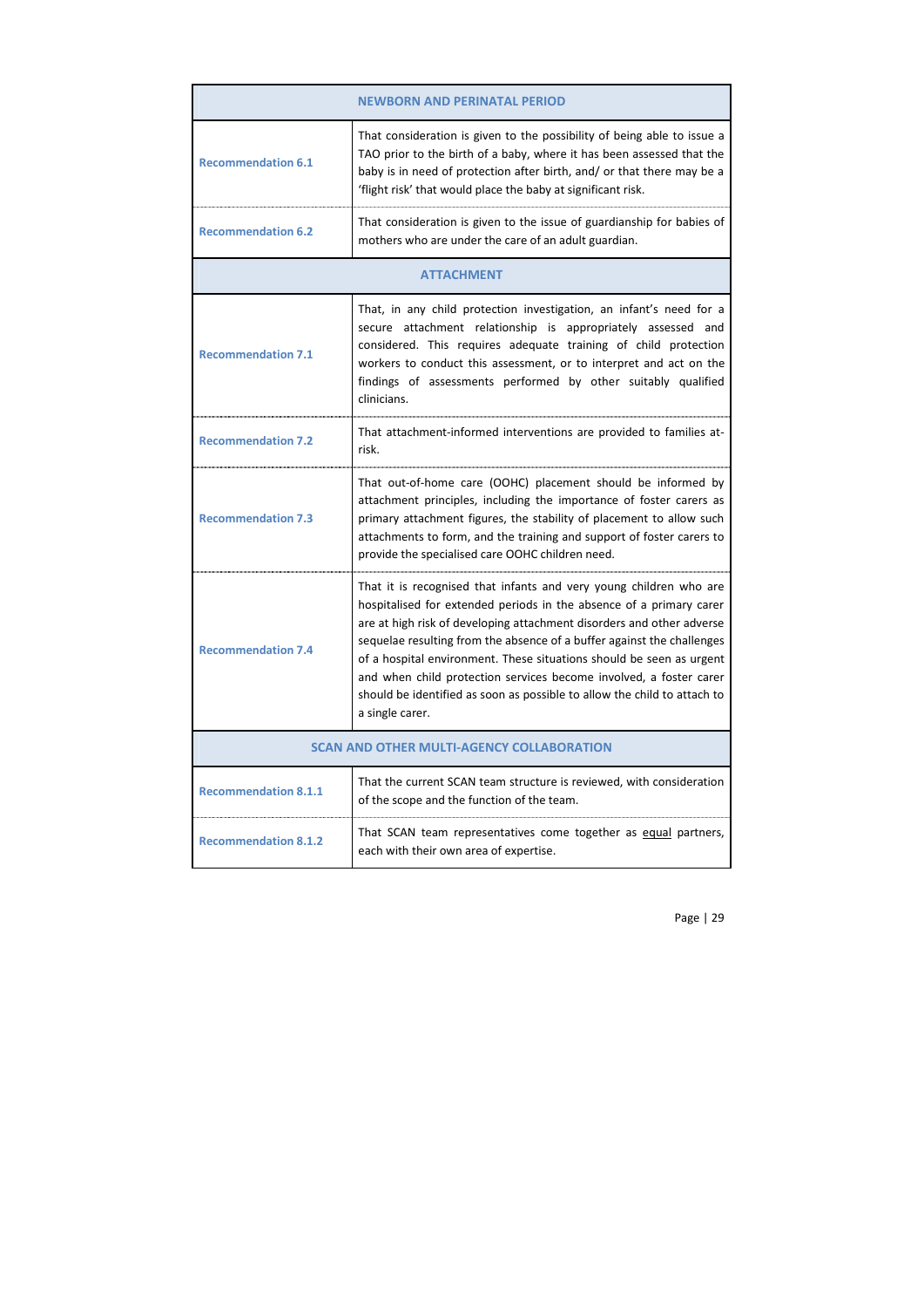| NEWBORN AND PERINATAL PERIOD | |
|---|---|
| **Recommendation 6.1** | That consideration is given to the possibility of being able to issue a TAO prior to the birth of a baby, where it has been assessed that the baby is in need of protection after birth, and/ or that there may be a 'flight risk' that would place the baby at significant risk. |
| **Recommendation 6.2** | That consideration is given to the issue of guardianship for babies of mothers who are under the care of an adult guardian. |
| **ATTACHMENT** | |
| **Recommendation 7.1** | That, in any child protection investigation, an infant's need for a secure attachment relationship is appropriately assessed and considered. This requires adequate training of child protection workers to conduct this assessment, or to interpret and act on the findings of assessments performed by other suitably qualified clinicians. |
| **Recommendation 7.2** | That attachment-informed interventions are provided to families at-risk. |
| **Recommendation 7.3** | That out-of-home care (OOHC) placement should be informed by attachment principles, including the importance of foster carers as primary attachment figures, the stability of placement to allow such attachments to form, and the training and support of foster carers to provide the specialised care OOHC children need. |
| **Recommendation 7.4** | That it is recognised that infants and very young children who are hospitalised for extended periods in the absence of a primary carer are at high risk of developing attachment disorders and other adverse sequelae resulting from the absence of a buffer against the challenges of a hospital environment. These situations should be seen as urgent and when child protection services become involved, a foster carer should be identified as soon as possible to allow the child to attach to a single carer. |
| **SCAN AND OTHER MULTI-AGENCY COLLABORATION** | |
| **Recommendation 8.1.1** | That the current SCAN team structure is reviewed, with consideration of the scope and the function of the team. |
| **Recommendation 8.1.2** | That SCAN team representatives come together as <u>equal</u> partners, each with their own area of expertise. |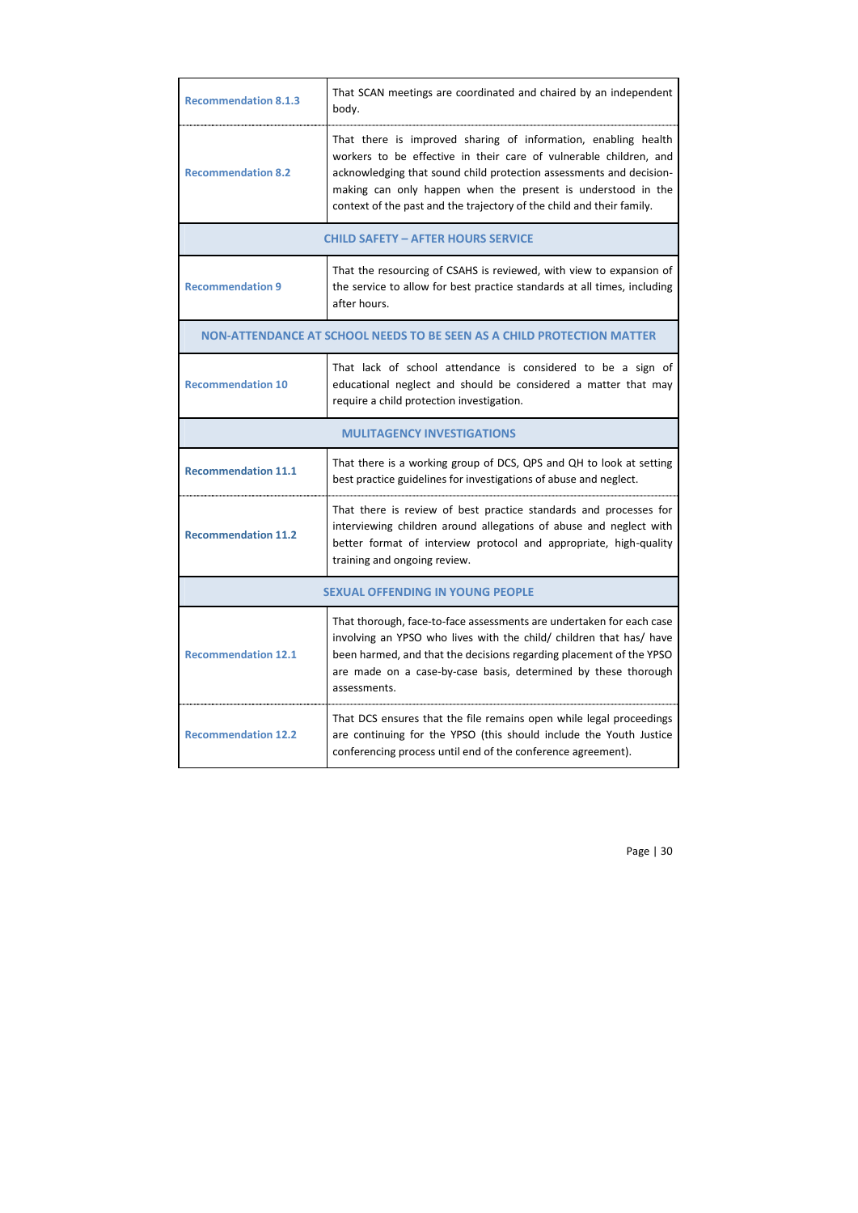| | |
|---|---|
| **Recommendation 8.1.3** | That SCAN meetings are coordinated and chaired by an independent body. |
| **Recommendation 8.2** | That there is improved sharing of information, enabling health workers to be effective in their care of vulnerable children, and acknowledging that sound child protection assessments and decision-making can only happen when the present is understood in the context of the past and the trajectory of the child and their family. |
| **CHILD SAFETY – AFTER HOURS SERVICE** | |
| **Recommendation 9** | That the resourcing of CSAHS is reviewed, with view to expansion of the service to allow for best practice standards at all times, including after hours. |
| **NON-ATTENDANCE AT SCHOOL NEEDS TO BE SEEN AS A CHILD PROTECTION MATTER** | |
| **Recommendation 10** | That lack of school attendance is considered to be a sign of educational neglect and should be considered a matter that may require a child protection investigation. |
| **MULITAGENCY INVESTIGATIONS** | |
| **Recommendation 11.1** | That there is a working group of DCS, QPS and QH to look at setting best practice guidelines for investigations of abuse and neglect. |
| **Recommendation 11.2** | That there is review of best practice standards and processes for interviewing children around allegations of abuse and neglect with better format of interview protocol and appropriate, high-quality training and ongoing review. |
| **SEXUAL OFFENDING IN YOUNG PEOPLE** | |
| **Recommendation 12.1** | That thorough, face-to-face assessments are undertaken for each case involving an YPSO who lives with the child/ children that has/ have been harmed, and that the decisions regarding placement of the YPSO are made on a case-by-case basis, determined by these thorough assessments. |
| **Recommendation 12.2** | That DCS ensures that the file remains open while legal proceedings are continuing for the YPSO (this should include the Youth Justice conferencing process until end of the conference agreement). |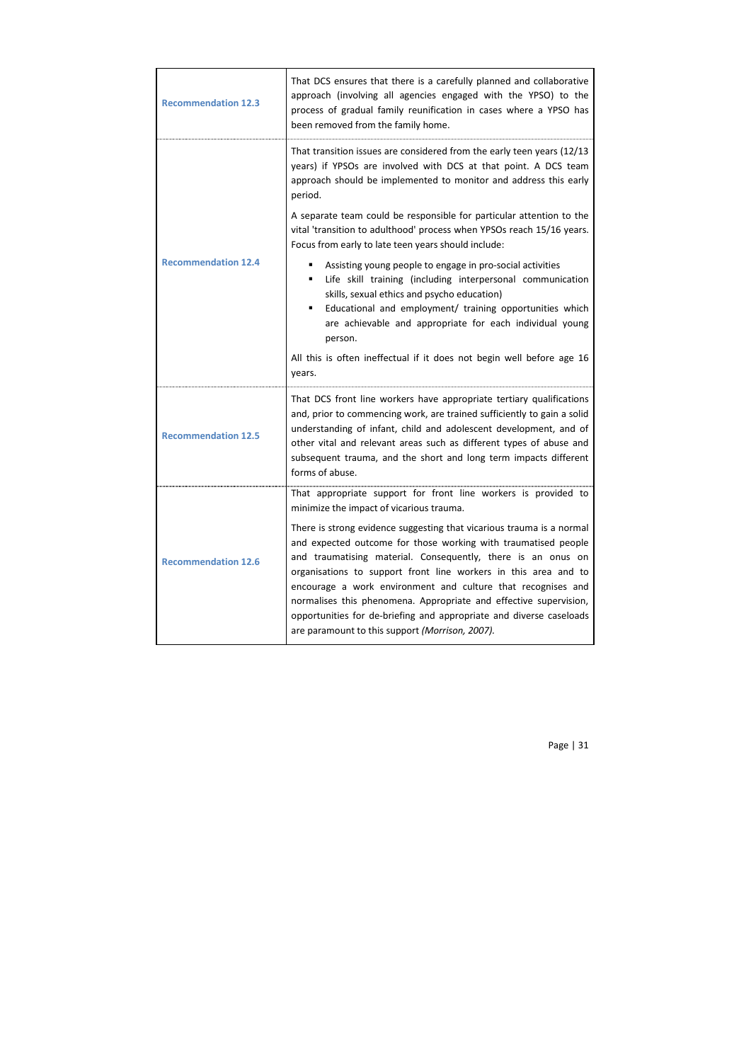| | |
|---|---|
| **Recommendation 12.3** | That DCS ensures that there is a carefully planned and collaborative approach (involving all agencies engaged with the YPSO) to the process of gradual family reunification in cases where a YPSO has been removed from the family home. |
| **Recommendation 12.4** | That transition issues are considered from the early teen years (12/13 years) if YPSOs are involved with DCS at that point. A DCS team approach should be implemented to monitor and address this early period.<br><br>A separate team could be responsible for particular attention to the vital 'transition to adulthood' process when YPSOs reach 15/16 years. Focus from early to late teen years should include:<br><br>▪ Assisting young people to engage in pro-social activities<br>▪ Life skill training (including interpersonal communication skills, sexual ethics and psycho education)<br>▪ Educational and employment/ training opportunities which are achievable and appropriate for each individual young person.<br><br>All this is often ineffectual if it does not begin well before age 16 years. |
| **Recommendation 12.5** | That DCS front line workers have appropriate tertiary qualifications and, prior to commencing work, are trained sufficiently to gain a solid understanding of infant, child and adolescent development, and of other vital and relevant areas such as different types of abuse and subsequent trauma, and the short and long term impacts different forms of abuse. |
| **Recommendation 12.6** | That appropriate support for front line workers is provided to minimize the impact of vicarious trauma.<br><br>There is strong evidence suggesting that vicarious trauma is a normal and expected outcome for those working with traumatised people and traumatising material. Consequently, there is an onus on organisations to support front line workers in this area and to encourage a work environment and culture that recognises and normalises this phenomena. Appropriate and effective supervision, opportunities for de-briefing and appropriate and diverse caseloads are paramount to this support *(Morrison, 2007).* |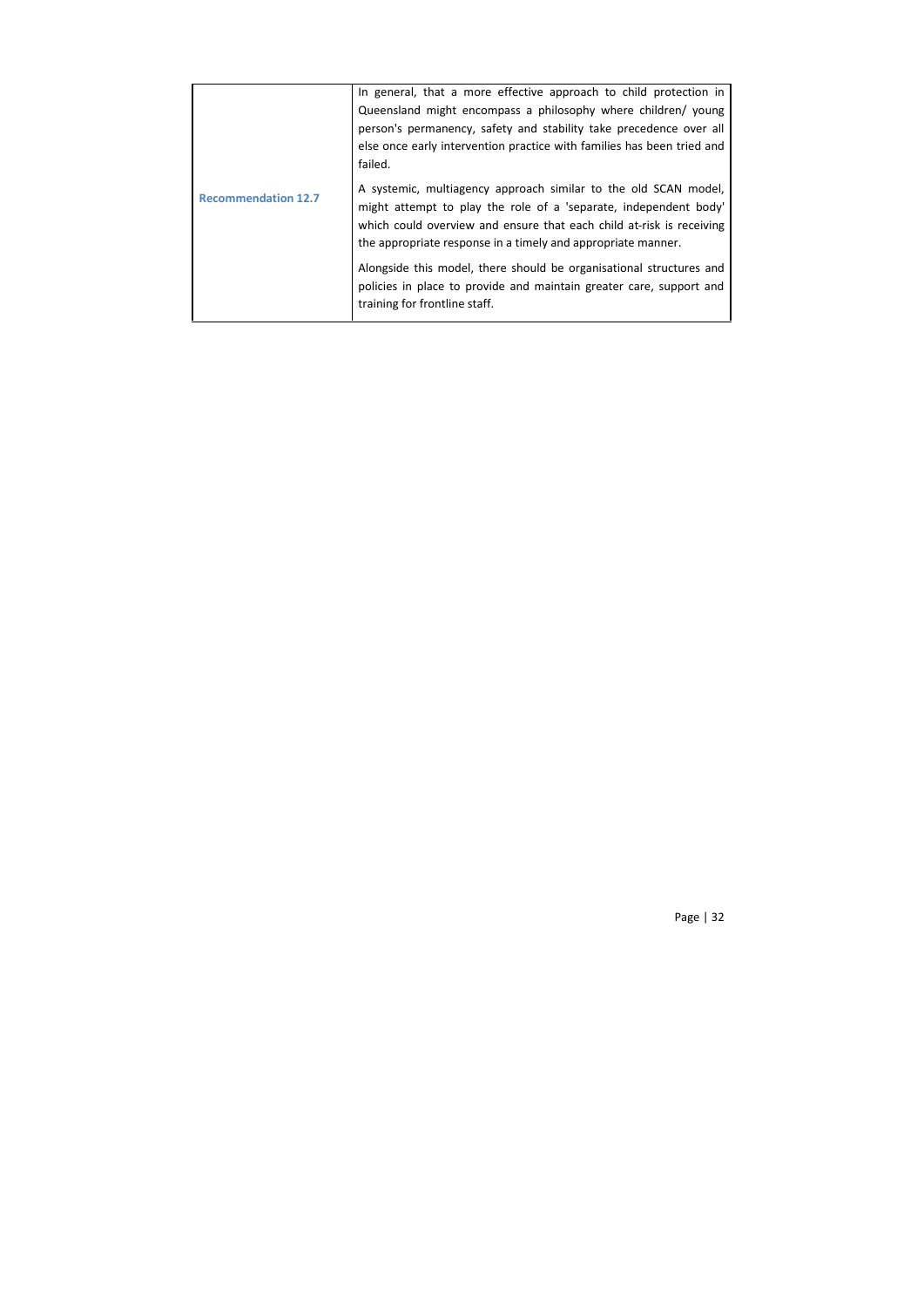| Recommendation 12.7 | In general, that a more effective approach to child protection in Queensland might encompass a philosophy where children/ young person's permanency, safety and stability take precedence over all else once early intervention practice with families has been tried and failed.<br><br>A systemic, multiagency approach similar to the old SCAN model, might attempt to play the role of a 'separate, independent body' which could overview and ensure that each child at-risk is receiving the appropriate response in a timely and appropriate manner.<br><br>Alongside this model, there should be organisational structures and policies in place to provide and maintain greater care, support and training for frontline staff. |
|---|---|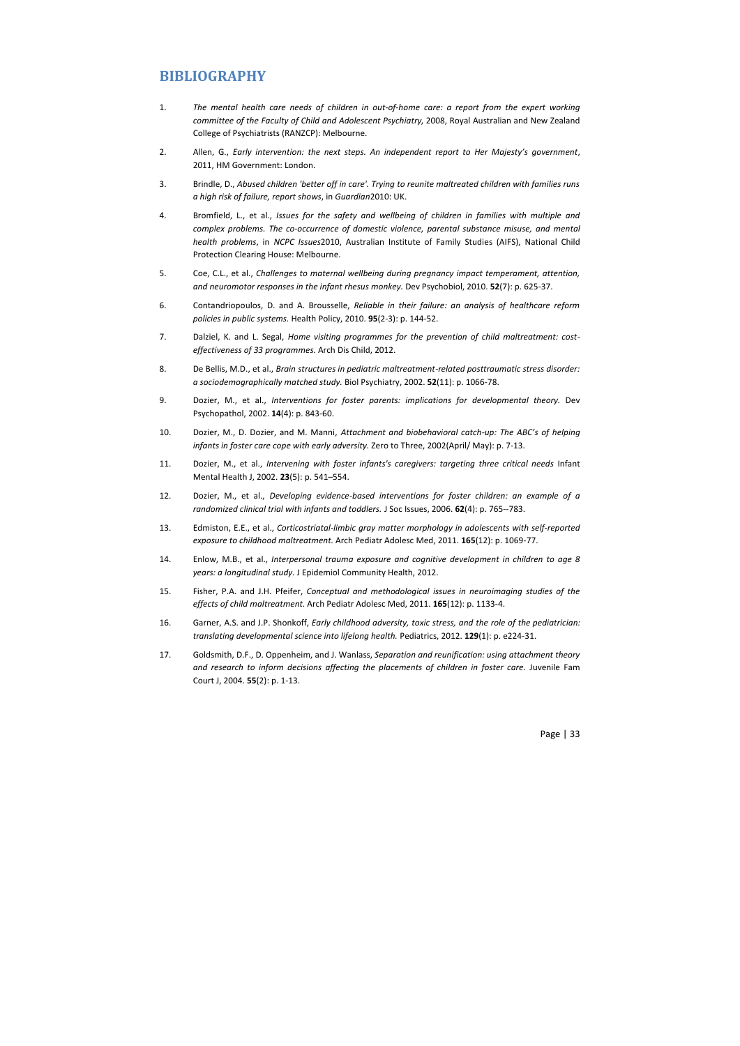## BIBLIOGRAPHY

1. *The mental health care needs of children in out-of-home care: a report from the expert working committee of the Faculty of Child and Adolescent Psychiatry*, 2008, Royal Australian and New Zealand College of Psychiatrists (RANZCP): Melbourne.
2. Allen, G., *Early intervention: the next steps. An independent report to Her Majesty's government*, 2011, HM Government: London.
3. Brindle, D., *Abused children 'better off in care'. Trying to reunite maltreated children with families runs a high risk of failure, report shows*, in *Guardian*2010: UK.
4. Bromfield, L., et al., *Issues for the safety and wellbeing of children in families with multiple and complex problems. The co-occurrence of domestic violence, parental substance misuse, and mental health problems*, in *NCPC Issues*2010, Australian Institute of Family Studies (AIFS), National Child Protection Clearing House: Melbourne.
5. Coe, C.L., et al., *Challenges to maternal wellbeing during pregnancy impact temperament, attention, and neuromotor responses in the infant rhesus monkey.* Dev Psychobiol, 2010. **52**(7): p. 625-37.
6. Contandriopoulos, D. and A. Brousselle, *Reliable in their failure: an analysis of healthcare reform policies in public systems.* Health Policy, 2010. **95**(2-3): p. 144-52.
7. Dalziel, K. and L. Segal, *Home visiting programmes for the prevention of child maltreatment: cost-effectiveness of 33 programmes.* Arch Dis Child, 2012.
8. De Bellis, M.D., et al., *Brain structures in pediatric maltreatment-related posttraumatic stress disorder: a sociodemographically matched study.* Biol Psychiatry, 2002. **52**(11): p. 1066-78.
9. Dozier, M., et al., *Interventions for foster parents: implications for developmental theory.* Dev Psychopathol, 2002. **14**(4): p. 843-60.
10. Dozier, M., D. Dozier, and M. Manni, *Attachment and biobehavioral catch-up: The ABC's of helping infants in foster care cope with early adversity.* Zero to Three, 2002(April/ May): p. 7-13.
11. Dozier, M., et al., *Intervening with foster infants's caregivers: targeting three critical needs* Infant Mental Health J, 2002. **23**(5): p. 541–554.
12. Dozier, M., et al., *Developing evidence-based interventions for foster children: an example of a randomized clinical trial with infants and toddlers.* J Soc Issues, 2006. **62**(4): p. 765--783.
13. Edmiston, E.E., et al., *Corticostriatal-limbic gray matter morphology in adolescents with self-reported exposure to childhood maltreatment.* Arch Pediatr Adolesc Med, 2011. **165**(12): p. 1069-77.
14. Enlow, M.B., et al., *Interpersonal trauma exposure and cognitive development in children to age 8 years: a longitudinal study.* J Epidemiol Community Health, 2012.
15. Fisher, P.A. and J.H. Pfeifer, *Conceptual and methodological issues in neuroimaging studies of the effects of child maltreatment.* Arch Pediatr Adolesc Med, 2011. **165**(12): p. 1133-4.
16. Garner, A.S. and J.P. Shonkoff, *Early childhood adversity, toxic stress, and the role of the pediatrician: translating developmental science into lifelong health.* Pediatrics, 2012. **129**(1): p. e224-31.
17. Goldsmith, D.F., D. Oppenheim, and J. Wanlass, *Separation and reunification: using attachment theory and research to inform decisions affecting the placements of children in foster care.* Juvenile Fam Court J, 2004. **55**(2): p. 1-13.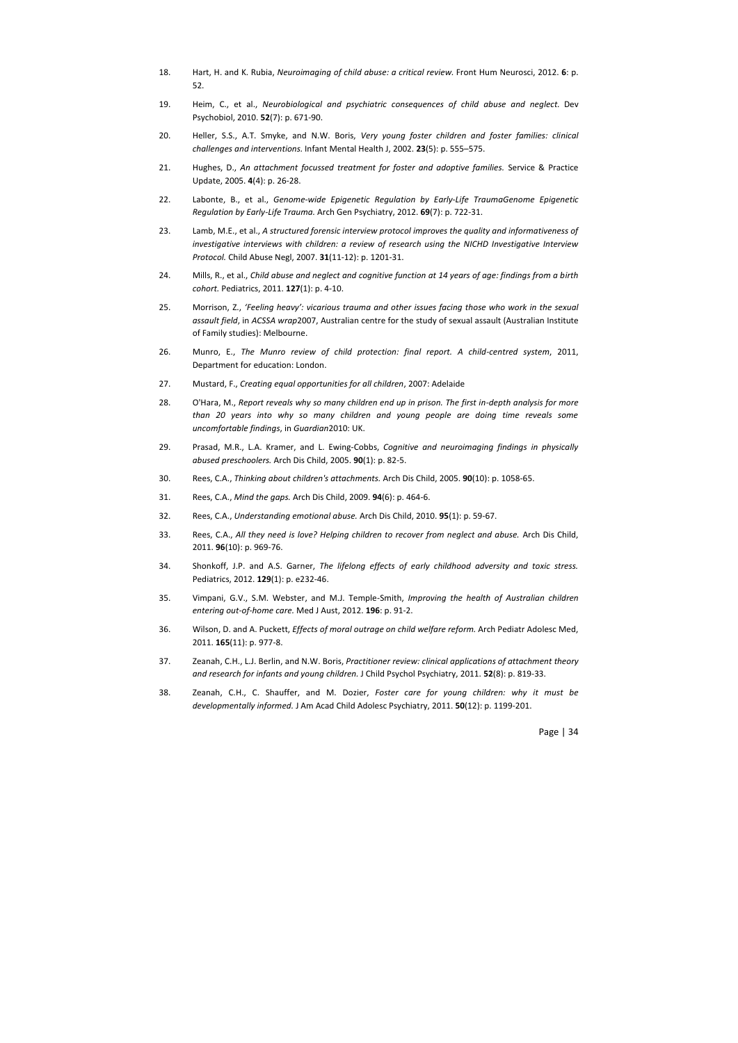18. Hart, H. and K. Rubia, *Neuroimaging of child abuse: a critical review.* Front Hum Neurosci, 2012. **6**: p. 52.

19. Heim, C., et al., *Neurobiological and psychiatric consequences of child abuse and neglect.* Dev Psychobiol, 2010. **52**(7): p. 671-90.

20. Heller, S.S., A.T. Smyke, and N.W. Boris, *Very young foster children and foster families: clinical challenges and interventions.* Infant Mental Health J, 2002. **23**(5): p. 555–575.

21. Hughes, D., *An attachment focussed treatment for foster and adoptive families.* Service & Practice Update, 2005. **4**(4): p. 26-28.

22. Labonte, B., et al., *Genome-wide Epigenetic Regulation by Early-Life TraumaGenome Epigenetic Regulation by Early-Life Trauma.* Arch Gen Psychiatry, 2012. **69**(7): p. 722-31.

23. Lamb, M.E., et al., *A structured forensic interview protocol improves the quality and informativeness of investigative interviews with children: a review of research using the NICHD Investigative Interview Protocol.* Child Abuse Negl, 2007. **31**(11-12): p. 1201-31.

24. Mills, R., et al., *Child abuse and neglect and cognitive function at 14 years of age: findings from a birth cohort.* Pediatrics, 2011. **127**(1): p. 4-10.

25. Morrison, Z., *'Feeling heavy': vicarious trauma and other issues facing those who work in the sexual assault field*, in *ACSSA wrap*2007, Australian centre for the study of sexual assault (Australian Institute of Family studies): Melbourne.

26. Munro, E., *The Munro review of child protection: final report. A child-centred system*, 2011, Department for education: London.

27. Mustard, F., *Creating equal opportunities for all children*, 2007: Adelaide

28. O'Hara, M., *Report reveals why so many children end up in prison. The first in-depth analysis for more than 20 years into why so many children and young people are doing time reveals some uncomfortable findings*, in *Guardian*2010: UK.

29. Prasad, M.R., L.A. Kramer, and L. Ewing-Cobbs, *Cognitive and neuroimaging findings in physically abused preschoolers.* Arch Dis Child, 2005. **90**(1): p. 82-5.

30. Rees, C.A., *Thinking about children's attachments.* Arch Dis Child, 2005. **90**(10): p. 1058-65.

31. Rees, C.A., *Mind the gaps.* Arch Dis Child, 2009. **94**(6): p. 464-6.

32. Rees, C.A., *Understanding emotional abuse.* Arch Dis Child, 2010. **95**(1): p. 59-67.

33. Rees, C.A., *All they need is love? Helping children to recover from neglect and abuse.* Arch Dis Child, 2011. **96**(10): p. 969-76.

34. Shonkoff, J.P. and A.S. Garner, *The lifelong effects of early childhood adversity and toxic stress.* Pediatrics, 2012. **129**(1): p. e232-46.

35. Vimpani, G.V., S.M. Webster, and M.J. Temple-Smith, *Improving the health of Australian children entering out-of-home care.* Med J Aust, 2012. **196**: p. 91-2.

36. Wilson, D. and A. Puckett, *Effects of moral outrage on child welfare reform.* Arch Pediatr Adolesc Med, 2011. **165**(11): p. 977-8.

37. Zeanah, C.H., L.J. Berlin, and N.W. Boris, *Practitioner review: clinical applications of attachment theory and research for infants and young children.* J Child Psychol Psychiatry, 2011. **52**(8): p. 819-33.

38. Zeanah, C.H., C. Shauffer, and M. Dozier, *Foster care for young children: why it must be developmentally informed.* J Am Acad Child Adolesc Psychiatry, 2011. **50**(12): p. 1199-201.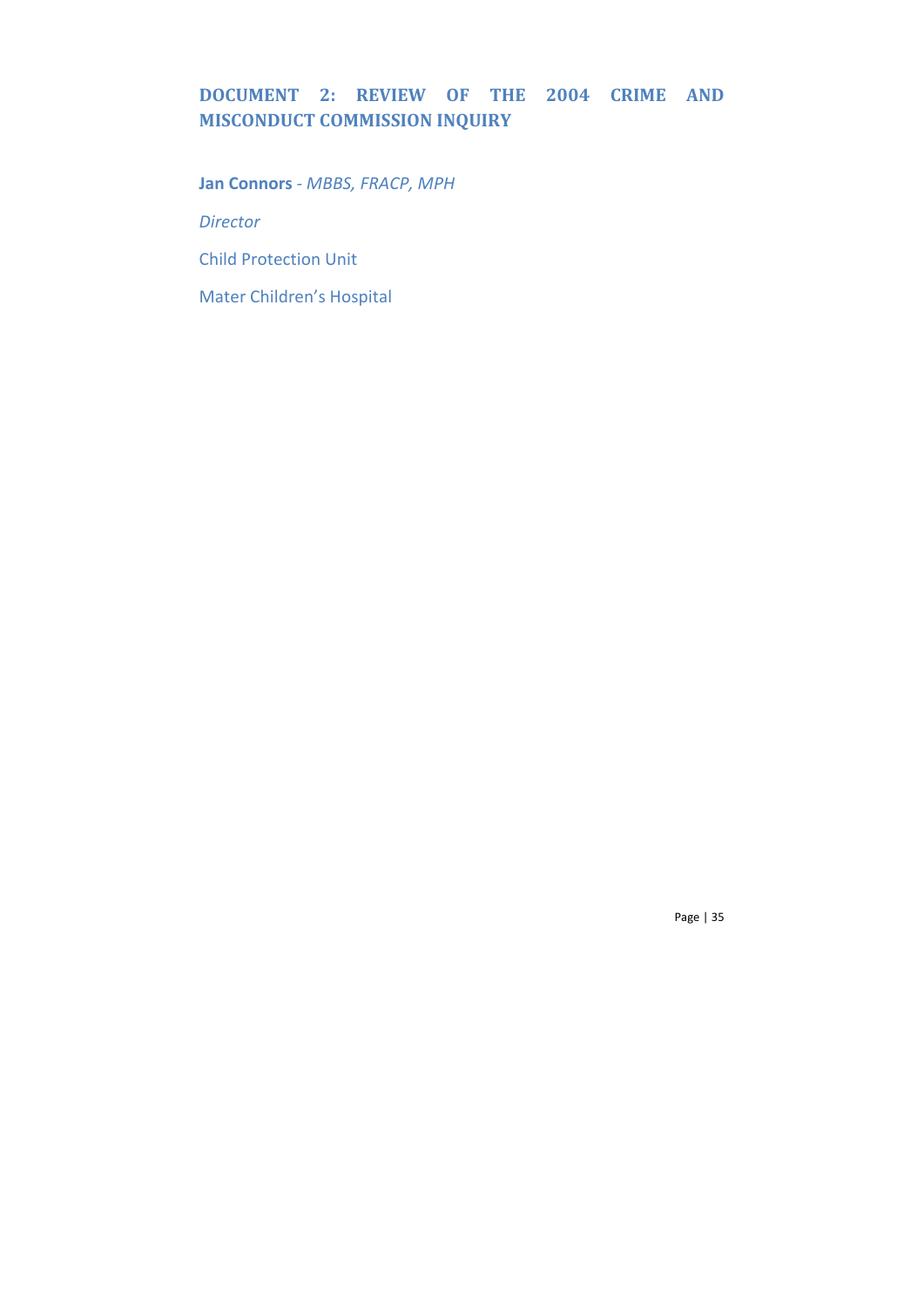# DOCUMENT 2: REVIEW OF THE 2004 CRIME AND MISCONDUCT COMMISSION INQUIRY

**Jan Connors** - *MBBS, FRACP, MPH*

*Director*

Child Protection Unit

Mater Children's Hospital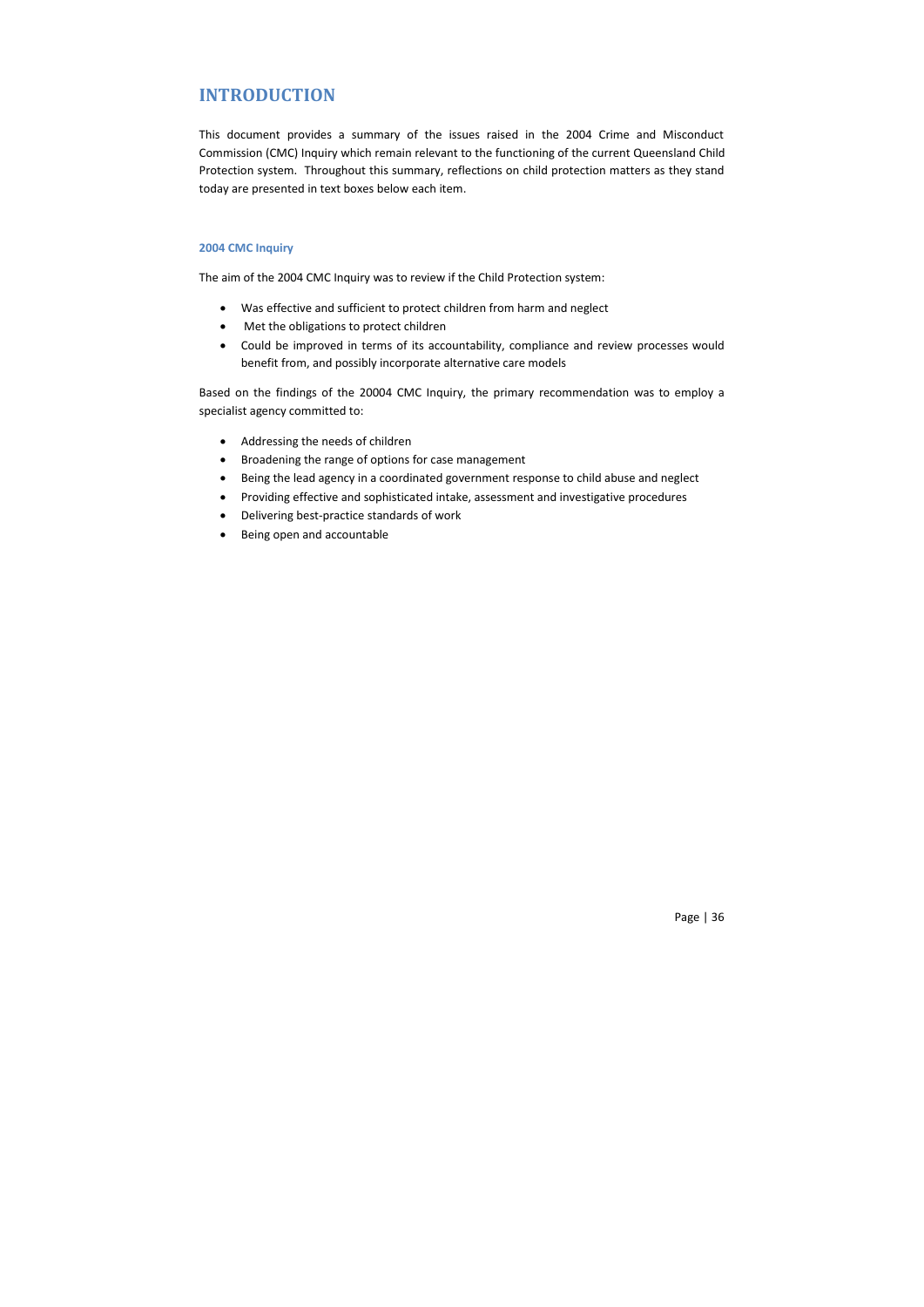# INTRODUCTION

This document provides a summary of the issues raised in the 2004 Crime and Misconduct Commission (CMC) Inquiry which remain relevant to the functioning of the current Queensland Child Protection system. Throughout this summary, reflections on child protection matters as they stand today are presented in text boxes below each item.

### 2004 CMC Inquiry

The aim of the 2004 CMC Inquiry was to review if the Child Protection system:

- Was effective and sufficient to protect children from harm and neglect
- Met the obligations to protect children
- Could be improved in terms of its accountability, compliance and review processes would benefit from, and possibly incorporate alternative care models

Based on the findings of the 20004 CMC Inquiry, the primary recommendation was to employ a specialist agency committed to:

- Addressing the needs of children
- Broadening the range of options for case management
- Being the lead agency in a coordinated government response to child abuse and neglect
- Providing effective and sophisticated intake, assessment and investigative procedures
- Delivering best-practice standards of work
- Being open and accountable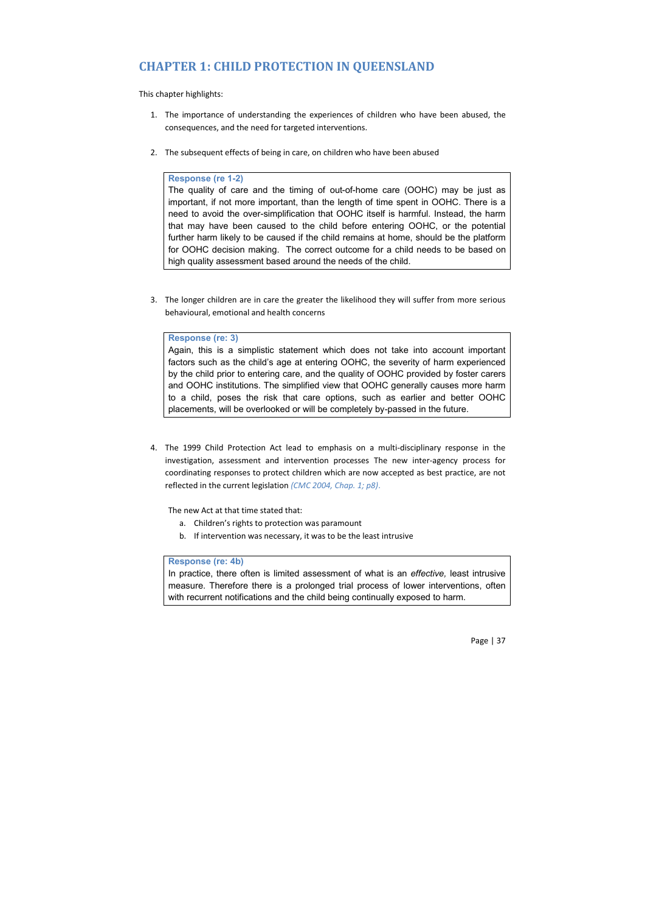# CHAPTER 1: CHILD PROTECTION IN QUEENSLAND

This chapter highlights:

1. The importance of understanding the experiences of children who have been abused, the consequences, and the need for targeted interventions.

2. The subsequent effects of being in care, on children who have been abused

> **Response (re 1-2)**
> The quality of care and the timing of out-of-home care (OOHC) may be just as important, if not more important, than the length of time spent in OOHC. There is a need to avoid the over-simplification that OOHC itself is harmful. Instead, the harm that may have been caused to the child before entering OOHC, or the potential further harm likely to be caused if the child remains at home, should be the platform for OOHC decision making. The correct outcome for a child needs to be based on high quality assessment based around the needs of the child.

3. The longer children are in care the greater the likelihood they will suffer from more serious behavioural, emotional and health concerns

> **Response (re: 3)**
> Again, this is a simplistic statement which does not take into account important factors such as the child's age at entering OOHC, the severity of harm experienced by the child prior to entering care, and the quality of OOHC provided by foster carers and OOHC institutions. The simplified view that OOHC generally causes more harm to a child, poses the risk that care options, such as earlier and better OOHC placements, will be overlooked or will be completely by-passed in the future.

4. The 1999 Child Protection Act lead to emphasis on a multi-disciplinary response in the investigation, assessment and intervention processes The new inter-agency process for coordinating responses to protect children which are now accepted as best practice, are not reflected in the current legislation *(CMC 2004, Chap. 1; p8)*.

   The new Act at that time stated that:

   a. Children's rights to protection was paramount
   b. If intervention was necessary, it was to be the least intrusive

> **Response (re: 4b)**
> In practice, there often is limited assessment of what is an *effective,* least intrusive measure. Therefore there is a prolonged trial process of lower interventions, often with recurrent notifications and the child being continually exposed to harm.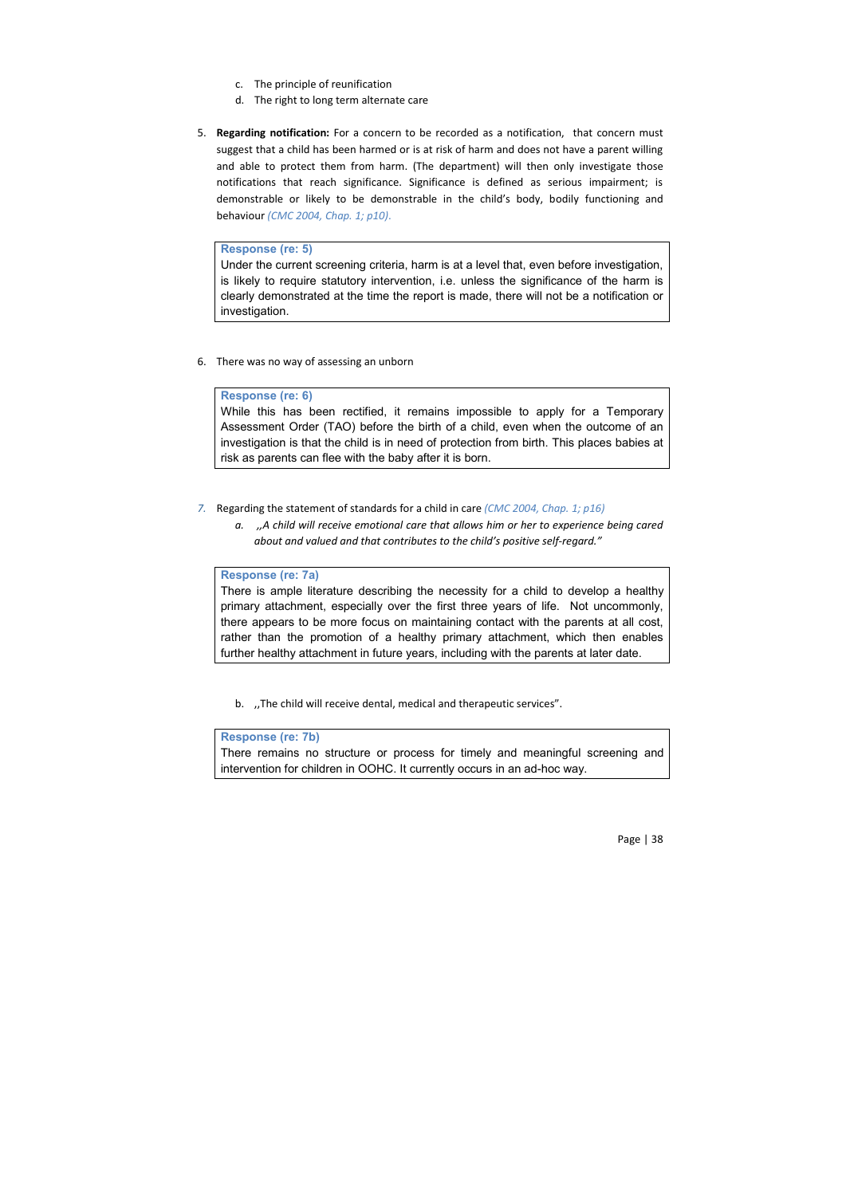c. The principle of reunification
d. The right to long term alternate care

5. **Regarding notification:** For a concern to be recorded as a notification, that concern must suggest that a child has been harmed or is at risk of harm and does not have a parent willing and able to protect them from harm. (The department) will then only investigate those notifications that reach significance. Significance is defined as serious impairment; is demonstrable or likely to be demonstrable in the child's body, bodily functioning and behaviour *(CMC 2004, Chap. 1; p10).*

> **Response (re: 5)**
> Under the current screening criteria, harm is at a level that, even before investigation, is likely to require statutory intervention, i.e. unless the significance of the harm is clearly demonstrated at the time the report is made, there will not be a notification or investigation.

6. There was no way of assessing an unborn

> **Response (re: 6)**
> While this has been rectified, it remains impossible to apply for a Temporary Assessment Order (TAO) before the birth of a child, even when the outcome of an investigation is that the child is in need of protection from birth. This places babies at risk as parents can flee with the baby after it is born.

7. Regarding the statement of standards for a child in care *(CMC 2004, Chap. 1; p16)*
   a. *,,A child will receive emotional care that allows him or her to experience being cared about and valued and that contributes to the child's positive self-regard."*

> **Response (re: 7a)**
> There is ample literature describing the necessity for a child to develop a healthy primary attachment, especially over the first three years of life. Not uncommonly, there appears to be more focus on maintaining contact with the parents at all cost, rather than the promotion of a healthy primary attachment, which then enables further healthy attachment in future years, including with the parents at later date.

   b. ,,The child will receive dental, medical and therapeutic services".

> **Response (re: 7b)**
> There remains no structure or process for timely and meaningful screening and intervention for children in OOHC. It currently occurs in an ad-hoc way.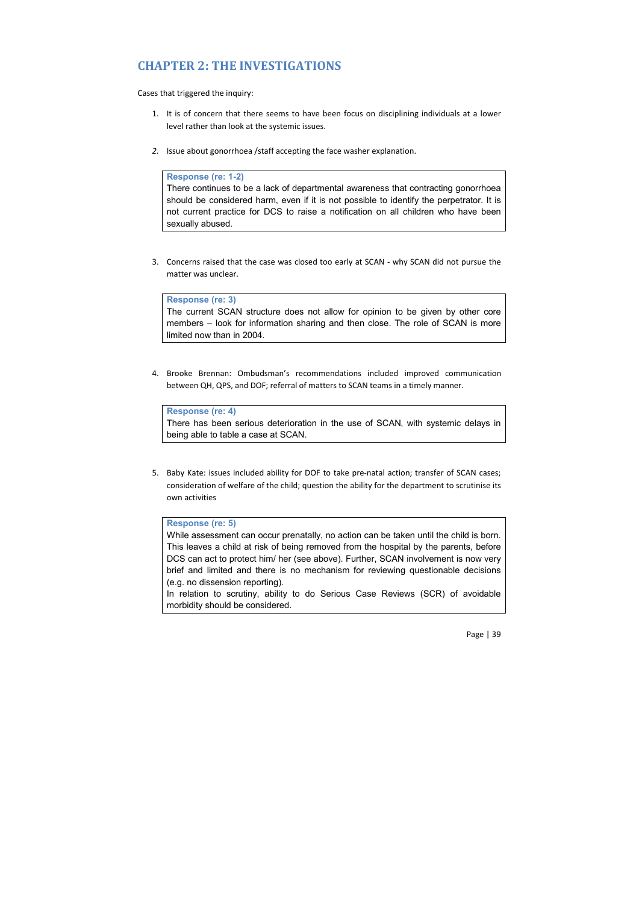## CHAPTER 2: THE INVESTIGATIONS

Cases that triggered the inquiry:

1. It is of concern that there seems to have been focus on disciplining individuals at a lower level rather than look at the systemic issues.

2. Issue about gonorrhoea /staff accepting the face washer explanation.

> **Response (re: 1-2)**
> There continues to be a lack of departmental awareness that contracting gonorrhoea should be considered harm, even if it is not possible to identify the perpetrator. It is not current practice for DCS to raise a notification on all children who have been sexually abused.

3. Concerns raised that the case was closed too early at SCAN - why SCAN did not pursue the matter was unclear.

> **Response (re: 3)**
> The current SCAN structure does not allow for opinion to be given by other core members – look for information sharing and then close. The role of SCAN is more limited now than in 2004.

4. Brooke Brennan: Ombudsman's recommendations included improved communication between QH, QPS, and DOF; referral of matters to SCAN teams in a timely manner.

> **Response (re: 4)**
> There has been serious deterioration in the use of SCAN, with systemic delays in being able to table a case at SCAN.

5. Baby Kate: issues included ability for DOF to take pre-natal action; transfer of SCAN cases; consideration of welfare of the child; question the ability for the department to scrutinise its own activities

> **Response (re: 5)**
> While assessment can occur prenatally, no action can be taken until the child is born. This leaves a child at risk of being removed from the hospital by the parents, before DCS can act to protect him/ her (see above). Further, SCAN involvement is now very brief and limited and there is no mechanism for reviewing questionable decisions (e.g. no dissension reporting).
> In relation to scrutiny, ability to do Serious Case Reviews (SCR) of avoidable morbidity should be considered.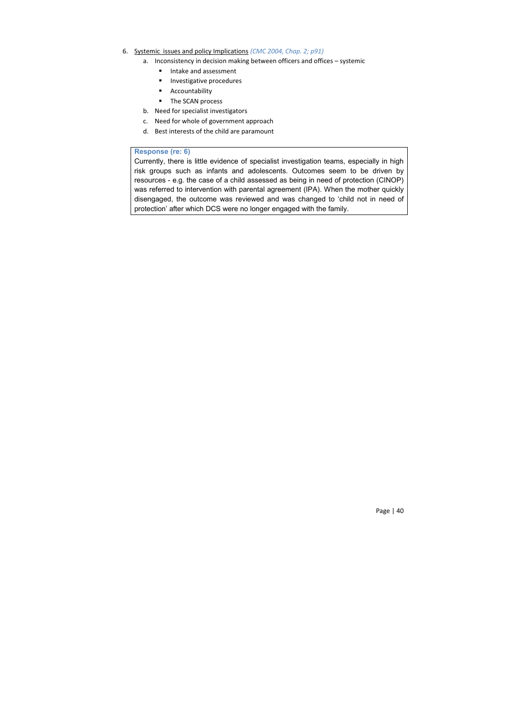6. <u>Systemic issues and policy Implications</u> *(CMC 2004, Chap. 2; p91)*
   a. Inconsistency in decision making between officers and offices – systemic
      - Intake and assessment
      - Investigative procedures
      - Accountability
      - The SCAN process
   b. Need for specialist investigators
   c. Need for whole of government approach
   d. Best interests of the child are paramount

**Response (re: 6)**

Currently, there is little evidence of specialist investigation teams, especially in high risk groups such as infants and adolescents. Outcomes seem to be driven by resources - e.g. the case of a child assessed as being in need of protection (CINOP) was referred to intervention with parental agreement (IPA). When the mother quickly disengaged, the outcome was reviewed and was changed to 'child not in need of protection' after which DCS were no longer engaged with the family.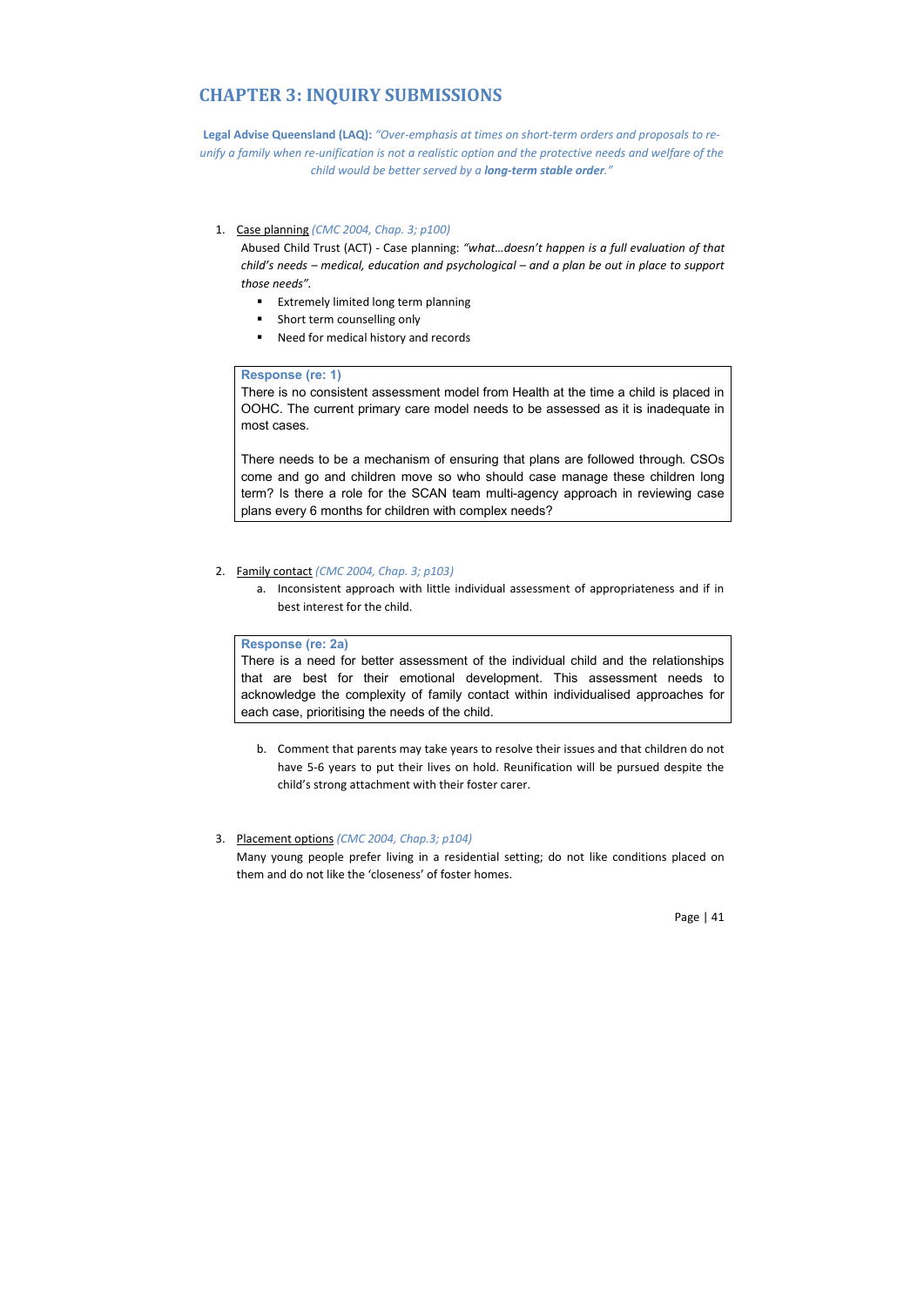## CHAPTER 3: INQUIRY SUBMISSIONS

**Legal Advise Queensland (LAQ):** *"Over-emphasis at times on short-term orders and proposals to re-unify a family when re-unification is not a realistic option and the protective needs and welfare of the child would be better served by a **long-term stable order**."*

1. Case planning *(CMC 2004, Chap. 3; p100)*

   Abused Child Trust (ACT) - Case planning: *"what…doesn't happen is a full evaluation of that child's needs – medical, education and psychological – and a plan be out in place to support those needs".*

   - Extremely limited long term planning
   - Short term counselling only
   - Need for medical history and records

> **Response (re: 1)**
>
> There is no consistent assessment model from Health at the time a child is placed in OOHC. The current primary care model needs to be assessed as it is inadequate in most cases.
>
> There needs to be a mechanism of ensuring that plans are followed through. CSOs come and go and children move so who should case manage these children long term? Is there a role for the SCAN team multi-agency approach in reviewing case plans every 6 months for children with complex needs?

2. Family contact *(CMC 2004, Chap. 3; p103)*

   a. Inconsistent approach with little individual assessment of appropriateness and if in best interest for the child.

> **Response (re: 2a)**
>
> There is a need for better assessment of the individual child and the relationships that are best for their emotional development. This assessment needs to acknowledge the complexity of family contact within individualised approaches for each case, prioritising the needs of the child.

   b. Comment that parents may take years to resolve their issues and that children do not have 5-6 years to put their lives on hold. Reunification will be pursued despite the child's strong attachment with their foster carer.

3. Placement options *(CMC 2004, Chap.3; p104)*

   Many young people prefer living in a residential setting; do not like conditions placed on them and do not like the 'closeness' of foster homes.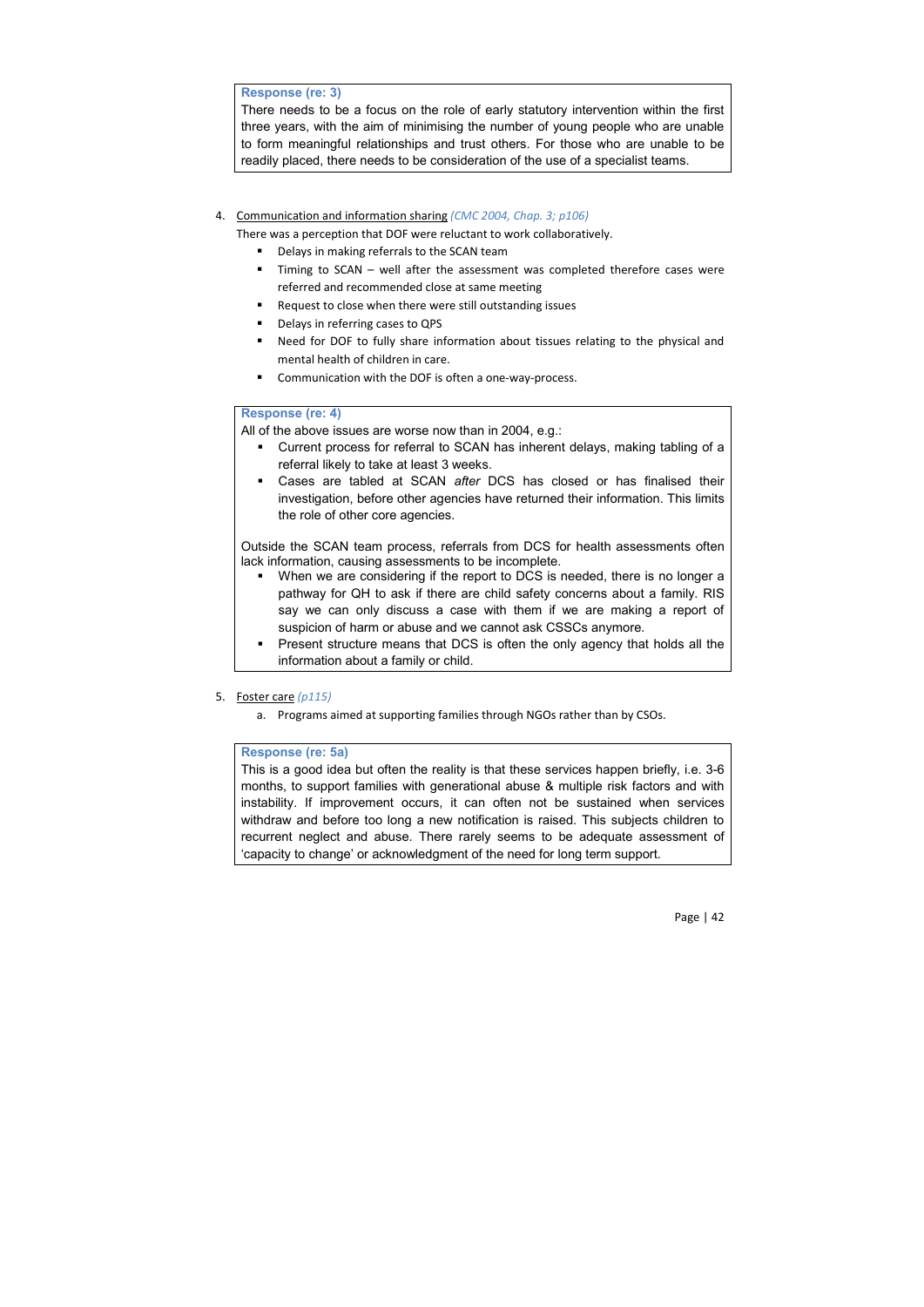**Response (re: 3)**

There needs to be a focus on the role of early statutory intervention within the first three years, with the aim of minimising the number of young people who are unable to form meaningful relationships and trust others. For those who are unable to be readily placed, there needs to be consideration of the use of a specialist teams.

4. Communication and information sharing *(CMC 2004, Chap. 3; p106)*

   There was a perception that DOF were reluctant to work collaboratively.

   - Delays in making referrals to the SCAN team
   - Timing to SCAN – well after the assessment was completed therefore cases were referred and recommended close at same meeting
   - Request to close when there were still outstanding issues
   - Delays in referring cases to QPS
   - Need for DOF to fully share information about tissues relating to the physical and mental health of children in care.
   - Communication with the DOF is often a one-way-process.

**Response (re: 4)**

All of the above issues are worse now than in 2004, e.g.:

- Current process for referral to SCAN has inherent delays, making tabling of a referral likely to take at least 3 weeks.
- Cases are tabled at SCAN *after* DCS has closed or has finalised their investigation, before other agencies have returned their information. This limits the role of other core agencies.

Outside the SCAN team process, referrals from DCS for health assessments often lack information, causing assessments to be incomplete.

- When we are considering if the report to DCS is needed, there is no longer a pathway for QH to ask if there are child safety concerns about a family. RIS say we can only discuss a case with them if we are making a report of suspicion of harm or abuse and we cannot ask CSSCs anymore.
- Present structure means that DCS is often the only agency that holds all the information about a family or child.

5. Foster care *(p115)*

   a. Programs aimed at supporting families through NGOs rather than by CSOs.

**Response (re: 5a)**

This is a good idea but often the reality is that these services happen briefly, i.e. 3-6 months, to support families with generational abuse & multiple risk factors and with instability. If improvement occurs, it can often not be sustained when services withdraw and before too long a new notification is raised. This subjects children to recurrent neglect and abuse. There rarely seems to be adequate assessment of 'capacity to change' or acknowledgment of the need for long term support.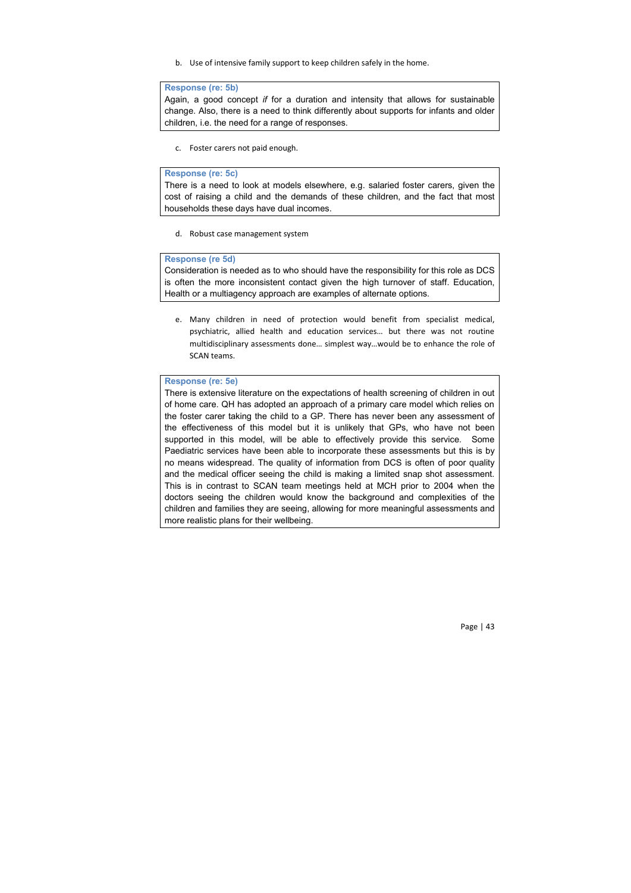b. Use of intensive family support to keep children safely in the home.

**Response (re: 5b)**
Again, a good concept *if* for a duration and intensity that allows for sustainable change. Also, there is a need to think differently about supports for infants and older children, i.e. the need for a range of responses.

c. Foster carers not paid enough.

**Response (re: 5c)**
There is a need to look at models elsewhere, e.g. salaried foster carers, given the cost of raising a child and the demands of these children, and the fact that most households these days have dual incomes.

d. Robust case management system

**Response (re 5d)**
Consideration is needed as to who should have the responsibility for this role as DCS is often the more inconsistent contact given the high turnover of staff. Education, Health or a multiagency approach are examples of alternate options.

e. Many children in need of protection would benefit from specialist medical, psychiatric, allied health and education services… but there was not routine multidisciplinary assessments done… simplest way…would be to enhance the role of SCAN teams.

**Response (re: 5e)**
There is extensive literature on the expectations of health screening of children in out of home care. QH has adopted an approach of a primary care model which relies on the foster carer taking the child to a GP. There has never been any assessment of the effectiveness of this model but it is unlikely that GPs, who have not been supported in this model, will be able to effectively provide this service. Some Paediatric services have been able to incorporate these assessments but this is by no means widespread. The quality of information from DCS is often of poor quality and the medical officer seeing the child is making a limited snap shot assessment. This is in contrast to SCAN team meetings held at MCH prior to 2004 when the doctors seeing the children would know the background and complexities of the children and families they are seeing, allowing for more meaningful assessments and more realistic plans for their wellbeing.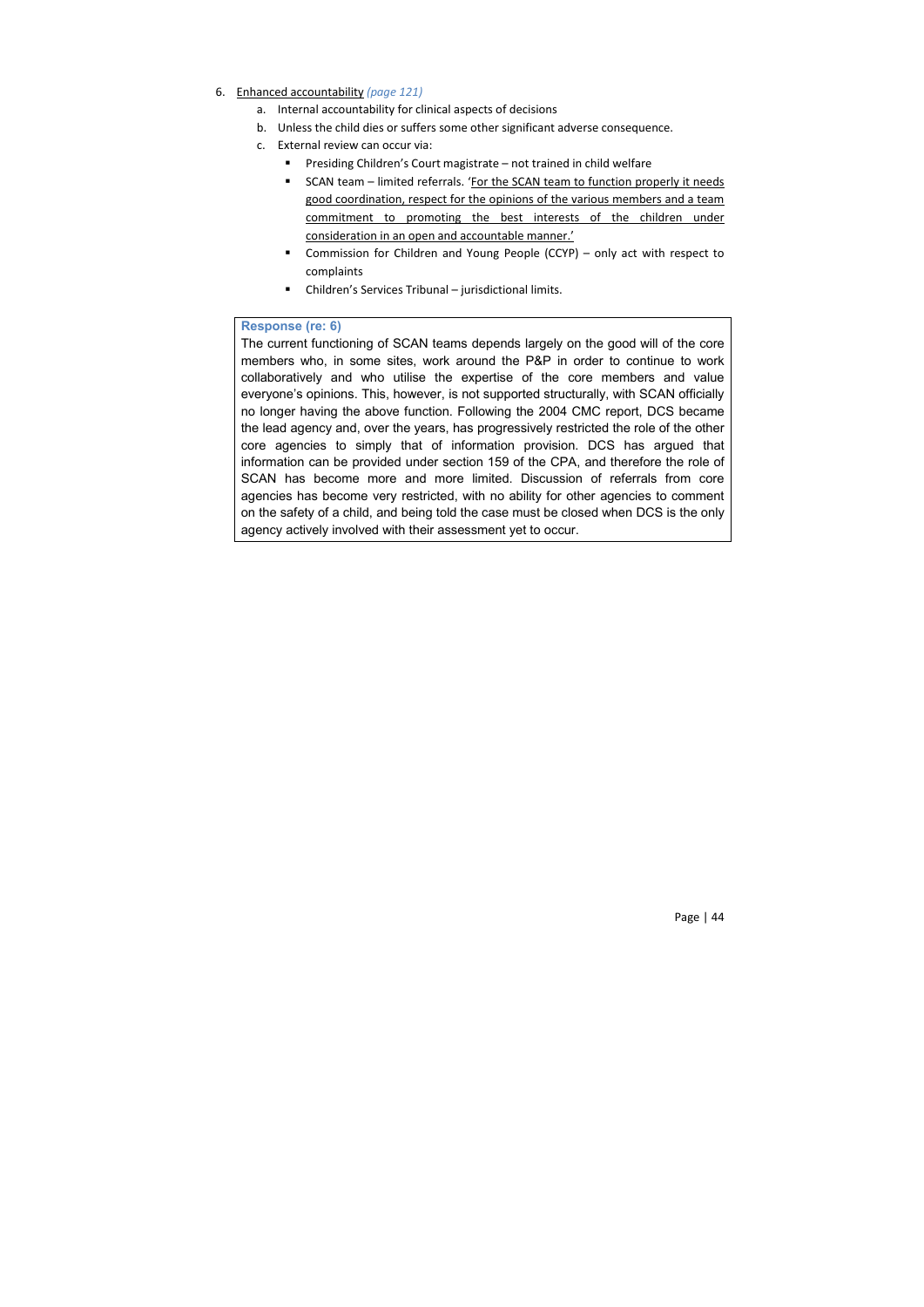6. <u>Enhanced accountability</u> *(page 121)*
    a. Internal accountability for clinical aspects of decisions
    b. Unless the child dies or suffers some other significant adverse consequence.
    c. External review can occur via:
        - Presiding Children's Court magistrate – not trained in child welfare
        - SCAN team – limited referrals. '<u>For the SCAN team to function properly it needs good coordination, respect for the opinions of the various members and a team commitment to promoting the best interests of the children under consideration in an open and accountable manner.</u>'
        - Commission for Children and Young People (CCYP) – only act with respect to complaints
        - Children's Services Tribunal – jurisdictional limits.

**Response (re: 6)**

The current functioning of SCAN teams depends largely on the good will of the core members who, in some sites, work around the P&P in order to continue to work collaboratively and who utilise the expertise of the core members and value everyone's opinions. This, however, is not supported structurally, with SCAN officially no longer having the above function. Following the 2004 CMC report, DCS became the lead agency and, over the years, has progressively restricted the role of the other core agencies to simply that of information provision. DCS has argued that information can be provided under section 159 of the CPA, and therefore the role of SCAN has become more and more limited. Discussion of referrals from core agencies has become very restricted, with no ability for other agencies to comment on the safety of a child, and being told the case must be closed when DCS is the only agency actively involved with their assessment yet to occur.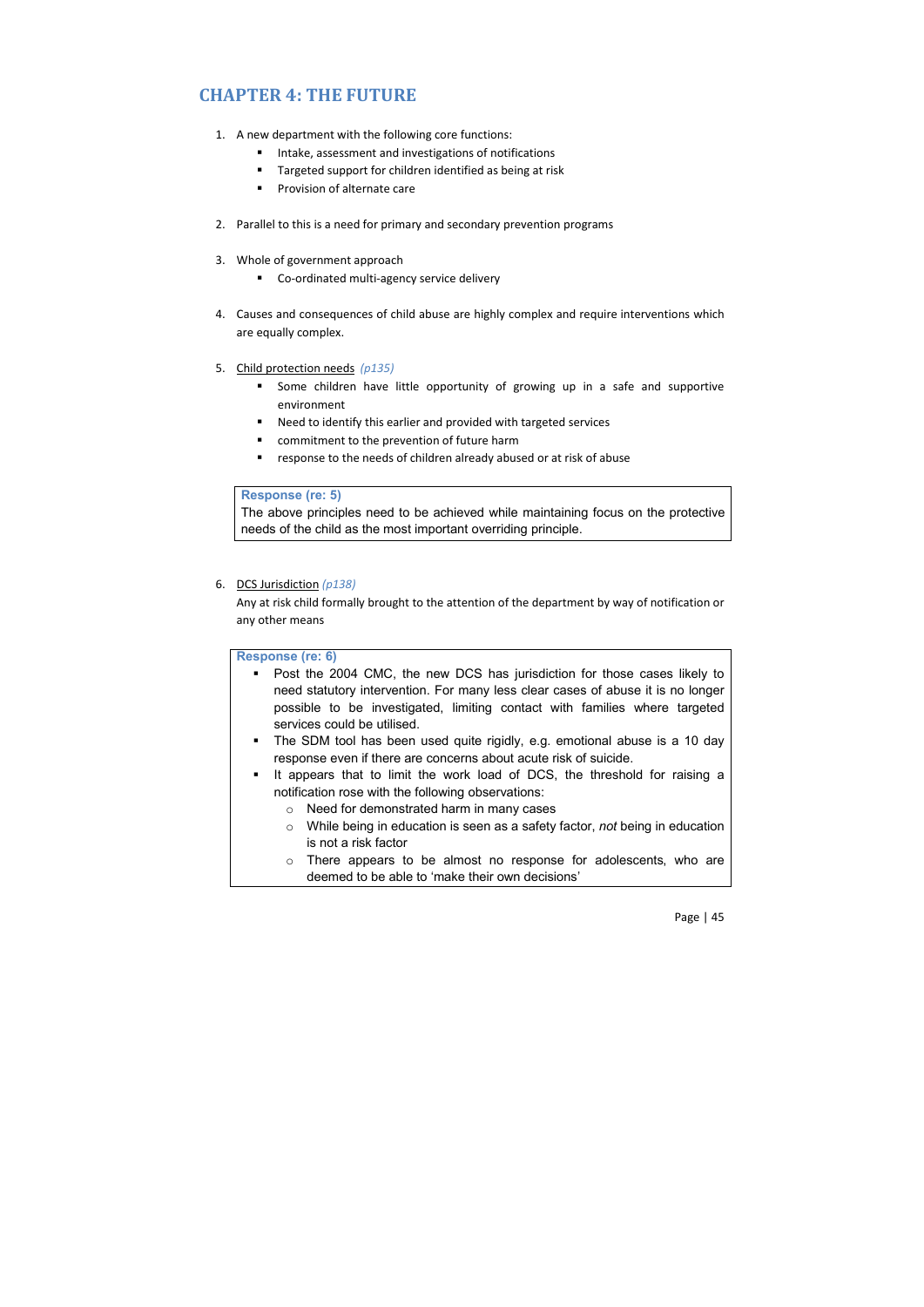## CHAPTER 4: THE FUTURE

1. A new department with the following core functions:
    - Intake, assessment and investigations of notifications
    - Targeted support for children identified as being at risk
    - Provision of alternate care

2. Parallel to this is a need for primary and secondary prevention programs

3. Whole of government approach
    - Co-ordinated multi-agency service delivery

4. Causes and consequences of child abuse are highly complex and require interventions which are equally complex.

5. Child protection needs *(p135)*
    - Some children have little opportunity of growing up in a safe and supportive environment
    - Need to identify this earlier and provided with targeted services
    - commitment to the prevention of future harm
    - response to the needs of children already abused or at risk of abuse

> **Response (re: 5)**
> The above principles need to be achieved while maintaining focus on the protective needs of the child as the most important overriding principle.

6. DCS Jurisdiction *(p138)*
   Any at risk child formally brought to the attention of the department by way of notification or any other means

> **Response (re: 6)**
> - Post the 2004 CMC, the new DCS has jurisdiction for those cases likely to need statutory intervention. For many less clear cases of abuse it is no longer possible to be investigated, limiting contact with families where targeted services could be utilised.
> - The SDM tool has been used quite rigidly, e.g. emotional abuse is a 10 day response even if there are concerns about acute risk of suicide.
> - It appears that to limit the work load of DCS, the threshold for raising a notification rose with the following observations:
>     - Need for demonstrated harm in many cases
>     - While being in education is seen as a safety factor, *not* being in education is not a risk factor
>     - There appears to be almost no response for adolescents, who are deemed to be able to 'make their own decisions'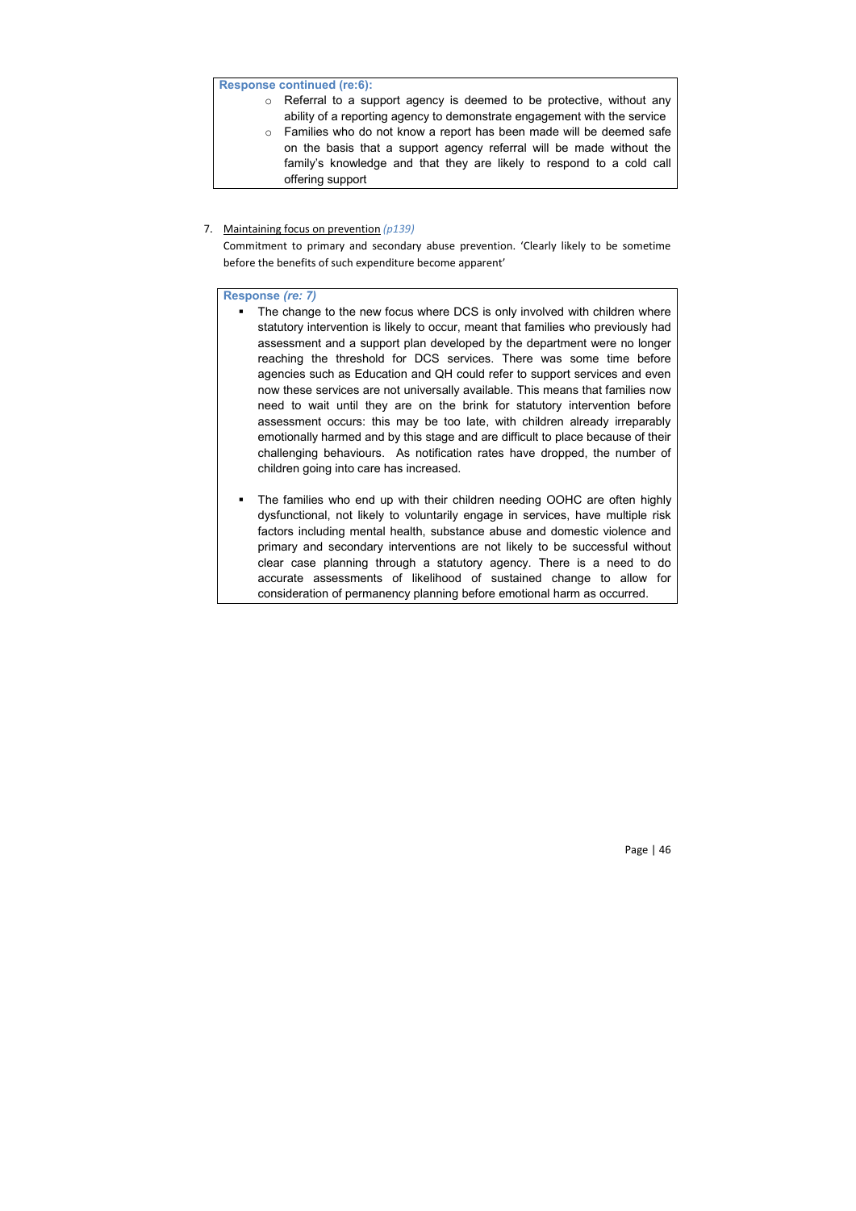**Response continued (re:6):**

- Referral to a support agency is deemed to be protective, without any ability of a reporting agency to demonstrate engagement with the service
- Families who do not know a report has been made will be deemed safe on the basis that a support agency referral will be made without the family's knowledge and that they are likely to respond to a cold call offering support

7. Maintaining focus on prevention *(p139)*

   Commitment to primary and secondary abuse prevention. 'Clearly likely to be sometime before the benefits of such expenditure become apparent'

**Response *(re: 7)***

- The change to the new focus where DCS is only involved with children where statutory intervention is likely to occur, meant that families who previously had assessment and a support plan developed by the department were no longer reaching the threshold for DCS services. There was some time before agencies such as Education and QH could refer to support services and even now these services are not universally available. This means that families now need to wait until they are on the brink for statutory intervention before assessment occurs: this may be too late, with children already irreparably emotionally harmed and by this stage and are difficult to place because of their challenging behaviours. As notification rates have dropped, the number of children going into care has increased.

- The families who end up with their children needing OOHC are often highly dysfunctional, not likely to voluntarily engage in services, have multiple risk factors including mental health, substance abuse and domestic violence and primary and secondary interventions are not likely to be successful without clear case planning through a statutory agency. There is a need to do accurate assessments of likelihood of sustained change to allow for consideration of permanency planning before emotional harm as occurred.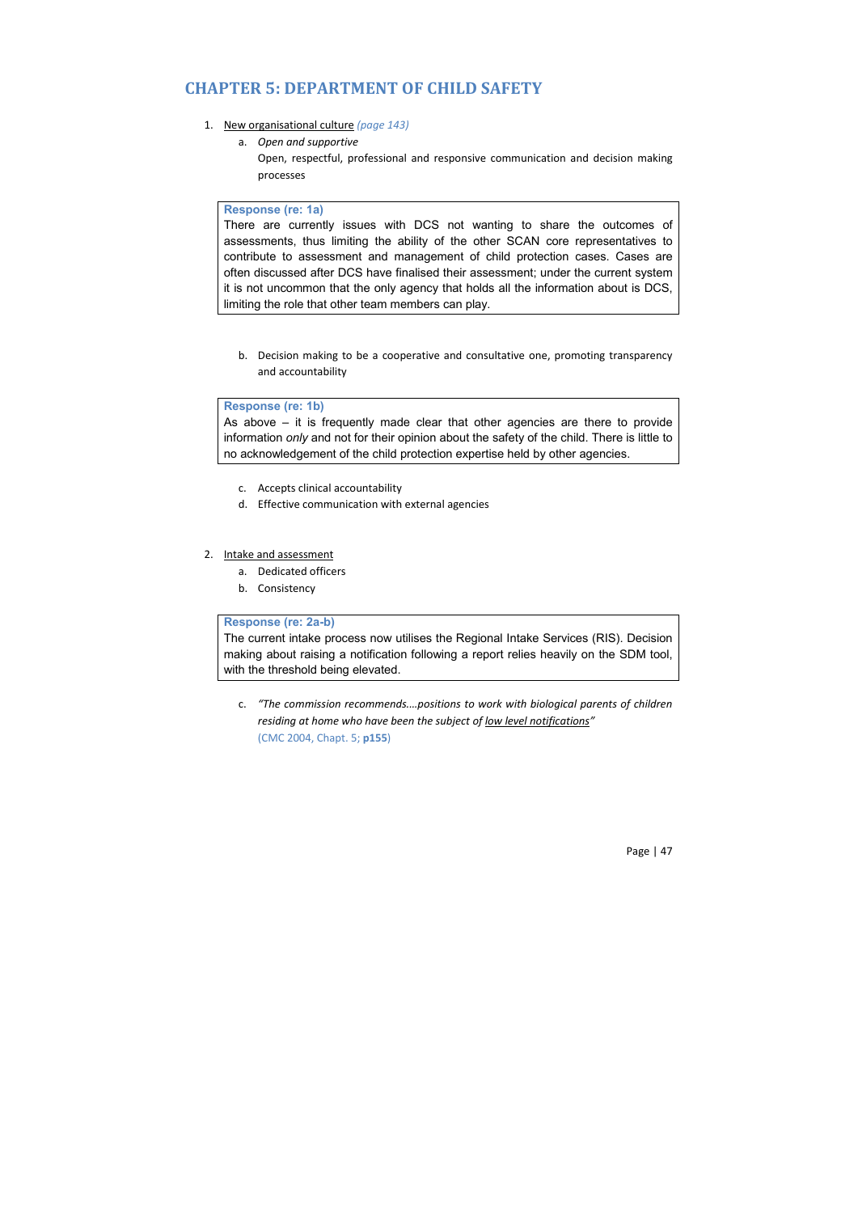# CHAPTER 5: DEPARTMENT OF CHILD SAFETY

1. New organisational culture *(page 143)*
   a. *Open and supportive*
      Open, respectful, professional and responsive communication and decision making processes

> **Response (re: 1a)**
> There are currently issues with DCS not wanting to share the outcomes of assessments, thus limiting the ability of the other SCAN core representatives to contribute to assessment and management of child protection cases. Cases are often discussed after DCS have finalised their assessment; under the current system it is not uncommon that the only agency that holds all the information about is DCS, limiting the role that other team members can play.

   b. Decision making to be a cooperative and consultative one, promoting transparency and accountability

> **Response (re: 1b)**
> As above – it is frequently made clear that other agencies are there to provide information *only* and not for their opinion about the safety of the child. There is little to no acknowledgement of the child protection expertise held by other agencies.

   c. Accepts clinical accountability
   d. Effective communication with external agencies

2. Intake and assessment
   a. Dedicated officers
   b. Consistency

> **Response (re: 2a-b)**
> The current intake process now utilises the Regional Intake Services (RIS). Decision making about raising a notification following a report relies heavily on the SDM tool, with the threshold being elevated.

   c. *"The commission recommends….positions to work with biological parents of children residing at home who have been the subject of low level notifications"*
      (CMC 2004, Chapt. 5; **p155**)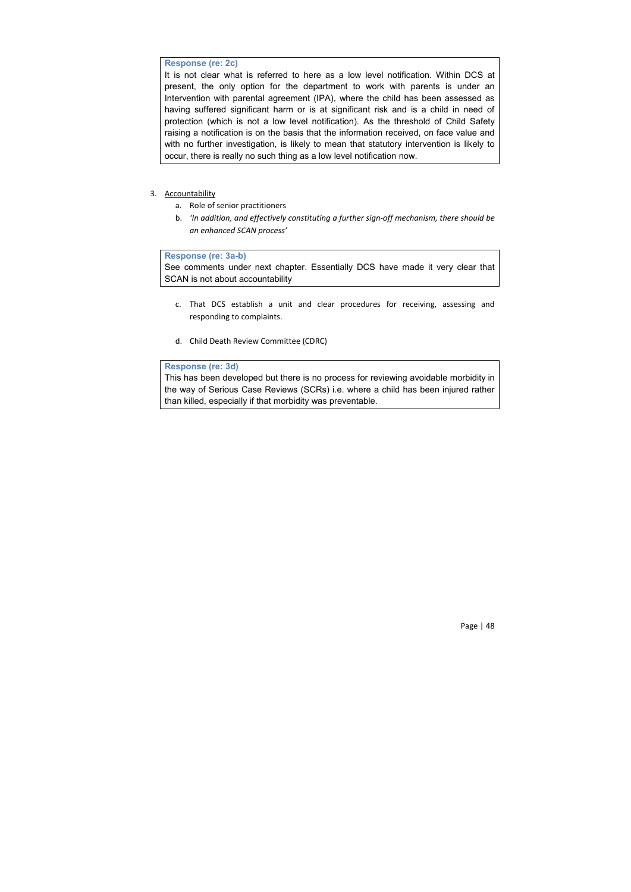**Response (re: 2c)**

It is not clear what is referred to here as a low level notification. Within DCS at present, the only option for the department to work with parents is under an Intervention with parental agreement (IPA), where the child has been assessed as having suffered significant harm or is at significant risk and is a child in need of protection (which is not a low level notification). As the threshold of Child Safety raising a notification is on the basis that the information received, on face value and with no further investigation, is likely to mean that statutory intervention is likely to occur, there is really no such thing as a low level notification now.

3. Accountability
   a. Role of senior practitioners
   b. *'In addition, and effectively constituting a further sign-off mechanism, there should be an enhanced SCAN process'*

**Response (re: 3a-b)**

See comments under next chapter. Essentially DCS have made it very clear that SCAN is not about accountability

   c. That DCS establish a unit and clear procedures for receiving, assessing and responding to complaints.
   d. Child Death Review Committee (CDRC)

**Response (re: 3d)**

This has been developed but there is no process for reviewing avoidable morbidity in the way of Serious Case Reviews (SCRs) i.e. where a child has been injured rather than killed, especially if that morbidity was preventable.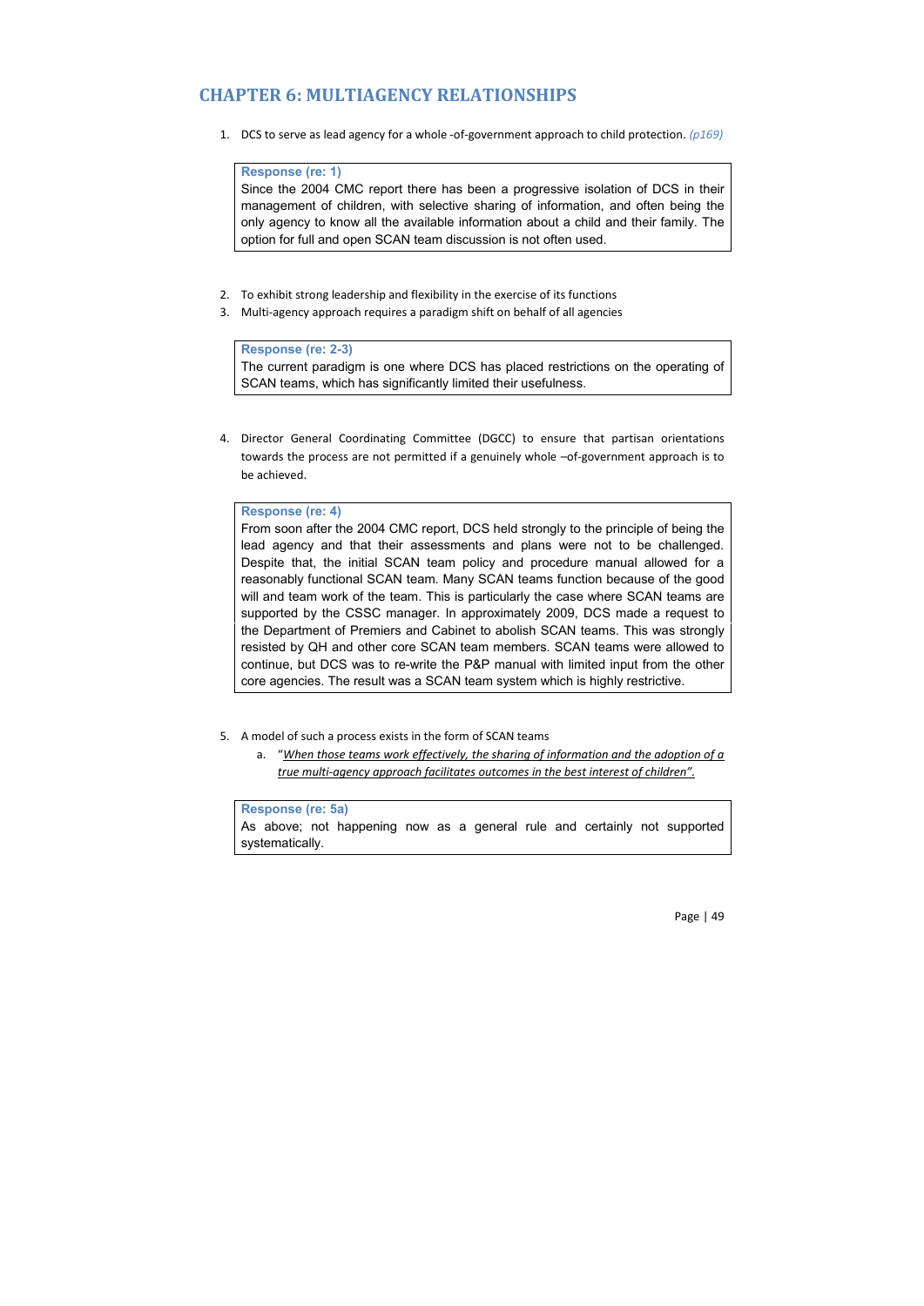## CHAPTER 6: MULTIAGENCY RELATIONSHIPS

1. DCS to serve as lead agency for a whole -of-government approach to child protection. *(p169)*

> **Response (re: 1)**
> Since the 2004 CMC report there has been a progressive isolation of DCS in their management of children, with selective sharing of information, and often being the only agency to know all the available information about a child and their family. The option for full and open SCAN team discussion is not often used.

2. To exhibit strong leadership and flexibility in the exercise of its functions
3. Multi-agency approach requires a paradigm shift on behalf of all agencies

> **Response (re: 2-3)**
> The current paradigm is one where DCS has placed restrictions on the operating of SCAN teams, which has significantly limited their usefulness.

4. Director General Coordinating Committee (DGCC) to ensure that partisan orientations towards the process are not permitted if a genuinely whole –of-government approach is to be achieved.

> **Response (re: 4)**
> From soon after the 2004 CMC report, DCS held strongly to the principle of being the lead agency and that their assessments and plans were not to be challenged. Despite that, the initial SCAN team policy and procedure manual allowed for a reasonably functional SCAN team. Many SCAN teams function because of the good will and team work of the team. This is particularly the case where SCAN teams are supported by the CSSC manager. In approximately 2009, DCS made a request to the Department of Premiers and Cabinet to abolish SCAN teams. This was strongly resisted by QH and other core SCAN team members. SCAN teams were allowed to continue, but DCS was to re-write the P&P manual with limited input from the other core agencies. The result was a SCAN team system which is highly restrictive.

5. A model of such a process exists in the form of SCAN teams
   a. "*<u>When those teams work effectively, the sharing of information and the adoption of a true multi-agency approach facilitates outcomes in the best interest of children".</u>*

> **Response (re: 5a)**
> As above; not happening now as a general rule and certainly not supported systematically.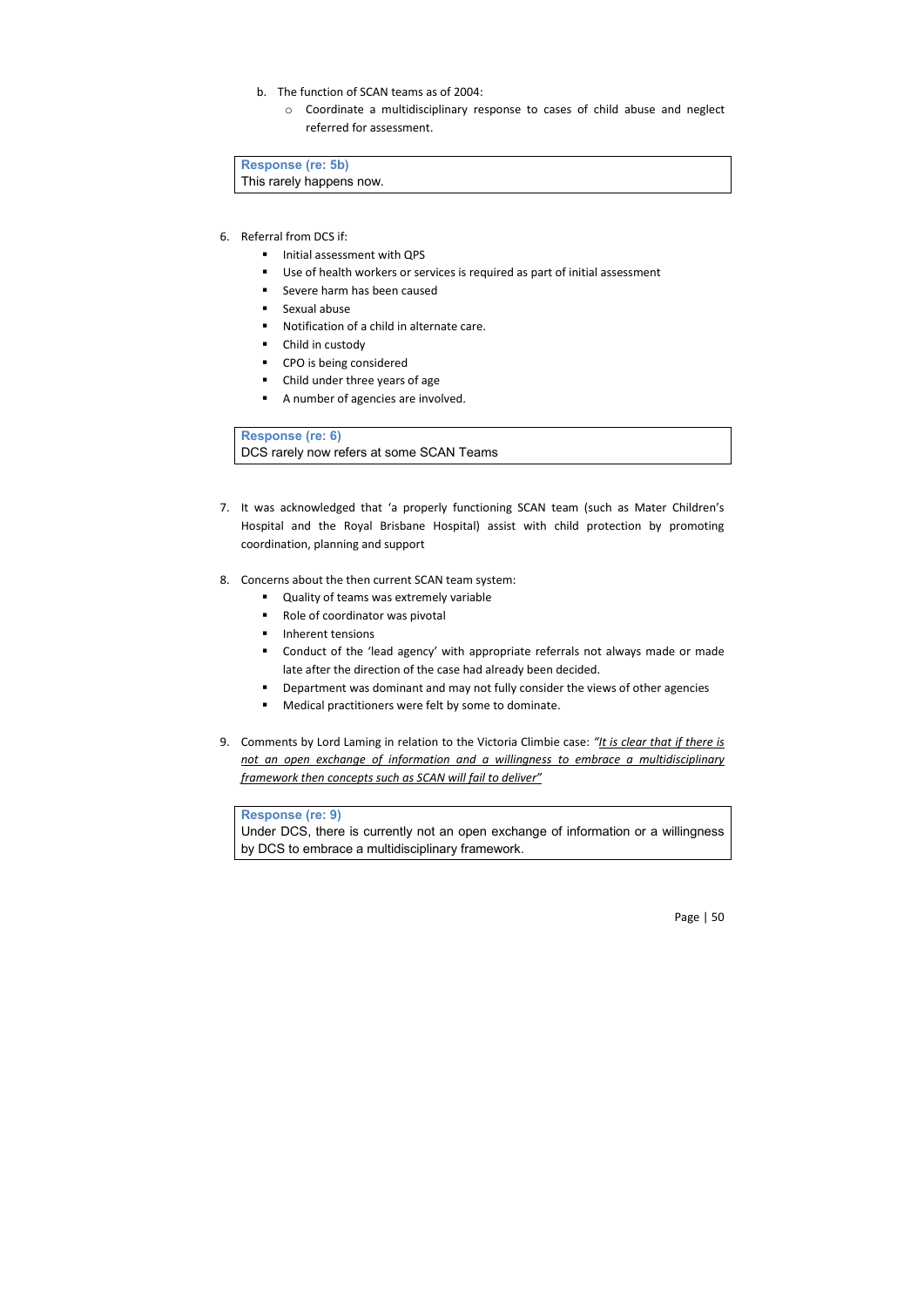b. The function of SCAN teams as of 2004:
   - Coordinate a multidisciplinary response to cases of child abuse and neglect referred for assessment.

> **Response (re: 5b)**
> This rarely happens now.

6. Referral from DCS if:
   - Initial assessment with QPS
   - Use of health workers or services is required as part of initial assessment
   - Severe harm has been caused
   - Sexual abuse
   - Notification of a child in alternate care.
   - Child in custody
   - CPO is being considered
   - Child under three years of age
   - A number of agencies are involved.

> **Response (re: 6)**
> DCS rarely now refers at some SCAN Teams

7. It was acknowledged that 'a properly functioning SCAN team (such as Mater Children's Hospital and the Royal Brisbane Hospital) assist with child protection by promoting coordination, planning and support

8. Concerns about the then current SCAN team system:
   - Quality of teams was extremely variable
   - Role of coordinator was pivotal
   - Inherent tensions
   - Conduct of the 'lead agency' with appropriate referrals not always made or made late after the direction of the case had already been decided.
   - Department was dominant and may not fully consider the views of other agencies
   - Medical practitioners were felt by some to dominate.

9. Comments by Lord Laming in relation to the Victoria Climbie case: *"It is clear that if there is not an open exchange of information and a willingness to embrace a multidisciplinary framework then concepts such as SCAN will fail to deliver"*

> **Response (re: 9)**
> Under DCS, there is currently not an open exchange of information or a willingness by DCS to embrace a multidisciplinary framework.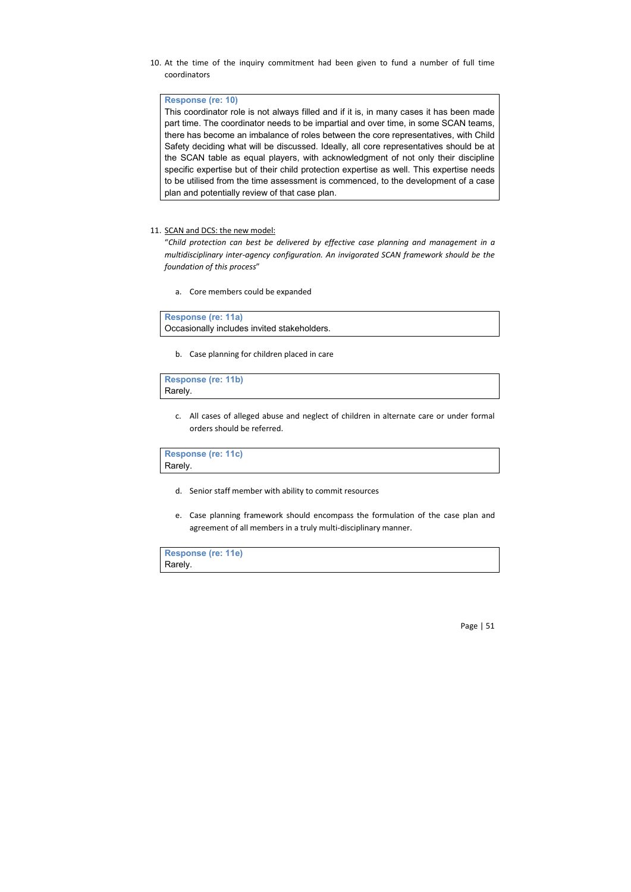10. At the time of the inquiry commitment had been given to fund a number of full time coordinators

> **Response (re: 10)**
> This coordinator role is not always filled and if it is, in many cases it has been made part time. The coordinator needs to be impartial and over time, in some SCAN teams, there has become an imbalance of roles between the core representatives, with Child Safety deciding what will be discussed. Ideally, all core representatives should be at the SCAN table as equal players, with acknowledgment of not only their discipline specific expertise but of their child protection expertise as well. This expertise needs to be utilised from the time assessment is commenced, to the development of a case plan and potentially review of that case plan.

11. <u>SCAN and DCS: the new model:</u>
"*Child protection can best be delivered by effective case planning and management in a multidisciplinary inter-agency configuration. An invigorated SCAN framework should be the foundation of this process*"

    a. Core members could be expanded

> **Response (re: 11a)**
> Occasionally includes invited stakeholders.

    b. Case planning for children placed in care

> **Response (re: 11b)**
> Rarely.

    c. All cases of alleged abuse and neglect of children in alternate care or under formal orders should be referred.

> **Response (re: 11c)**
> Rarely.

    d. Senior staff member with ability to commit resources

    e. Case planning framework should encompass the formulation of the case plan and agreement of all members in a truly multi-disciplinary manner.

> **Response (re: 11e)**
> Rarely.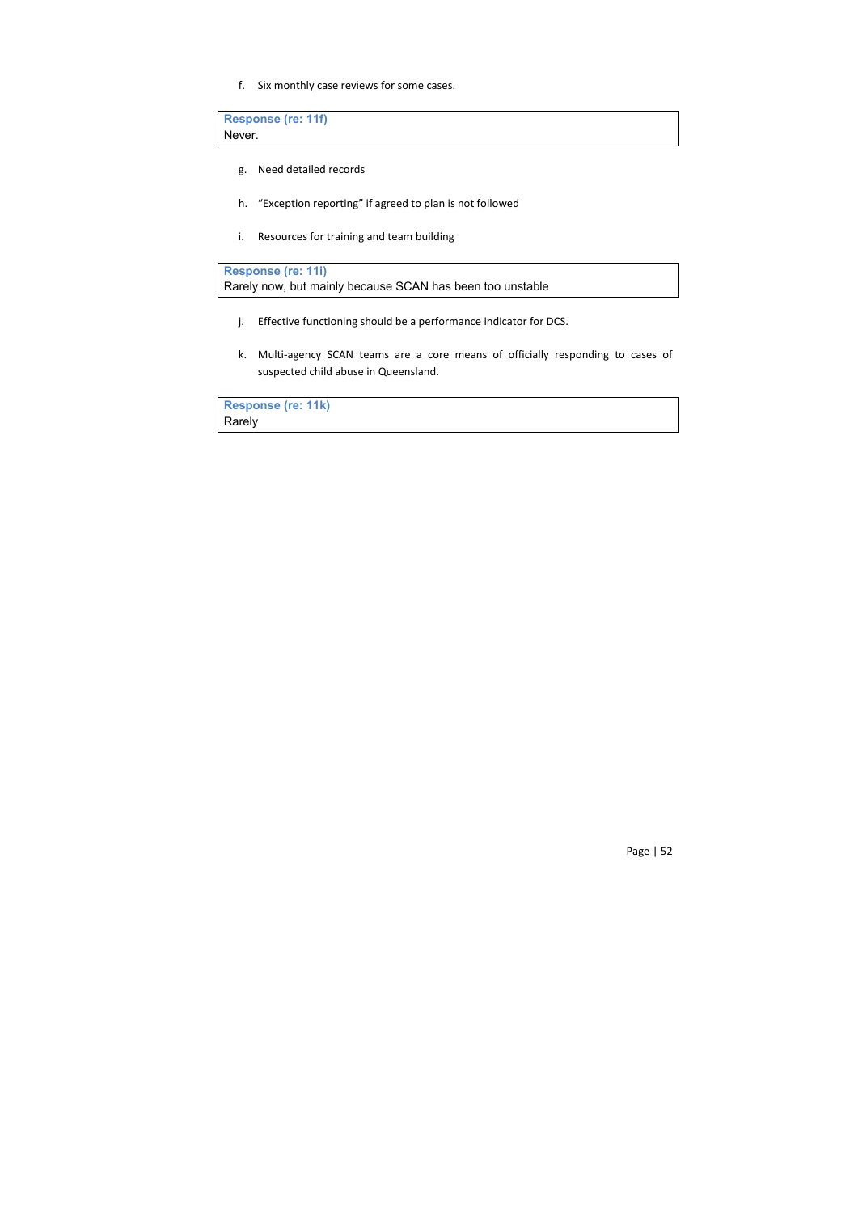f. Six monthly case reviews for some cases.

> **Response (re: 11f)**
> Never.

g. Need detailed records

h. “Exception reporting” if agreed to plan is not followed

i. Resources for training and team building

> **Response (re: 11i)**
> Rarely now, but mainly because SCAN has been too unstable

j. Effective functioning should be a performance indicator for DCS.

k. Multi-agency SCAN teams are a core means of officially responding to cases of suspected child abuse in Queensland.

> **Response (re: 11k)**
> Rarely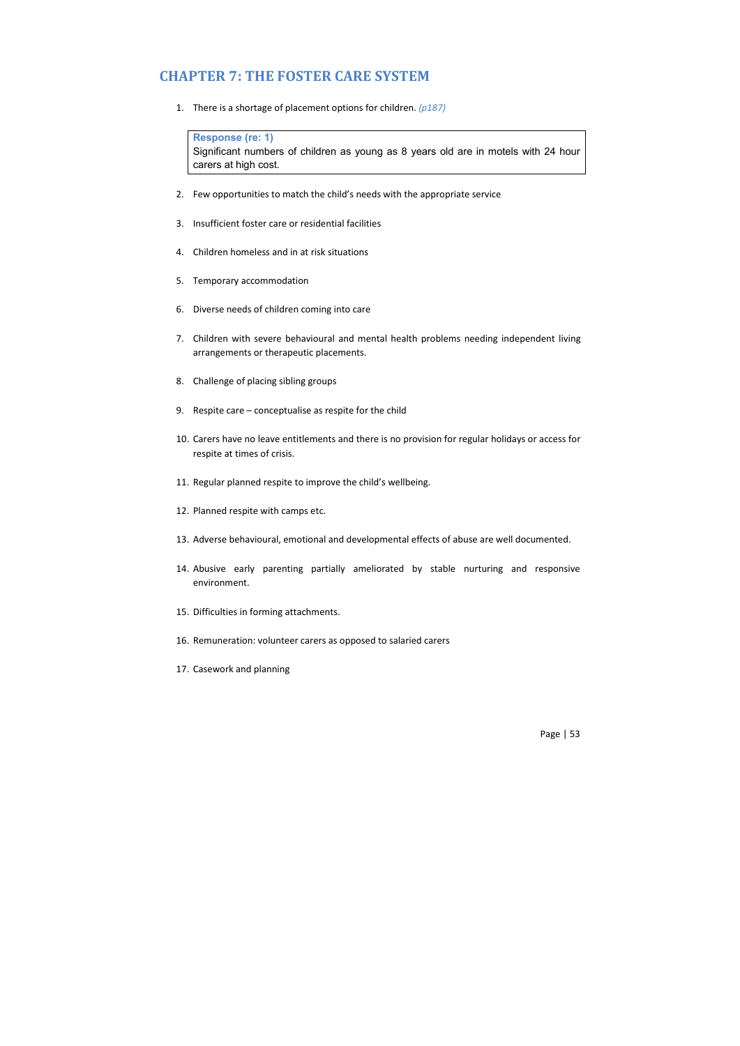## CHAPTER 7: THE FOSTER CARE SYSTEM

1. There is a shortage of placement options for children. *(p187)*

> **Response (re: 1)**
> Significant numbers of children as young as 8 years old are in motels with 24 hour carers at high cost.

2. Few opportunities to match the child's needs with the appropriate service
3. Insufficient foster care or residential facilities
4. Children homeless and in at risk situations
5. Temporary accommodation
6. Diverse needs of children coming into care
7. Children with severe behavioural and mental health problems needing independent living arrangements or therapeutic placements.
8. Challenge of placing sibling groups
9. Respite care – conceptualise as respite for the child
10. Carers have no leave entitlements and there is no provision for regular holidays or access for respite at times of crisis.
11. Regular planned respite to improve the child's wellbeing.
12. Planned respite with camps etc.
13. Adverse behavioural, emotional and developmental effects of abuse are well documented.
14. Abusive early parenting partially ameliorated by stable nurturing and responsive environment.
15. Difficulties in forming attachments.
16. Remuneration: volunteer carers as opposed to salaried carers
17. Casework and planning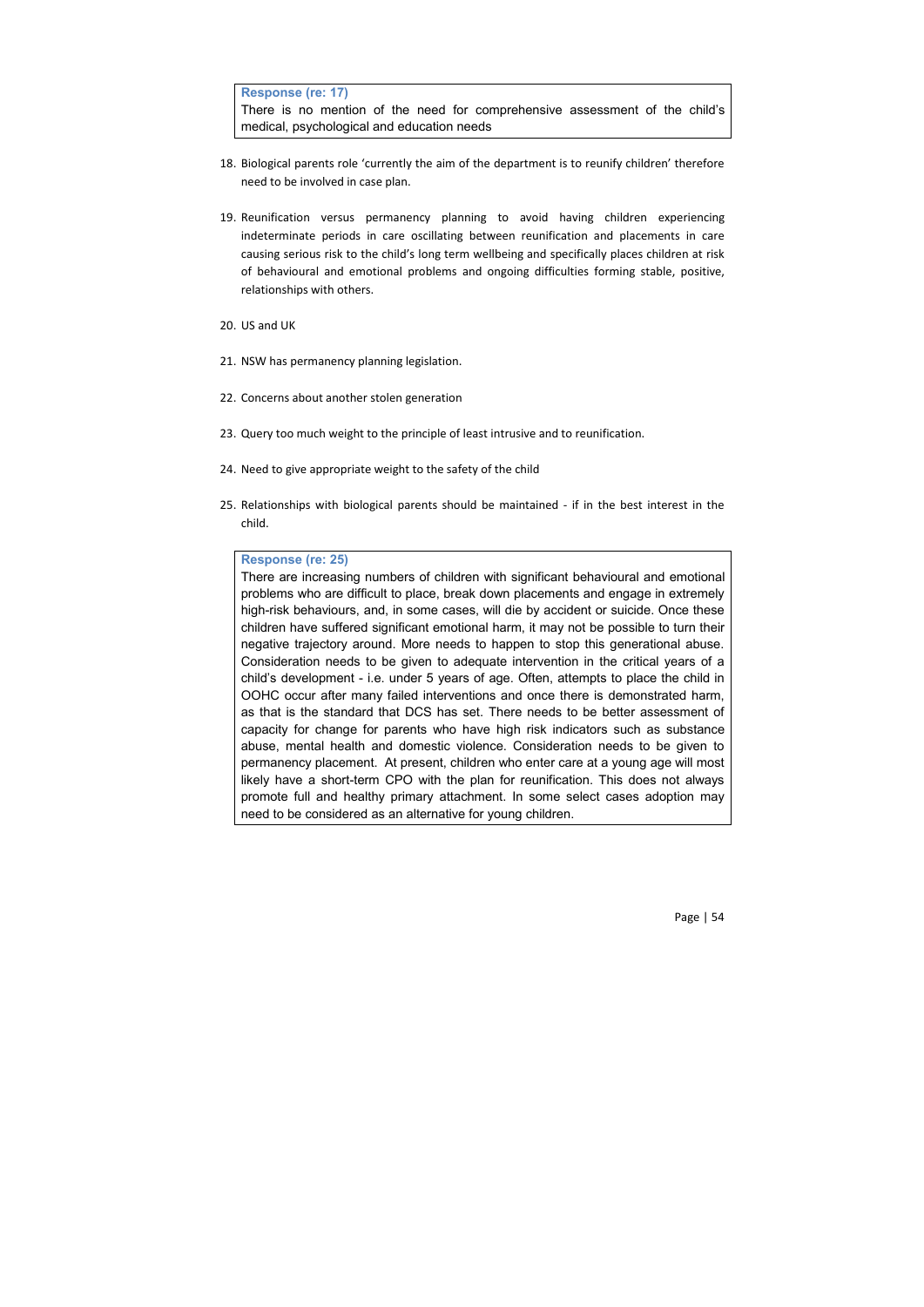> **Response (re: 17)**
> There is no mention of the need for comprehensive assessment of the child's medical, psychological and education needs

18. Biological parents role 'currently the aim of the department is to reunify children' therefore need to be involved in case plan.

19. Reunification versus permanency planning to avoid having children experiencing indeterminate periods in care oscillating between reunification and placements in care causing serious risk to the child's long term wellbeing and specifically places children at risk of behavioural and emotional problems and ongoing difficulties forming stable, positive, relationships with others.

20. US and UK

21. NSW has permanency planning legislation.

22. Concerns about another stolen generation

23. Query too much weight to the principle of least intrusive and to reunification.

24. Need to give appropriate weight to the safety of the child

25. Relationships with biological parents should be maintained - if in the best interest in the child.

> **Response (re: 25)**
> There are increasing numbers of children with significant behavioural and emotional problems who are difficult to place, break down placements and engage in extremely high-risk behaviours, and, in some cases, will die by accident or suicide. Once these children have suffered significant emotional harm, it may not be possible to turn their negative trajectory around. More needs to happen to stop this generational abuse. Consideration needs to be given to adequate intervention in the critical years of a child's development - i.e. under 5 years of age. Often, attempts to place the child in OOHC occur after many failed interventions and once there is demonstrated harm, as that is the standard that DCS has set. There needs to be better assessment of capacity for change for parents who have high risk indicators such as substance abuse, mental health and domestic violence. Consideration needs to be given to permanency placement. At present, children who enter care at a young age will most likely have a short-term CPO with the plan for reunification. This does not always promote full and healthy primary attachment. In some select cases adoption may need to be considered as an alternative for young children.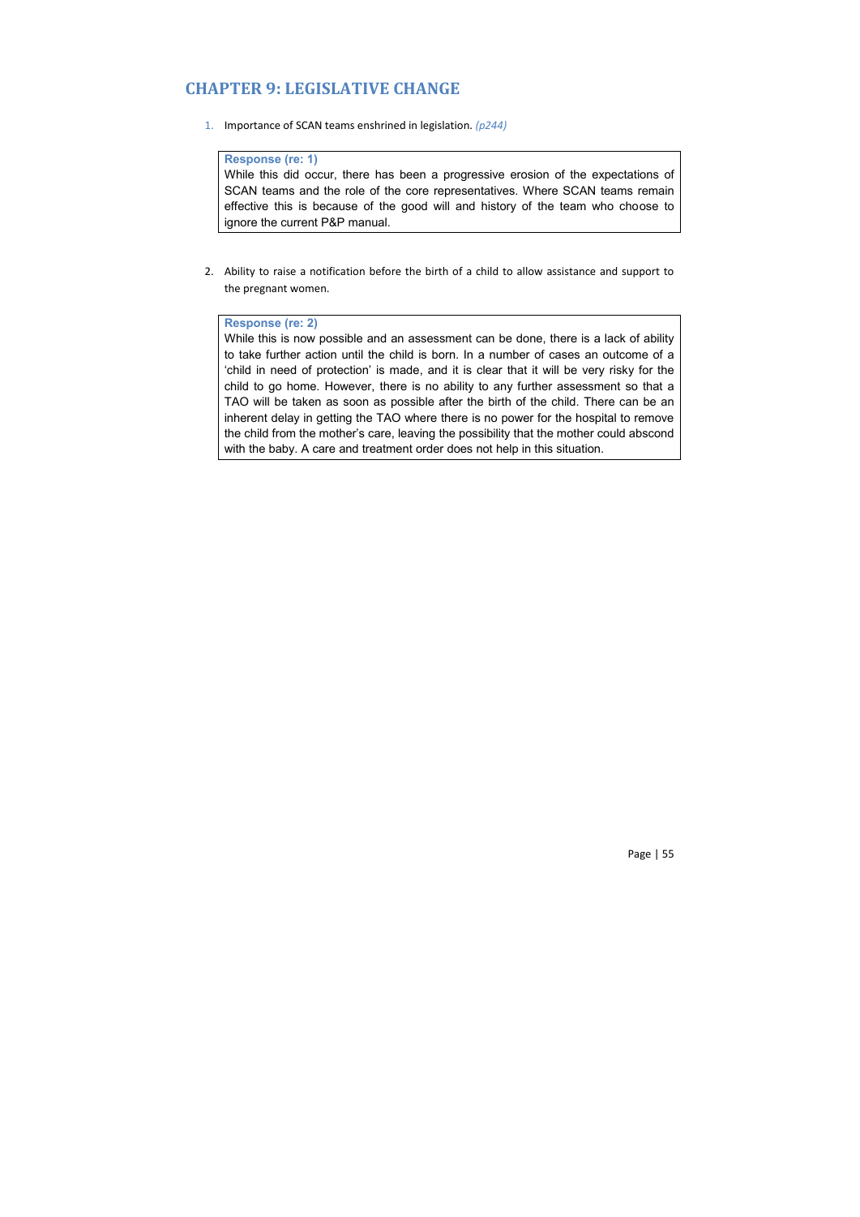# CHAPTER 9: LEGISLATIVE CHANGE

1. Importance of SCAN teams enshrined in legislation. *(p244)*

> **Response (re: 1)**
> While this did occur, there has been a progressive erosion of the expectations of SCAN teams and the role of the core representatives. Where SCAN teams remain effective this is because of the good will and history of the team who choose to ignore the current P&P manual.

2. Ability to raise a notification before the birth of a child to allow assistance and support to the pregnant women.

> **Response (re: 2)**
> While this is now possible and an assessment can be done, there is a lack of ability to take further action until the child is born. In a number of cases an outcome of a 'child in need of protection' is made, and it is clear that it will be very risky for the child to go home. However, there is no ability to any further assessment so that a TAO will be taken as soon as possible after the birth of the child. There can be an inherent delay in getting the TAO where there is no power for the hospital to remove the child from the mother's care, leaving the possibility that the mother could abscond with the baby. A care and treatment order does not help in this situation.